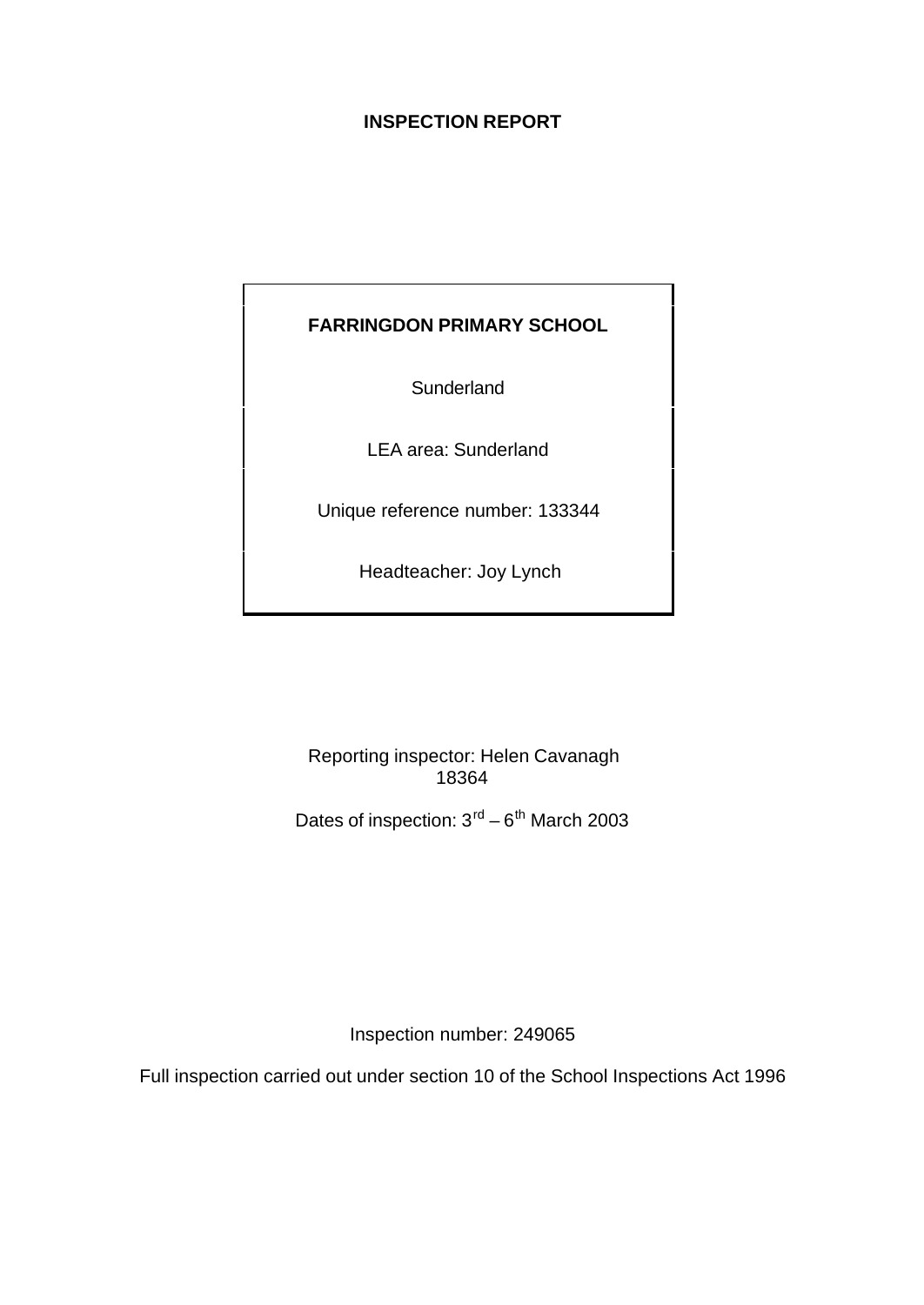**INSPECTION REPORT**

**FARRINGDON PRIMARY SCHOOL**

Sunderland

LEA area: Sunderland

Unique reference number: 133344

Headteacher: Joy Lynch

Reporting inspector: Helen Cavanagh
18364

Dates of inspection: 3rd – 6th March 2003

Inspection number: 249065

Full inspection carried out under section 10 of the School Inspections Act 1996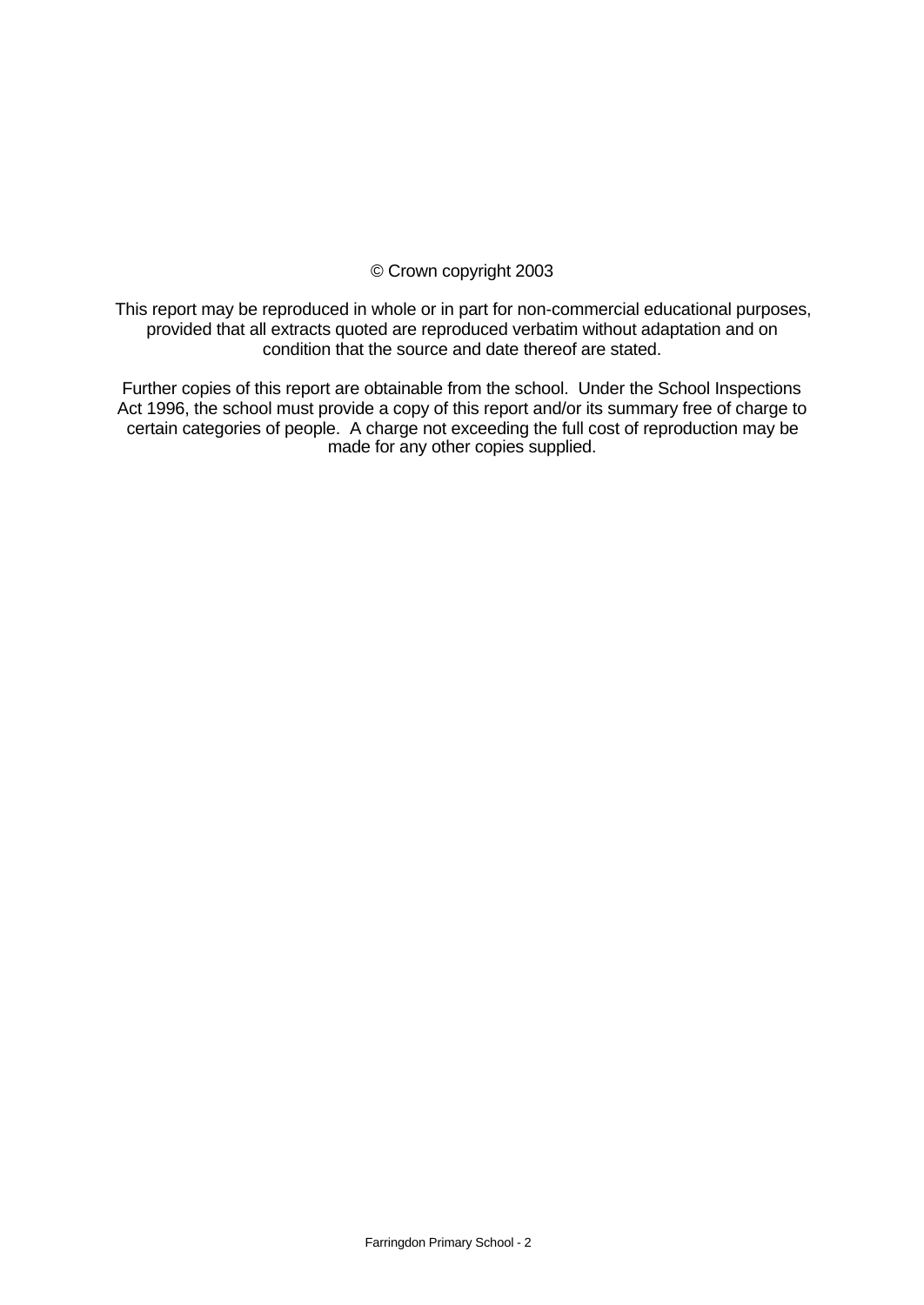© Crown copyright 2003

This report may be reproduced in whole or in part for non-commercial educational purposes, provided that all extracts quoted are reproduced verbatim without adaptation and on condition that the source and date thereof are stated.

Further copies of this report are obtainable from the school. Under the School Inspections Act 1996, the school must provide a copy of this report and/or its summary free of charge to certain categories of people. A charge not exceeding the full cost of reproduction may be made for any other copies supplied.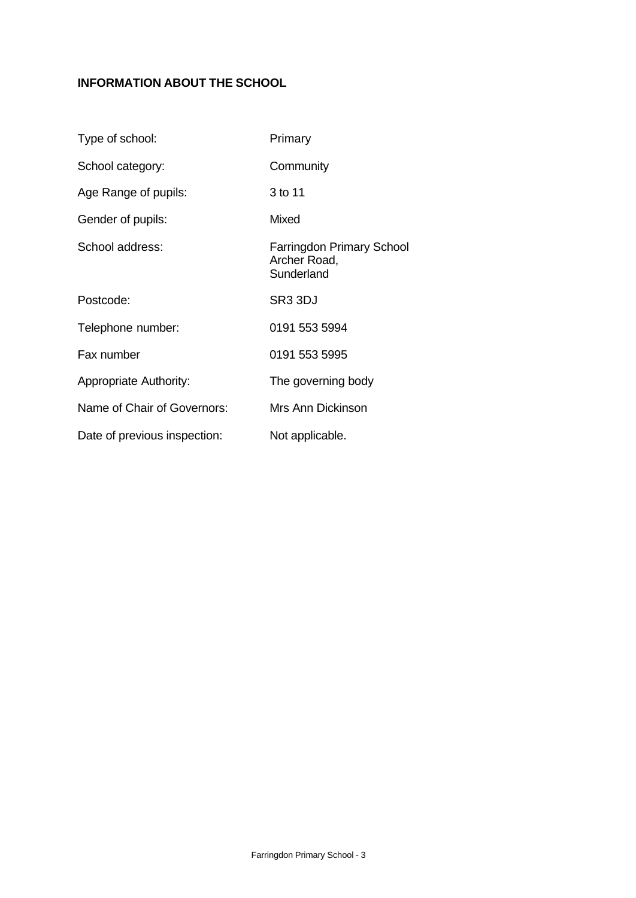**INFORMATION ABOUT THE SCHOOL**

| | |
|---|---|
| Type of school: | Primary |
| School category: | Community |
| Age Range of pupils: | 3 to 11 |
| Gender of pupils: | Mixed |
| School address: | Farringdon Primary School<br>Archer Road,<br>Sunderland |
| Postcode: | SR3 3DJ |
| Telephone number: | 0191 553 5994 |
| Fax number | 0191 553 5995 |
| Appropriate Authority: | The governing body |
| Name of Chair of Governors: | Mrs Ann Dickinson |
| Date of previous inspection: | Not applicable. |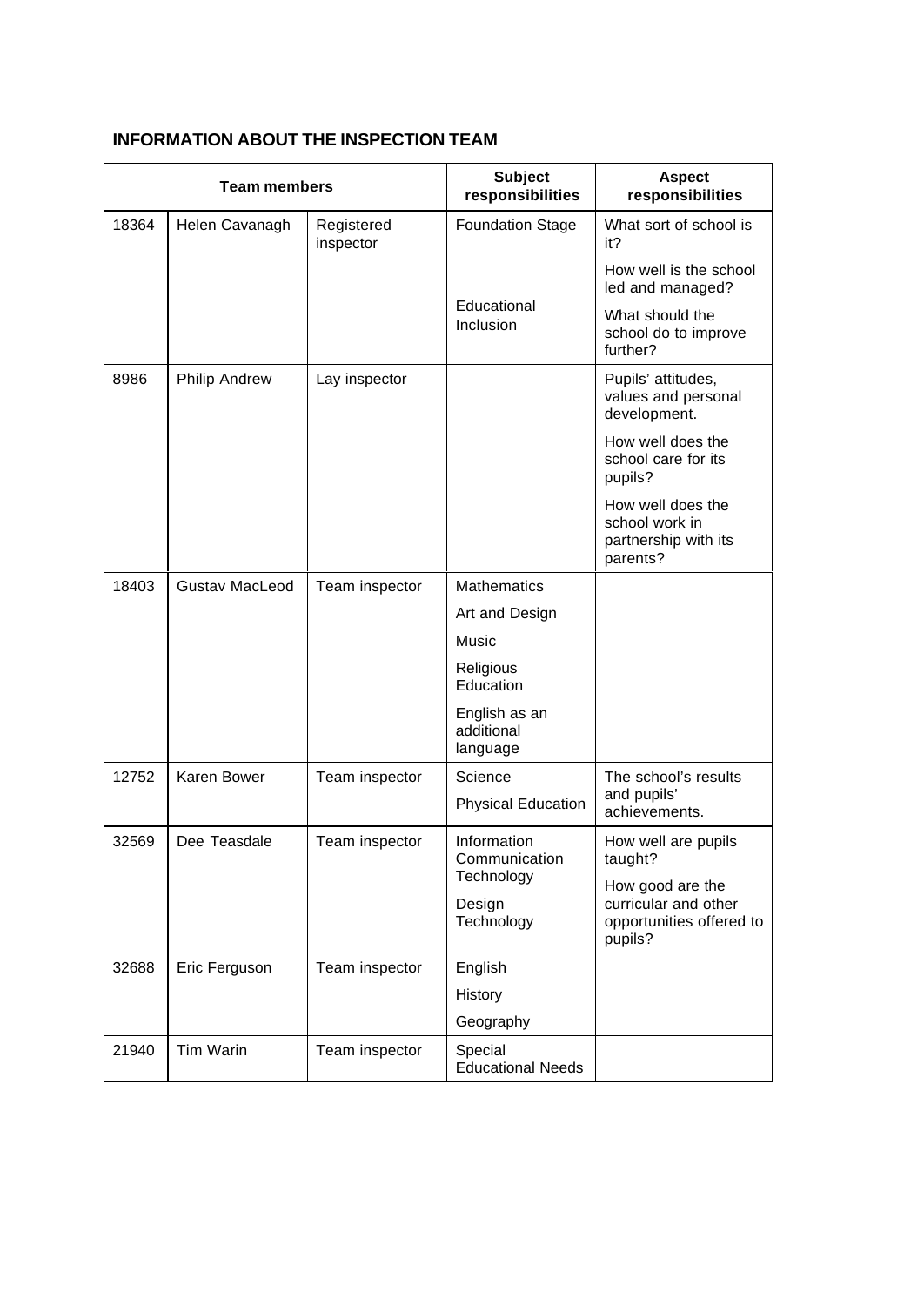## INFORMATION ABOUT THE INSPECTION TEAM

| Team members | | | Subject responsibilities | Aspect responsibilities |
|---|---|---|---|---|
| 18364 | Helen Cavanagh | Registered inspector | Foundation Stage<br><br>Educational Inclusion | What sort of school is it?<br>How well is the school led and managed?<br>What should the school do to improve further? |
| 8986 | Philip Andrew | Lay inspector | | Pupils' attitudes, values and personal development.<br>How well does the school care for its pupils?<br>How well does the school work in partnership with its parents? |
| 18403 | Gustav MacLeod | Team inspector | Mathematics<br>Art and Design<br>Music<br>Religious Education<br>English as an additional language | |
| 12752 | Karen Bower | Team inspector | Science<br>Physical Education | The school's results and pupils' achievements. |
| 32569 | Dee Teasdale | Team inspector | Information Communication Technology<br>Design Technology | How well are pupils taught?<br>How good are the curricular and other opportunities offered to pupils? |
| 32688 | Eric Ferguson | Team inspector | English<br>History<br>Geography | |
| 21940 | Tim Warin | Team inspector | Special Educational Needs | |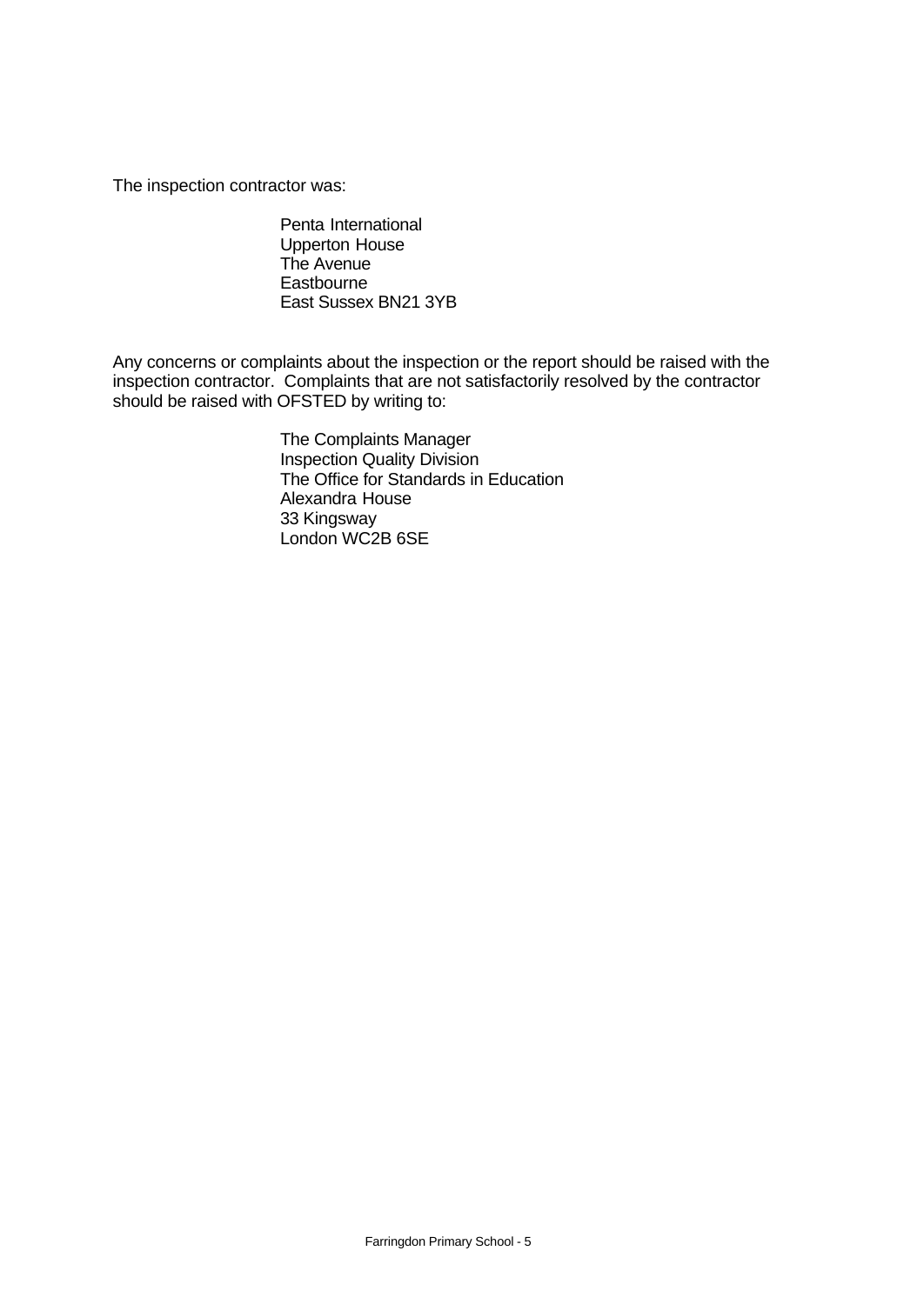The inspection contractor was:

> Penta International
> Upperton House
> The Avenue
> Eastbourne
> East Sussex BN21 3YB

Any concerns or complaints about the inspection or the report should be raised with the inspection contractor. Complaints that are not satisfactorily resolved by the contractor should be raised with OFSTED by writing to:

> The Complaints Manager
> Inspection Quality Division
> The Office for Standards in Education
> Alexandra House
> 33 Kingsway
> London WC2B 6SE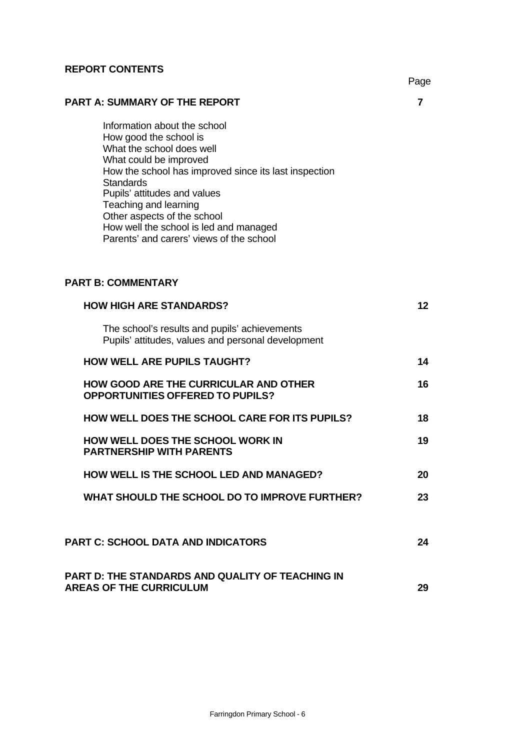**REPORT CONTENTS**

| | Page |
|---|---|
| **PART A: SUMMARY OF THE REPORT** | **7** |
| Information about the school<br>How good the school is<br>What the school does well<br>What could be improved<br>How the school has improved since its last inspection<br>Standards<br>Pupils' attitudes and values<br>Teaching and learning<br>Other aspects of the school<br>How well the school is led and managed<br>Parents' and carers' views of the school | |
| **PART B: COMMENTARY** | |
| **HOW HIGH ARE STANDARDS?** | **12** |
| The school's results and pupils' achievements<br>Pupils' attitudes, values and personal development | |
| **HOW WELL ARE PUPILS TAUGHT?** | **14** |
| **HOW GOOD ARE THE CURRICULAR AND OTHER OPPORTUNITIES OFFERED TO PUPILS?** | **16** |
| **HOW WELL DOES THE SCHOOL CARE FOR ITS PUPILS?** | **18** |
| **HOW WELL DOES THE SCHOOL WORK IN PARTNERSHIP WITH PARENTS** | **19** |
| **HOW WELL IS THE SCHOOL LED AND MANAGED?** | **20** |
| **WHAT SHOULD THE SCHOOL DO TO IMPROVE FURTHER?** | **23** |
| **PART C: SCHOOL DATA AND INDICATORS** | **24** |
| **PART D: THE STANDARDS AND QUALITY OF TEACHING IN AREAS OF THE CURRICULUM** | **29** |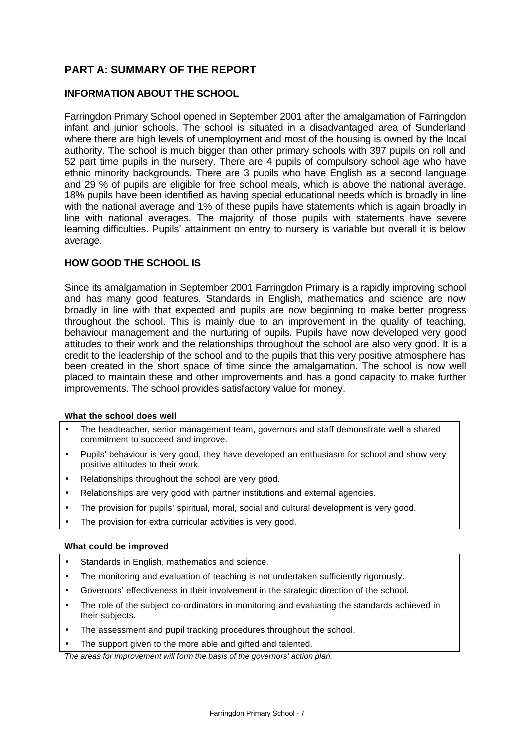# PART A: SUMMARY OF THE REPORT

## INFORMATION ABOUT THE SCHOOL

Farringdon Primary School opened in September 2001 after the amalgamation of Farringdon infant and junior schools. The school is situated in a disadvantaged area of Sunderland where there are high levels of unemployment and most of the housing is owned by the local authority. The school is much bigger than other primary schools with 397 pupils on roll and 52 part time pupils in the nursery. There are 4 pupils of compulsory school age who have ethnic minority backgrounds. There are 3 pupils who have English as a second language and 29 % of pupils are eligible for free school meals, which is above the national average. 18% pupils have been identified as having special educational needs which is broadly in line with the national average and 1% of these pupils have statements which is again broadly in line with national averages. The majority of those pupils with statements have severe learning difficulties. Pupils' attainment on entry to nursery is variable but overall it is below average.

## HOW GOOD THE SCHOOL IS

Since its amalgamation in September 2001 Farringdon Primary is a rapidly improving school and has many good features. Standards in English, mathematics and science are now broadly in line with that expected and pupils are now beginning to make better progress throughout the school. This is mainly due to an improvement in the quality of teaching, behaviour management and the nurturing of pupils. Pupils have now developed very good attitudes to their work and the relationships throughout the school are also very good. It is a credit to the leadership of the school and to the pupils that this very positive atmosphere has been created in the short space of time since the amalgamation. The school is now well placed to maintain these and other improvements and has a good capacity to make further improvements. The school provides satisfactory value for money.

**What the school does well**

- The headteacher, senior management team, governors and staff demonstrate well a shared commitment to succeed and improve.
- Pupils' behaviour is very good, they have developed an enthusiasm for school and show very positive attitudes to their work.
- Relationships throughout the school are very good.
- Relationships are very good with partner institutions and external agencies.
- The provision for pupils' spiritual, moral, social and cultural development is very good.
- The provision for extra curricular activities is very good.

**What could be improved**

- Standards in English, mathematics and science.
- The monitoring and evaluation of teaching is not undertaken sufficiently rigorously.
- Governors' effectiveness in their involvement in the strategic direction of the school.
- The role of the subject co-ordinators in monitoring and evaluating the standards achieved in their subjects.
- The assessment and pupil tracking procedures throughout the school.
- The support given to the more able and gifted and talented.

*The areas for improvement will form the basis of the governors' action plan.*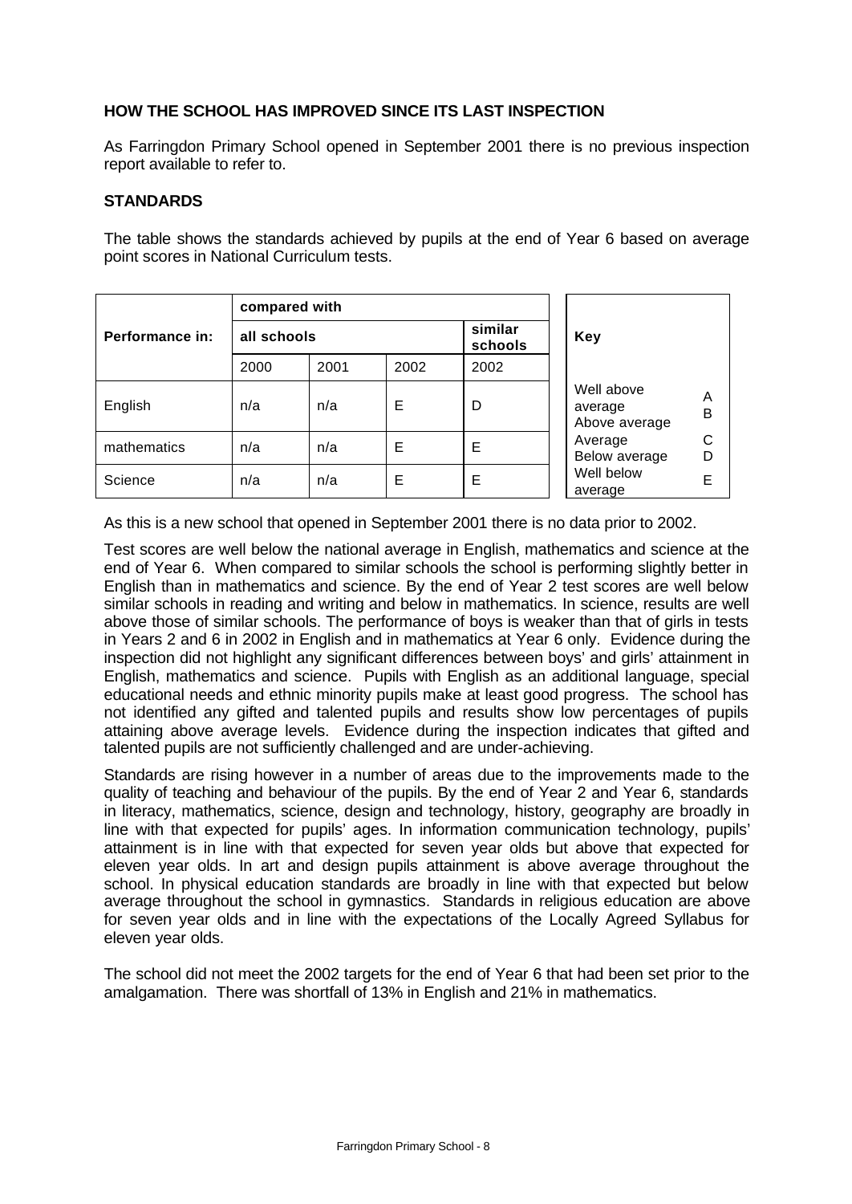**HOW THE SCHOOL HAS IMPROVED SINCE ITS LAST INSPECTION**

As Farringdon Primary School opened in September 2001 there is no previous inspection report available to refer to.

**STANDARDS**

The table shows the standards achieved by pupils at the end of Year 6 based on average point scores in National Curriculum tests.

| Performance in: | compared with | | | |
|---|---|---|---|---|
| | all schools | | | similar schools |
| | 2000 | 2001 | 2002 | 2002 |
| English | n/a | n/a | E | D |
| mathematics | n/a | n/a | E | E |
| Science | n/a | n/a | E | E |

| Key | |
|---|---|
| Well above average | A |
| Above average | B |
| Average | C |
| Below average | D |
| Well below average | E |

As this is a new school that opened in September 2001 there is no data prior to 2002.

Test scores are well below the national average in English, mathematics and science at the end of Year 6. When compared to similar schools the school is performing slightly better in English than in mathematics and science. By the end of Year 2 test scores are well below similar schools in reading and writing and below in mathematics. In science, results are well above those of similar schools. The performance of boys is weaker than that of girls in tests in Years 2 and 6 in 2002 in English and in mathematics at Year 6 only. Evidence during the inspection did not highlight any significant differences between boys' and girls' attainment in English, mathematics and science. Pupils with English as an additional language, special educational needs and ethnic minority pupils make at least good progress. The school has not identified any gifted and talented pupils and results show low percentages of pupils attaining above average levels. Evidence during the inspection indicates that gifted and talented pupils are not sufficiently challenged and are under-achieving.

Standards are rising however in a number of areas due to the improvements made to the quality of teaching and behaviour of the pupils. By the end of Year 2 and Year 6, standards in literacy, mathematics, science, design and technology, history, geography are broadly in line with that expected for pupils' ages. In information communication technology, pupils' attainment is in line with that expected for seven year olds but above that expected for eleven year olds. In art and design pupils attainment is above average throughout the school. In physical education standards are broadly in line with that expected but below average throughout the school in gymnastics. Standards in religious education are above for seven year olds and in line with the expectations of the Locally Agreed Syllabus for eleven year olds.

The school did not meet the 2002 targets for the end of Year 6 that had been set prior to the amalgamation. There was shortfall of 13% in English and 21% in mathematics.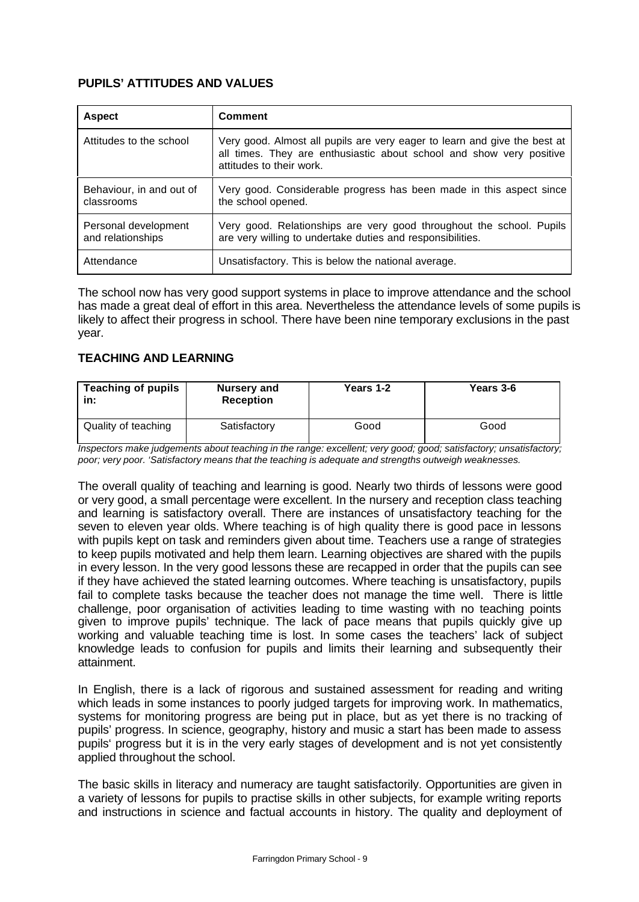## PUPILS' ATTITUDES AND VALUES

| Aspect | Comment |
|---|---|
| Attitudes to the school | Very good. Almost all pupils are very eager to learn and give the best at all times. They are enthusiastic about school and show very positive attitudes to their work. |
| Behaviour, in and out of classrooms | Very good. Considerable progress has been made in this aspect since the school opened. |
| Personal development and relationships | Very good. Relationships are very good throughout the school. Pupils are very willing to undertake duties and responsibilities. |
| Attendance | Unsatisfactory. This is below the national average. |

The school now has very good support systems in place to improve attendance and the school has made a great deal of effort in this area. Nevertheless the attendance levels of some pupils is likely to affect their progress in school. There have been nine temporary exclusions in the past year.

## TEACHING AND LEARNING

| Teaching of pupils in: | Nursery and Reception | Years 1-2 | Years 3-6 |
|---|---|---|---|
| Quality of teaching | Satisfactory | Good | Good |

*Inspectors make judgements about teaching in the range: excellent; very good; good; satisfactory; unsatisfactory; poor; very poor. 'Satisfactory means that the teaching is adequate and strengths outweigh weaknesses.*

The overall quality of teaching and learning is good. Nearly two thirds of lessons were good or very good, a small percentage were excellent. In the nursery and reception class teaching and learning is satisfactory overall. There are instances of unsatisfactory teaching for the seven to eleven year olds. Where teaching is of high quality there is good pace in lessons with pupils kept on task and reminders given about time. Teachers use a range of strategies to keep pupils motivated and help them learn. Learning objectives are shared with the pupils in every lesson. In the very good lessons these are recapped in order that the pupils can see if they have achieved the stated learning outcomes. Where teaching is unsatisfactory, pupils fail to complete tasks because the teacher does not manage the time well. There is little challenge, poor organisation of activities leading to time wasting with no teaching points given to improve pupils' technique. The lack of pace means that pupils quickly give up working and valuable teaching time is lost. In some cases the teachers' lack of subject knowledge leads to confusion for pupils and limits their learning and subsequently their attainment.

In English, there is a lack of rigorous and sustained assessment for reading and writing which leads in some instances to poorly judged targets for improving work. In mathematics, systems for monitoring progress are being put in place, but as yet there is no tracking of pupils' progress. In science, geography, history and music a start has been made to assess pupils' progress but it is in the very early stages of development and is not yet consistently applied throughout the school.

The basic skills in literacy and numeracy are taught satisfactorily. Opportunities are given in a variety of lessons for pupils to practise skills in other subjects, for example writing reports and instructions in science and factual accounts in history. The quality and deployment of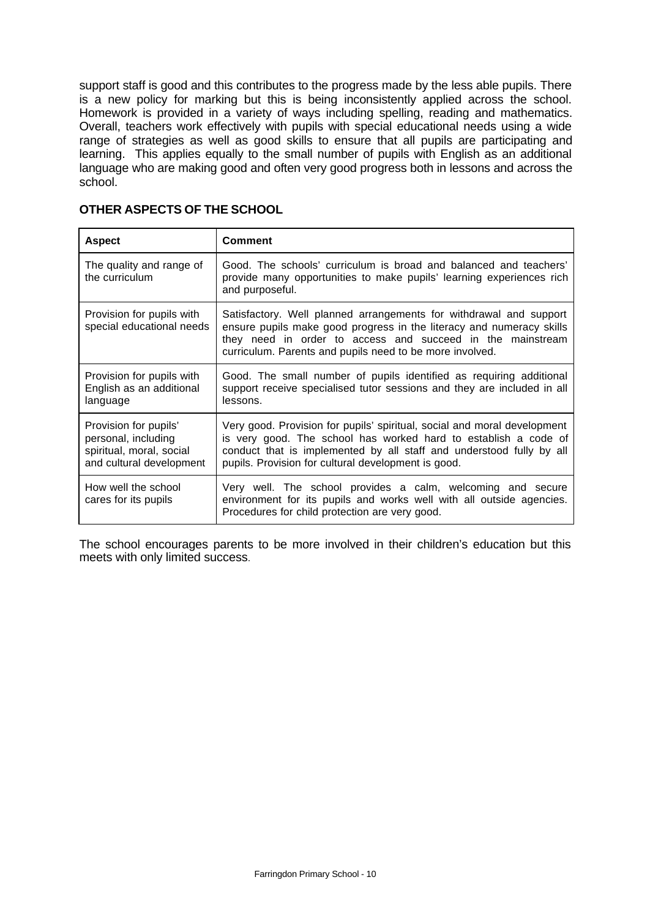support staff is good and this contributes to the progress made by the less able pupils. There is a new policy for marking but this is being inconsistently applied across the school. Homework is provided in a variety of ways including spelling, reading and mathematics. Overall, teachers work effectively with pupils with special educational needs using a wide range of strategies as well as good skills to ensure that all pupils are participating and learning. This applies equally to the small number of pupils with English as an additional language who are making good and often very good progress both in lessons and across the school.

## OTHER ASPECTS OF THE SCHOOL

| Aspect | Comment |
|---|---|
| The quality and range of the curriculum | Good. The schools' curriculum is broad and balanced and teachers' provide many opportunities to make pupils' learning experiences rich and purposeful. |
| Provision for pupils with special educational needs | Satisfactory. Well planned arrangements for withdrawal and support ensure pupils make good progress in the literacy and numeracy skills they need in order to access and succeed in the mainstream curriculum. Parents and pupils need to be more involved. |
| Provision for pupils with English as an additional language | Good. The small number of pupils identified as requiring additional support receive specialised tutor sessions and they are included in all lessons. |
| Provision for pupils' personal, including spiritual, moral, social and cultural development | Very good. Provision for pupils' spiritual, social and moral development is very good. The school has worked hard to establish a code of conduct that is implemented by all staff and understood fully by all pupils. Provision for cultural development is good. |
| How well the school cares for its pupils | Very well. The school provides a calm, welcoming and secure environment for its pupils and works well with all outside agencies. Procedures for child protection are very good. |

The school encourages parents to be more involved in their children's education but this meets with only limited success.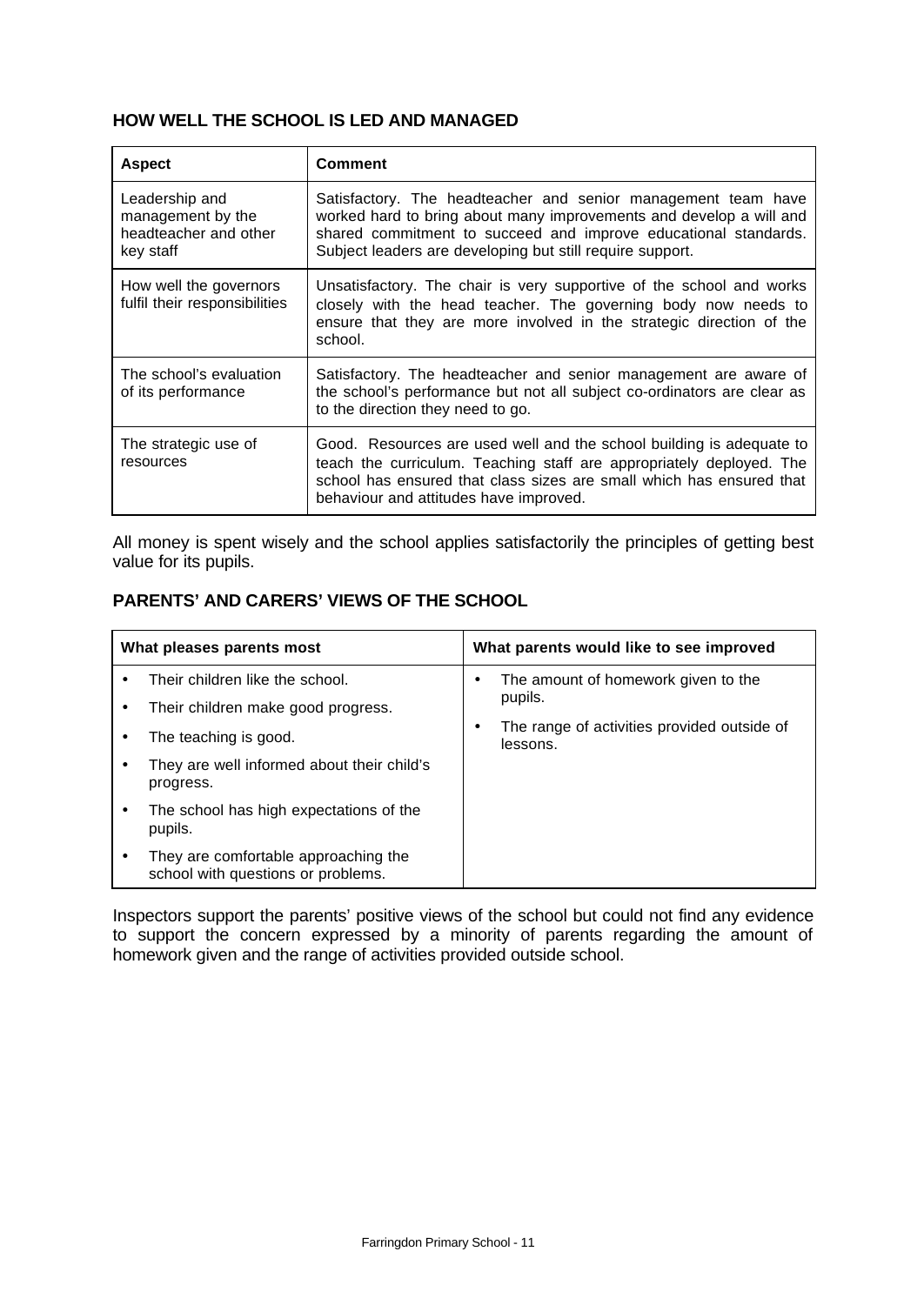## HOW WELL THE SCHOOL IS LED AND MANAGED

| Aspect | Comment |
|---|---|
| Leadership and management by the headteacher and other key staff | Satisfactory. The headteacher and senior management team have worked hard to bring about many improvements and develop a will and shared commitment to succeed and improve educational standards. Subject leaders are developing but still require support. |
| How well the governors fulfil their responsibilities | Unsatisfactory. The chair is very supportive of the school and works closely with the head teacher. The governing body now needs to ensure that they are more involved in the strategic direction of the school. |
| The school's evaluation of its performance | Satisfactory. The headteacher and senior management are aware of the school's performance but not all subject co-ordinators are clear as to the direction they need to go. |
| The strategic use of resources | Good. Resources are used well and the school building is adequate to teach the curriculum. Teaching staff are appropriately deployed. The school has ensured that class sizes are small which has ensured that behaviour and attitudes have improved. |

All money is spent wisely and the school applies satisfactorily the principles of getting best value for its pupils.

## PARENTS' AND CARERS' VIEWS OF THE SCHOOL

| What pleases parents most | What parents would like to see improved |
|---|---|
| • Their children like the school.<br>• Their children make good progress.<br>• The teaching is good.<br>• They are well informed about their child's progress.<br>• The school has high expectations of the pupils.<br>• They are comfortable approaching the school with questions or problems. | • The amount of homework given to the pupils.<br>• The range of activities provided outside of lessons. |

Inspectors support the parents' positive views of the school but could not find any evidence to support the concern expressed by a minority of parents regarding the amount of homework given and the range of activities provided outside school.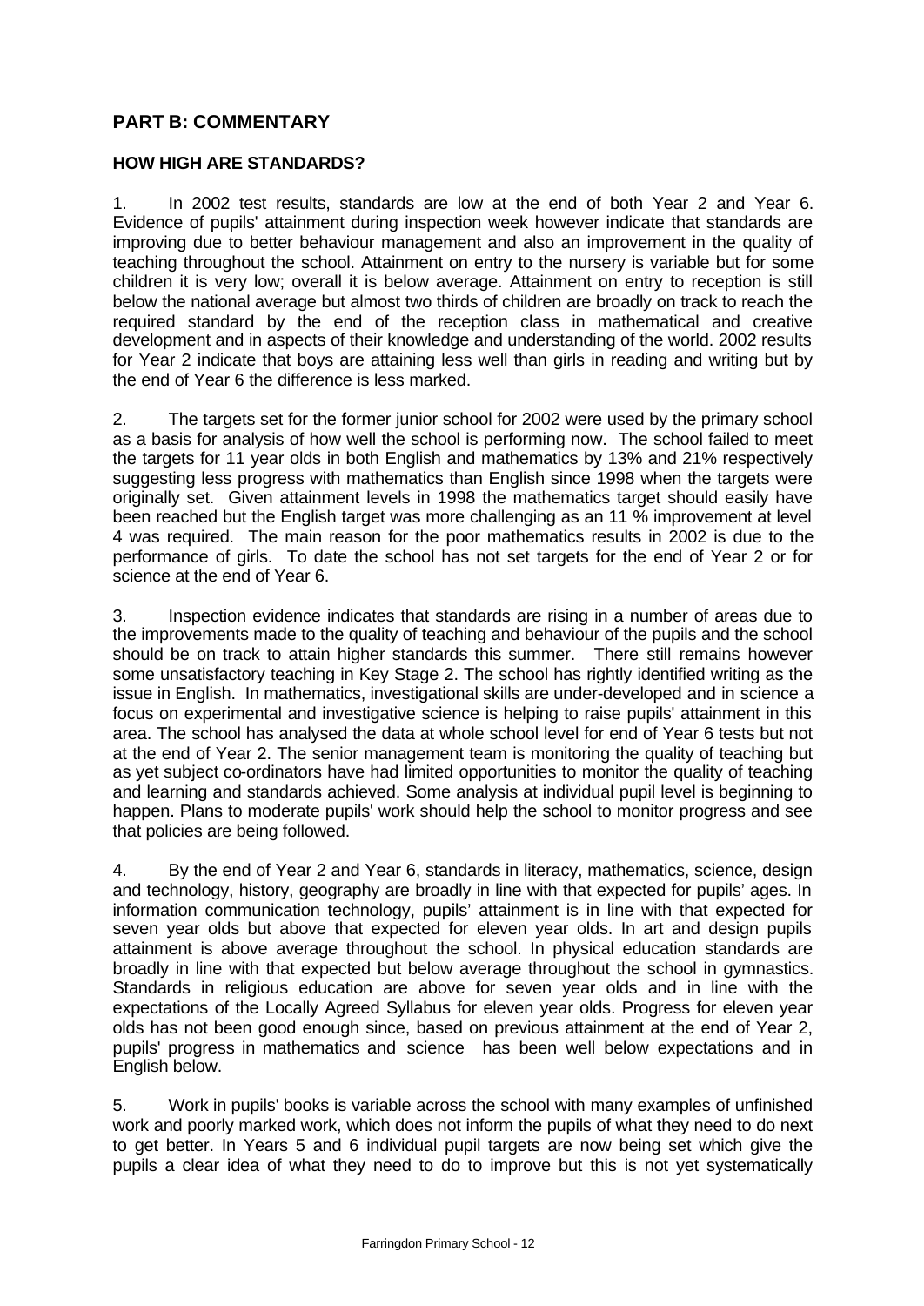## PART B: COMMENTARY

### HOW HIGH ARE STANDARDS?

1. In 2002 test results, standards are low at the end of both Year 2 and Year 6. Evidence of pupils' attainment during inspection week however indicate that standards are improving due to better behaviour management and also an improvement in the quality of teaching throughout the school. Attainment on entry to the nursery is variable but for some children it is very low; overall it is below average. Attainment on entry to reception is still below the national average but almost two thirds of children are broadly on track to reach the required standard by the end of the reception class in mathematical and creative development and in aspects of their knowledge and understanding of the world. 2002 results for Year 2 indicate that boys are attaining less well than girls in reading and writing but by the end of Year 6 the difference is less marked.

2. The targets set for the former junior school for 2002 were used by the primary school as a basis for analysis of how well the school is performing now. The school failed to meet the targets for 11 year olds in both English and mathematics by 13% and 21% respectively suggesting less progress with mathematics than English since 1998 when the targets were originally set. Given attainment levels in 1998 the mathematics target should easily have been reached but the English target was more challenging as an 11 % improvement at level 4 was required. The main reason for the poor mathematics results in 2002 is due to the performance of girls. To date the school has not set targets for the end of Year 2 or for science at the end of Year 6.

3. Inspection evidence indicates that standards are rising in a number of areas due to the improvements made to the quality of teaching and behaviour of the pupils and the school should be on track to attain higher standards this summer. There still remains however some unsatisfactory teaching in Key Stage 2. The school has rightly identified writing as the issue in English. In mathematics, investigational skills are under-developed and in science a focus on experimental and investigative science is helping to raise pupils' attainment in this area. The school has analysed the data at whole school level for end of Year 6 tests but not at the end of Year 2. The senior management team is monitoring the quality of teaching but as yet subject co-ordinators have had limited opportunities to monitor the quality of teaching and learning and standards achieved. Some analysis at individual pupil level is beginning to happen. Plans to moderate pupils' work should help the school to monitor progress and see that policies are being followed.

4. By the end of Year 2 and Year 6, standards in literacy, mathematics, science, design and technology, history, geography are broadly in line with that expected for pupils' ages. In information communication technology, pupils' attainment is in line with that expected for seven year olds but above that expected for eleven year olds. In art and design pupils attainment is above average throughout the school. In physical education standards are broadly in line with that expected but below average throughout the school in gymnastics. Standards in religious education are above for seven year olds and in line with the expectations of the Locally Agreed Syllabus for eleven year olds. Progress for eleven year olds has not been good enough since, based on previous attainment at the end of Year 2, pupils' progress in mathematics and science has been well below expectations and in English below.

5. Work in pupils' books is variable across the school with many examples of unfinished work and poorly marked work, which does not inform the pupils of what they need to do next to get better. In Years 5 and 6 individual pupil targets are now being set which give the pupils a clear idea of what they need to do to improve but this is not yet systematically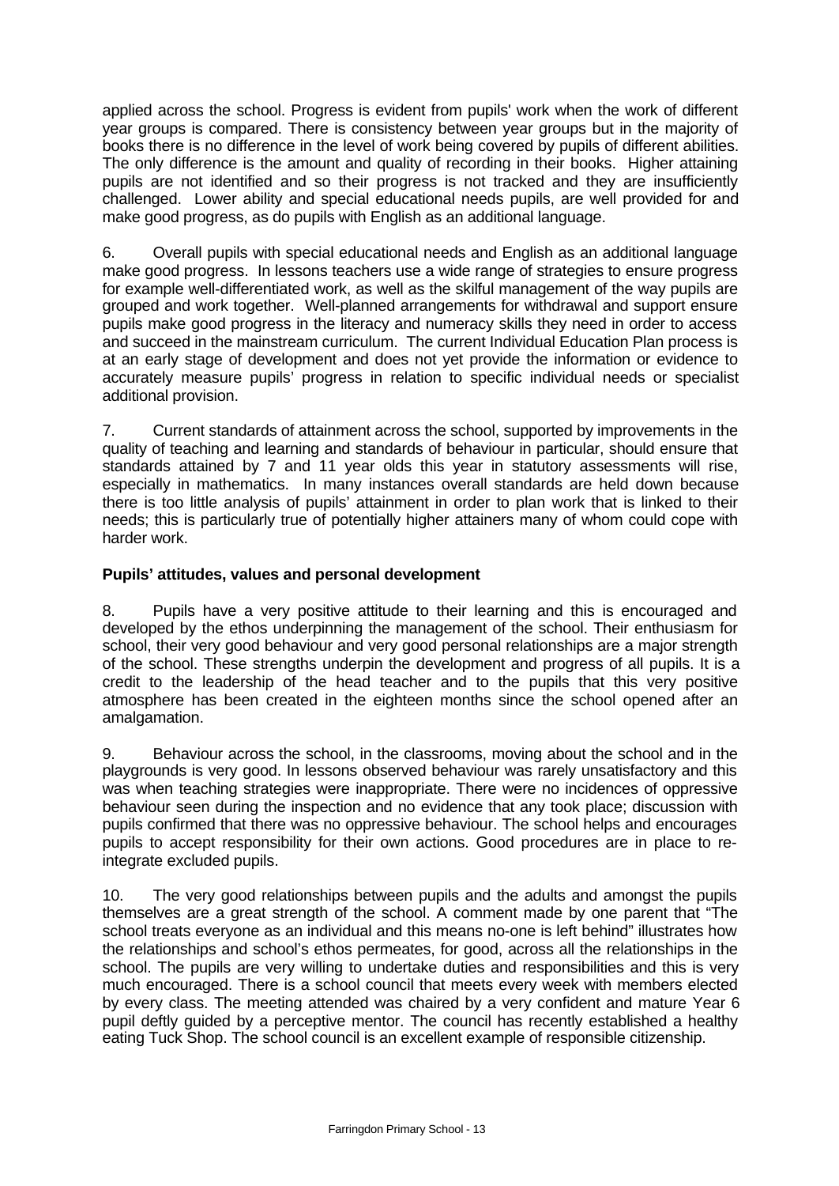applied across the school. Progress is evident from pupils' work when the work of different year groups is compared. There is consistency between year groups but in the majority of books there is no difference in the level of work being covered by pupils of different abilities. The only difference is the amount and quality of recording in their books. Higher attaining pupils are not identified and so their progress is not tracked and they are insufficiently challenged. Lower ability and special educational needs pupils, are well provided for and make good progress, as do pupils with English as an additional language.

6. Overall pupils with special educational needs and English as an additional language make good progress. In lessons teachers use a wide range of strategies to ensure progress for example well-differentiated work, as well as the skilful management of the way pupils are grouped and work together. Well-planned arrangements for withdrawal and support ensure pupils make good progress in the literacy and numeracy skills they need in order to access and succeed in the mainstream curriculum. The current Individual Education Plan process is at an early stage of development and does not yet provide the information or evidence to accurately measure pupils' progress in relation to specific individual needs or specialist additional provision.

7. Current standards of attainment across the school, supported by improvements in the quality of teaching and learning and standards of behaviour in particular, should ensure that standards attained by 7 and 11 year olds this year in statutory assessments will rise, especially in mathematics. In many instances overall standards are held down because there is too little analysis of pupils' attainment in order to plan work that is linked to their needs; this is particularly true of potentially higher attainers many of whom could cope with harder work.

**Pupils' attitudes, values and personal development**

8. Pupils have a very positive attitude to their learning and this is encouraged and developed by the ethos underpinning the management of the school. Their enthusiasm for school, their very good behaviour and very good personal relationships are a major strength of the school. These strengths underpin the development and progress of all pupils. It is a credit to the leadership of the head teacher and to the pupils that this very positive atmosphere has been created in the eighteen months since the school opened after an amalgamation.

9. Behaviour across the school, in the classrooms, moving about the school and in the playgrounds is very good. In lessons observed behaviour was rarely unsatisfactory and this was when teaching strategies were inappropriate. There were no incidences of oppressive behaviour seen during the inspection and no evidence that any took place; discussion with pupils confirmed that there was no oppressive behaviour. The school helps and encourages pupils to accept responsibility for their own actions. Good procedures are in place to re-integrate excluded pupils.

10. The very good relationships between pupils and the adults and amongst the pupils themselves are a great strength of the school. A comment made by one parent that "The school treats everyone as an individual and this means no-one is left behind" illustrates how the relationships and school's ethos permeates, for good, across all the relationships in the school. The pupils are very willing to undertake duties and responsibilities and this is very much encouraged. There is a school council that meets every week with members elected by every class. The meeting attended was chaired by a very confident and mature Year 6 pupil deftly guided by a perceptive mentor. The council has recently established a healthy eating Tuck Shop. The school council is an excellent example of responsible citizenship.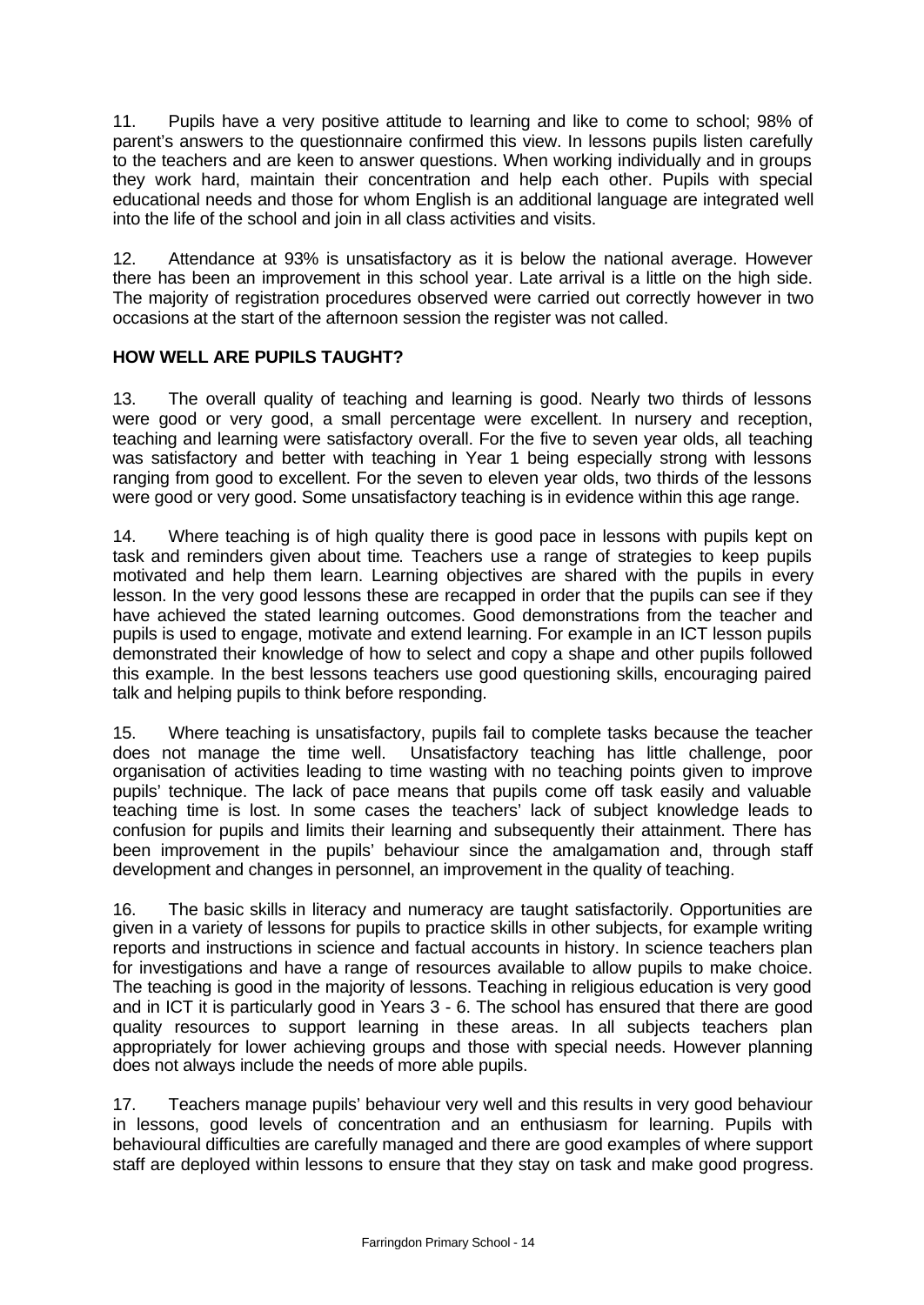11. Pupils have a very positive attitude to learning and like to come to school; 98% of parent's answers to the questionnaire confirmed this view. In lessons pupils listen carefully to the teachers and are keen to answer questions. When working individually and in groups they work hard, maintain their concentration and help each other. Pupils with special educational needs and those for whom English is an additional language are integrated well into the life of the school and join in all class activities and visits.

12. Attendance at 93% is unsatisfactory as it is below the national average. However there has been an improvement in this school year. Late arrival is a little on the high side. The majority of registration procedures observed were carried out correctly however in two occasions at the start of the afternoon session the register was not called.

**HOW WELL ARE PUPILS TAUGHT?**

13. The overall quality of teaching and learning is good. Nearly two thirds of lessons were good or very good, a small percentage were excellent. In nursery and reception, teaching and learning were satisfactory overall. For the five to seven year olds, all teaching was satisfactory and better with teaching in Year 1 being especially strong with lessons ranging from good to excellent. For the seven to eleven year olds, two thirds of the lessons were good or very good. Some unsatisfactory teaching is in evidence within this age range.

14. Where teaching is of high quality there is good pace in lessons with pupils kept on task and reminders given about time. Teachers use a range of strategies to keep pupils motivated and help them learn. Learning objectives are shared with the pupils in every lesson. In the very good lessons these are recapped in order that the pupils can see if they have achieved the stated learning outcomes. Good demonstrations from the teacher and pupils is used to engage, motivate and extend learning. For example in an ICT lesson pupils demonstrated their knowledge of how to select and copy a shape and other pupils followed this example. In the best lessons teachers use good questioning skills, encouraging paired talk and helping pupils to think before responding.

15. Where teaching is unsatisfactory, pupils fail to complete tasks because the teacher does not manage the time well. Unsatisfactory teaching has little challenge, poor organisation of activities leading to time wasting with no teaching points given to improve pupils' technique. The lack of pace means that pupils come off task easily and valuable teaching time is lost. In some cases the teachers' lack of subject knowledge leads to confusion for pupils and limits their learning and subsequently their attainment. There has been improvement in the pupils' behaviour since the amalgamation and, through staff development and changes in personnel, an improvement in the quality of teaching.

16. The basic skills in literacy and numeracy are taught satisfactorily. Opportunities are given in a variety of lessons for pupils to practice skills in other subjects, for example writing reports and instructions in science and factual accounts in history. In science teachers plan for investigations and have a range of resources available to allow pupils to make choice. The teaching is good in the majority of lessons. Teaching in religious education is very good and in ICT it is particularly good in Years 3 - 6. The school has ensured that there are good quality resources to support learning in these areas. In all subjects teachers plan appropriately for lower achieving groups and those with special needs. However planning does not always include the needs of more able pupils.

17. Teachers manage pupils' behaviour very well and this results in very good behaviour in lessons, good levels of concentration and an enthusiasm for learning. Pupils with behavioural difficulties are carefully managed and there are good examples of where support staff are deployed within lessons to ensure that they stay on task and make good progress.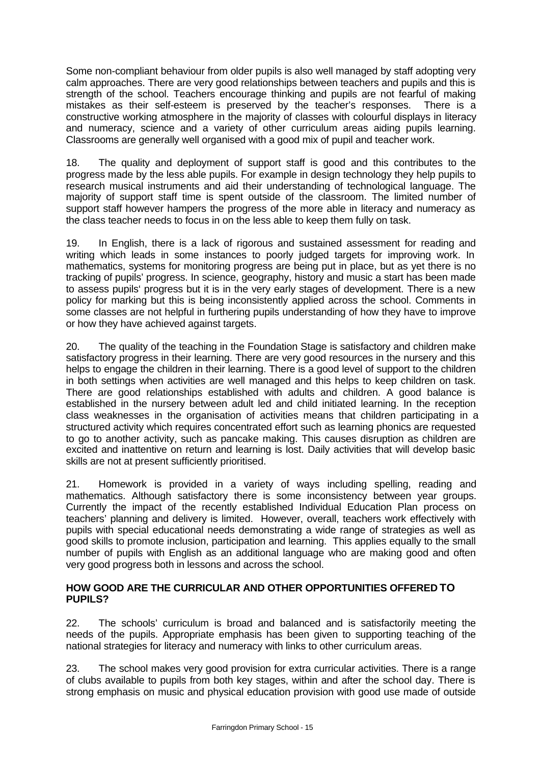Some non-compliant behaviour from older pupils is also well managed by staff adopting very calm approaches. There are very good relationships between teachers and pupils and this is strength of the school. Teachers encourage thinking and pupils are not fearful of making mistakes as their self-esteem is preserved by the teacher's responses. There is a constructive working atmosphere in the majority of classes with colourful displays in literacy and numeracy, science and a variety of other curriculum areas aiding pupils learning. Classrooms are generally well organised with a good mix of pupil and teacher work.

18. The quality and deployment of support staff is good and this contributes to the progress made by the less able pupils. For example in design technology they help pupils to research musical instruments and aid their understanding of technological language. The majority of support staff time is spent outside of the classroom. The limited number of support staff however hampers the progress of the more able in literacy and numeracy as the class teacher needs to focus in on the less able to keep them fully on task.

19. In English, there is a lack of rigorous and sustained assessment for reading and writing which leads in some instances to poorly judged targets for improving work. In mathematics, systems for monitoring progress are being put in place, but as yet there is no tracking of pupils' progress. In science, geography, history and music a start has been made to assess pupils' progress but it is in the very early stages of development. There is a new policy for marking but this is being inconsistently applied across the school. Comments in some classes are not helpful in furthering pupils understanding of how they have to improve or how they have achieved against targets.

20. The quality of the teaching in the Foundation Stage is satisfactory and children make satisfactory progress in their learning. There are very good resources in the nursery and this helps to engage the children in their learning. There is a good level of support to the children in both settings when activities are well managed and this helps to keep children on task. There are good relationships established with adults and children. A good balance is established in the nursery between adult led and child initiated learning. In the reception class weaknesses in the organisation of activities means that children participating in a structured activity which requires concentrated effort such as learning phonics are requested to go to another activity, such as pancake making. This causes disruption as children are excited and inattentive on return and learning is lost. Daily activities that will develop basic skills are not at present sufficiently prioritised.

21. Homework is provided in a variety of ways including spelling, reading and mathematics. Although satisfactory there is some inconsistency between year groups. Currently the impact of the recently established Individual Education Plan process on teachers' planning and delivery is limited. However, overall, teachers work effectively with pupils with special educational needs demonstrating a wide range of strategies as well as good skills to promote inclusion, participation and learning. This applies equally to the small number of pupils with English as an additional language who are making good and often very good progress both in lessons and across the school.

### HOW GOOD ARE THE CURRICULAR AND OTHER OPPORTUNITIES OFFERED TO PUPILS?

22. The schools' curriculum is broad and balanced and is satisfactorily meeting the needs of the pupils. Appropriate emphasis has been given to supporting teaching of the national strategies for literacy and numeracy with links to other curriculum areas.

23. The school makes very good provision for extra curricular activities. There is a range of clubs available to pupils from both key stages, within and after the school day. There is strong emphasis on music and physical education provision with good use made of outside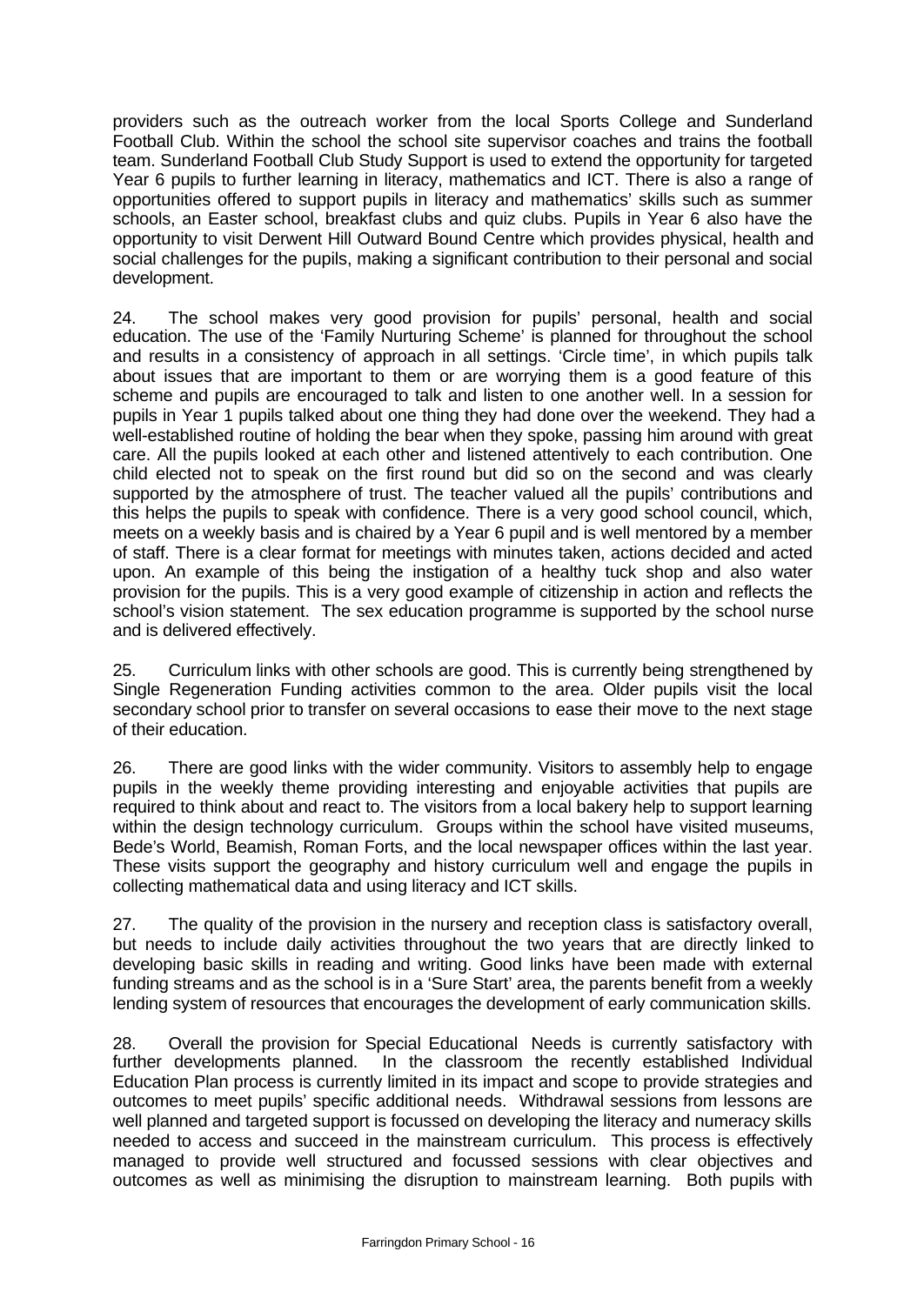providers such as the outreach worker from the local Sports College and Sunderland Football Club. Within the school the school site supervisor coaches and trains the football team. Sunderland Football Club Study Support is used to extend the opportunity for targeted Year 6 pupils to further learning in literacy, mathematics and ICT. There is also a range of opportunities offered to support pupils in literacy and mathematics' skills such as summer schools, an Easter school, breakfast clubs and quiz clubs. Pupils in Year 6 also have the opportunity to visit Derwent Hill Outward Bound Centre which provides physical, health and social challenges for the pupils, making a significant contribution to their personal and social development.

24. The school makes very good provision for pupils' personal, health and social education. The use of the 'Family Nurturing Scheme' is planned for throughout the school and results in a consistency of approach in all settings. 'Circle time', in which pupils talk about issues that are important to them or are worrying them is a good feature of this scheme and pupils are encouraged to talk and listen to one another well. In a session for pupils in Year 1 pupils talked about one thing they had done over the weekend. They had a well-established routine of holding the bear when they spoke, passing him around with great care. All the pupils looked at each other and listened attentively to each contribution. One child elected not to speak on the first round but did so on the second and was clearly supported by the atmosphere of trust. The teacher valued all the pupils' contributions and this helps the pupils to speak with confidence. There is a very good school council, which, meets on a weekly basis and is chaired by a Year 6 pupil and is well mentored by a member of staff. There is a clear format for meetings with minutes taken, actions decided and acted upon. An example of this being the instigation of a healthy tuck shop and also water provision for the pupils. This is a very good example of citizenship in action and reflects the school's vision statement. The sex education programme is supported by the school nurse and is delivered effectively.

25. Curriculum links with other schools are good. This is currently being strengthened by Single Regeneration Funding activities common to the area. Older pupils visit the local secondary school prior to transfer on several occasions to ease their move to the next stage of their education.

26. There are good links with the wider community. Visitors to assembly help to engage pupils in the weekly theme providing interesting and enjoyable activities that pupils are required to think about and react to. The visitors from a local bakery help to support learning within the design technology curriculum. Groups within the school have visited museums, Bede's World, Beamish, Roman Forts, and the local newspaper offices within the last year. These visits support the geography and history curriculum well and engage the pupils in collecting mathematical data and using literacy and ICT skills.

27. The quality of the provision in the nursery and reception class is satisfactory overall, but needs to include daily activities throughout the two years that are directly linked to developing basic skills in reading and writing. Good links have been made with external funding streams and as the school is in a 'Sure Start' area, the parents benefit from a weekly lending system of resources that encourages the development of early communication skills.

28. Overall the provision for Special Educational Needs is currently satisfactory with further developments planned. In the classroom the recently established Individual Education Plan process is currently limited in its impact and scope to provide strategies and outcomes to meet pupils' specific additional needs. Withdrawal sessions from lessons are well planned and targeted support is focussed on developing the literacy and numeracy skills needed to access and succeed in the mainstream curriculum. This process is effectively managed to provide well structured and focussed sessions with clear objectives and outcomes as well as minimising the disruption to mainstream learning. Both pupils with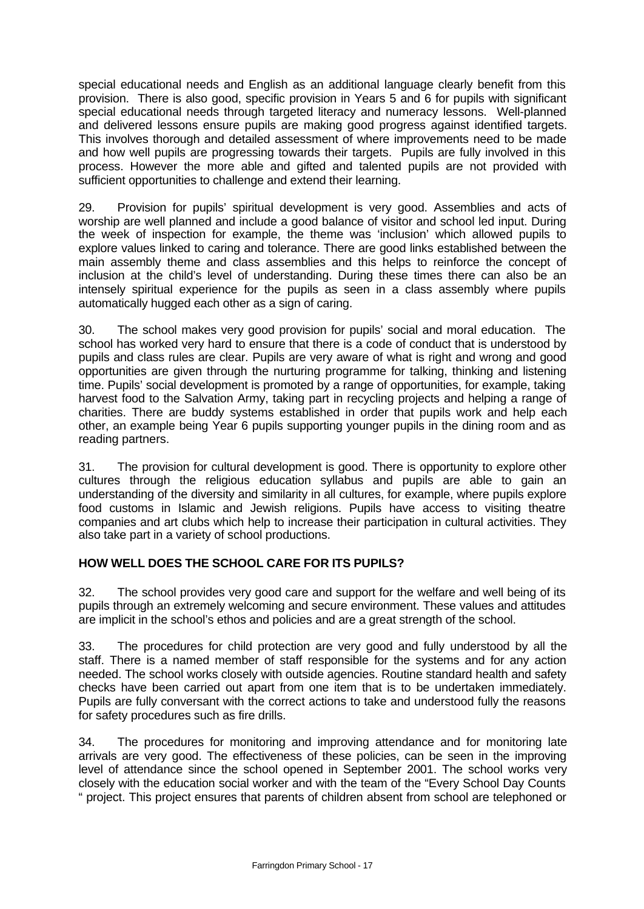special educational needs and English as an additional language clearly benefit from this provision. There is also good, specific provision in Years 5 and 6 for pupils with significant special educational needs through targeted literacy and numeracy lessons. Well-planned and delivered lessons ensure pupils are making good progress against identified targets. This involves thorough and detailed assessment of where improvements need to be made and how well pupils are progressing towards their targets. Pupils are fully involved in this process. However the more able and gifted and talented pupils are not provided with sufficient opportunities to challenge and extend their learning.

29. Provision for pupils' spiritual development is very good. Assemblies and acts of worship are well planned and include a good balance of visitor and school led input. During the week of inspection for example, the theme was 'inclusion' which allowed pupils to explore values linked to caring and tolerance. There are good links established between the main assembly theme and class assemblies and this helps to reinforce the concept of inclusion at the child's level of understanding. During these times there can also be an intensely spiritual experience for the pupils as seen in a class assembly where pupils automatically hugged each other as a sign of caring.

30. The school makes very good provision for pupils' social and moral education. The school has worked very hard to ensure that there is a code of conduct that is understood by pupils and class rules are clear. Pupils are very aware of what is right and wrong and good opportunities are given through the nurturing programme for talking, thinking and listening time. Pupils' social development is promoted by a range of opportunities, for example, taking harvest food to the Salvation Army, taking part in recycling projects and helping a range of charities. There are buddy systems established in order that pupils work and help each other, an example being Year 6 pupils supporting younger pupils in the dining room and as reading partners.

31. The provision for cultural development is good. There is opportunity to explore other cultures through the religious education syllabus and pupils are able to gain an understanding of the diversity and similarity in all cultures, for example, where pupils explore food customs in Islamic and Jewish religions. Pupils have access to visiting theatre companies and art clubs which help to increase their participation in cultural activities. They also take part in a variety of school productions.

## HOW WELL DOES THE SCHOOL CARE FOR ITS PUPILS?

32. The school provides very good care and support for the welfare and well being of its pupils through an extremely welcoming and secure environment. These values and attitudes are implicit in the school's ethos and policies and are a great strength of the school.

33. The procedures for child protection are very good and fully understood by all the staff. There is a named member of staff responsible for the systems and for any action needed. The school works closely with outside agencies. Routine standard health and safety checks have been carried out apart from one item that is to be undertaken immediately. Pupils are fully conversant with the correct actions to take and understood fully the reasons for safety procedures such as fire drills.

34. The procedures for monitoring and improving attendance and for monitoring late arrivals are very good. The effectiveness of these policies, can be seen in the improving level of attendance since the school opened in September 2001. The school works very closely with the education social worker and with the team of the "Every School Day Counts " project. This project ensures that parents of children absent from school are telephoned or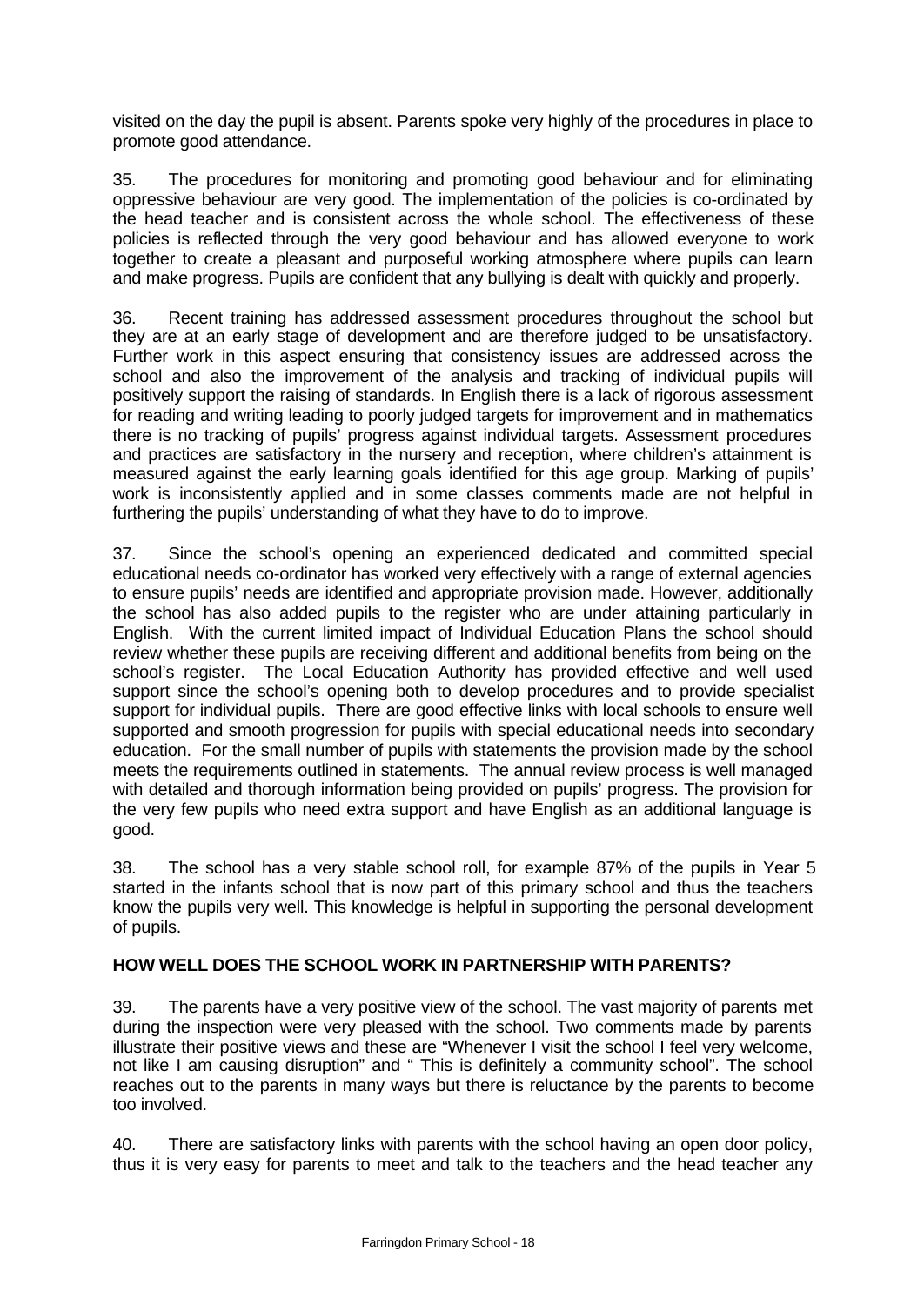visited on the day the pupil is absent. Parents spoke very highly of the procedures in place to promote good attendance.

35. The procedures for monitoring and promoting good behaviour and for eliminating oppressive behaviour are very good. The implementation of the policies is co-ordinated by the head teacher and is consistent across the whole school. The effectiveness of these policies is reflected through the very good behaviour and has allowed everyone to work together to create a pleasant and purposeful working atmosphere where pupils can learn and make progress. Pupils are confident that any bullying is dealt with quickly and properly.

36. Recent training has addressed assessment procedures throughout the school but they are at an early stage of development and are therefore judged to be unsatisfactory. Further work in this aspect ensuring that consistency issues are addressed across the school and also the improvement of the analysis and tracking of individual pupils will positively support the raising of standards. In English there is a lack of rigorous assessment for reading and writing leading to poorly judged targets for improvement and in mathematics there is no tracking of pupils' progress against individual targets. Assessment procedures and practices are satisfactory in the nursery and reception, where children's attainment is measured against the early learning goals identified for this age group. Marking of pupils' work is inconsistently applied and in some classes comments made are not helpful in furthering the pupils' understanding of what they have to do to improve.

37. Since the school's opening an experienced dedicated and committed special educational needs co-ordinator has worked very effectively with a range of external agencies to ensure pupils' needs are identified and appropriate provision made. However, additionally the school has also added pupils to the register who are under attaining particularly in English. With the current limited impact of Individual Education Plans the school should review whether these pupils are receiving different and additional benefits from being on the school's register. The Local Education Authority has provided effective and well used support since the school's opening both to develop procedures and to provide specialist support for individual pupils. There are good effective links with local schools to ensure well supported and smooth progression for pupils with special educational needs into secondary education. For the small number of pupils with statements the provision made by the school meets the requirements outlined in statements. The annual review process is well managed with detailed and thorough information being provided on pupils' progress. The provision for the very few pupils who need extra support and have English as an additional language is good.

38. The school has a very stable school roll, for example 87% of the pupils in Year 5 started in the infants school that is now part of this primary school and thus the teachers know the pupils very well. This knowledge is helpful in supporting the personal development of pupils.

## HOW WELL DOES THE SCHOOL WORK IN PARTNERSHIP WITH PARENTS?

39. The parents have a very positive view of the school. The vast majority of parents met during the inspection were very pleased with the school. Two comments made by parents illustrate their positive views and these are "Whenever I visit the school I feel very welcome, not like I am causing disruption" and " This is definitely a community school". The school reaches out to the parents in many ways but there is reluctance by the parents to become too involved.

40. There are satisfactory links with parents with the school having an open door policy, thus it is very easy for parents to meet and talk to the teachers and the head teacher any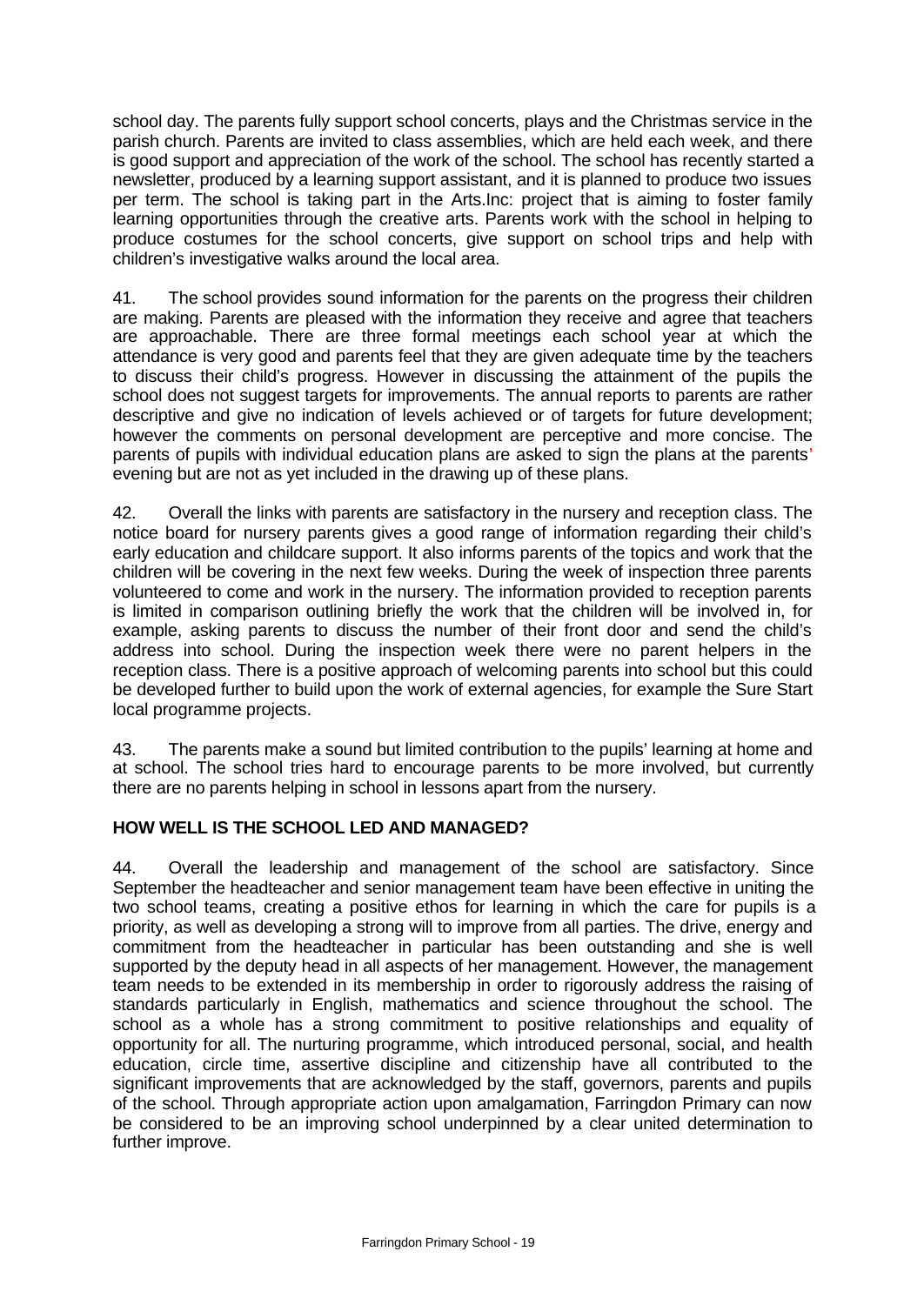school day. The parents fully support school concerts, plays and the Christmas service in the parish church. Parents are invited to class assemblies, which are held each week, and there is good support and appreciation of the work of the school. The school has recently started a newsletter, produced by a learning support assistant, and it is planned to produce two issues per term. The school is taking part in the Arts.Inc: project that is aiming to foster family learning opportunities through the creative arts. Parents work with the school in helping to produce costumes for the school concerts, give support on school trips and help with children's investigative walks around the local area.

41. The school provides sound information for the parents on the progress their children are making. Parents are pleased with the information they receive and agree that teachers are approachable. There are three formal meetings each school year at which the attendance is very good and parents feel that they are given adequate time by the teachers to discuss their child's progress. However in discussing the attainment of the pupils the school does not suggest targets for improvements. The annual reports to parents are rather descriptive and give no indication of levels achieved or of targets for future development; however the comments on personal development are perceptive and more concise. The parents of pupils with individual education plans are asked to sign the plans at the parents' evening but are not as yet included in the drawing up of these plans.

42. Overall the links with parents are satisfactory in the nursery and reception class. The notice board for nursery parents gives a good range of information regarding their child's early education and childcare support. It also informs parents of the topics and work that the children will be covering in the next few weeks. During the week of inspection three parents volunteered to come and work in the nursery. The information provided to reception parents is limited in comparison outlining briefly the work that the children will be involved in, for example, asking parents to discuss the number of their front door and send the child's address into school. During the inspection week there were no parent helpers in the reception class. There is a positive approach of welcoming parents into school but this could be developed further to build upon the work of external agencies, for example the Sure Start local programme projects.

43. The parents make a sound but limited contribution to the pupils' learning at home and at school. The school tries hard to encourage parents to be more involved, but currently there are no parents helping in school in lessons apart from the nursery.

## HOW WELL IS THE SCHOOL LED AND MANAGED?

44. Overall the leadership and management of the school are satisfactory. Since September the headteacher and senior management team have been effective in uniting the two school teams, creating a positive ethos for learning in which the care for pupils is a priority, as well as developing a strong will to improve from all parties. The drive, energy and commitment from the headteacher in particular has been outstanding and she is well supported by the deputy head in all aspects of her management. However, the management team needs to be extended in its membership in order to rigorously address the raising of standards particularly in English, mathematics and science throughout the school. The school as a whole has a strong commitment to positive relationships and equality of opportunity for all. The nurturing programme, which introduced personal, social, and health education, circle time, assertive discipline and citizenship have all contributed to the significant improvements that are acknowledged by the staff, governors, parents and pupils of the school. Through appropriate action upon amalgamation, Farringdon Primary can now be considered to be an improving school underpinned by a clear united determination to further improve.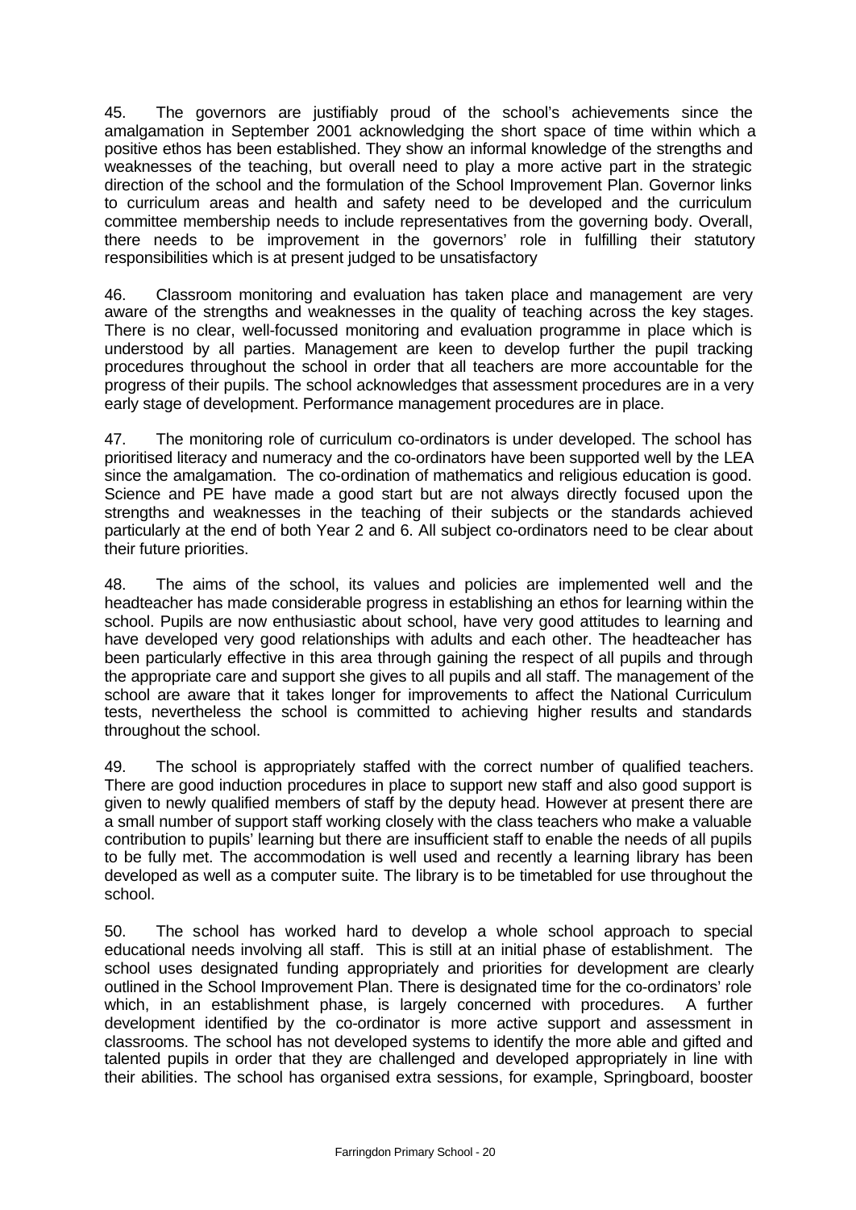45. The governors are justifiably proud of the school's achievements since the amalgamation in September 2001 acknowledging the short space of time within which a positive ethos has been established. They show an informal knowledge of the strengths and weaknesses of the teaching, but overall need to play a more active part in the strategic direction of the school and the formulation of the School Improvement Plan. Governor links to curriculum areas and health and safety need to be developed and the curriculum committee membership needs to include representatives from the governing body. Overall, there needs to be improvement in the governors' role in fulfilling their statutory responsibilities which is at present judged to be unsatisfactory

46. Classroom monitoring and evaluation has taken place and management are very aware of the strengths and weaknesses in the quality of teaching across the key stages. There is no clear, well-focussed monitoring and evaluation programme in place which is understood by all parties. Management are keen to develop further the pupil tracking procedures throughout the school in order that all teachers are more accountable for the progress of their pupils. The school acknowledges that assessment procedures are in a very early stage of development. Performance management procedures are in place.

47. The monitoring role of curriculum co-ordinators is under developed. The school has prioritised literacy and numeracy and the co-ordinators have been supported well by the LEA since the amalgamation. The co-ordination of mathematics and religious education is good. Science and PE have made a good start but are not always directly focused upon the strengths and weaknesses in the teaching of their subjects or the standards achieved particularly at the end of both Year 2 and 6. All subject co-ordinators need to be clear about their future priorities.

48. The aims of the school, its values and policies are implemented well and the headteacher has made considerable progress in establishing an ethos for learning within the school. Pupils are now enthusiastic about school, have very good attitudes to learning and have developed very good relationships with adults and each other. The headteacher has been particularly effective in this area through gaining the respect of all pupils and through the appropriate care and support she gives to all pupils and all staff. The management of the school are aware that it takes longer for improvements to affect the National Curriculum tests, nevertheless the school is committed to achieving higher results and standards throughout the school.

49. The school is appropriately staffed with the correct number of qualified teachers. There are good induction procedures in place to support new staff and also good support is given to newly qualified members of staff by the deputy head. However at present there are a small number of support staff working closely with the class teachers who make a valuable contribution to pupils' learning but there are insufficient staff to enable the needs of all pupils to be fully met. The accommodation is well used and recently a learning library has been developed as well as a computer suite. The library is to be timetabled for use throughout the school.

50. The school has worked hard to develop a whole school approach to special educational needs involving all staff. This is still at an initial phase of establishment. The school uses designated funding appropriately and priorities for development are clearly outlined in the School Improvement Plan. There is designated time for the co-ordinators' role which, in an establishment phase, is largely concerned with procedures. A further development identified by the co-ordinator is more active support and assessment in classrooms. The school has not developed systems to identify the more able and gifted and talented pupils in order that they are challenged and developed appropriately in line with their abilities. The school has organised extra sessions, for example, Springboard, booster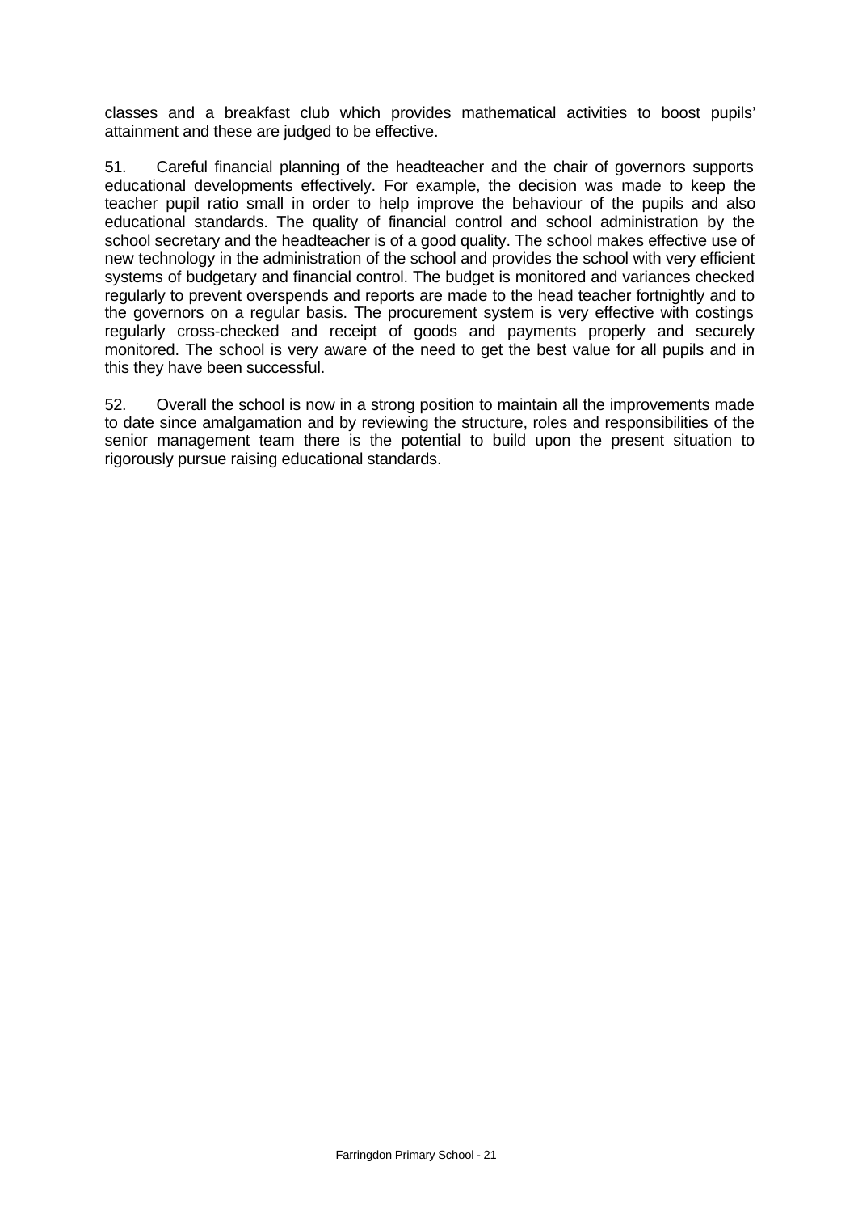classes and a breakfast club which provides mathematical activities to boost pupils' attainment and these are judged to be effective.

51. Careful financial planning of the headteacher and the chair of governors supports educational developments effectively. For example, the decision was made to keep the teacher pupil ratio small in order to help improve the behaviour of the pupils and also educational standards. The quality of financial control and school administration by the school secretary and the headteacher is of a good quality. The school makes effective use of new technology in the administration of the school and provides the school with very efficient systems of budgetary and financial control. The budget is monitored and variances checked regularly to prevent overspends and reports are made to the head teacher fortnightly and to the governors on a regular basis. The procurement system is very effective with costings regularly cross-checked and receipt of goods and payments properly and securely monitored. The school is very aware of the need to get the best value for all pupils and in this they have been successful.

52. Overall the school is now in a strong position to maintain all the improvements made to date since amalgamation and by reviewing the structure, roles and responsibilities of the senior management team there is the potential to build upon the present situation to rigorously pursue raising educational standards.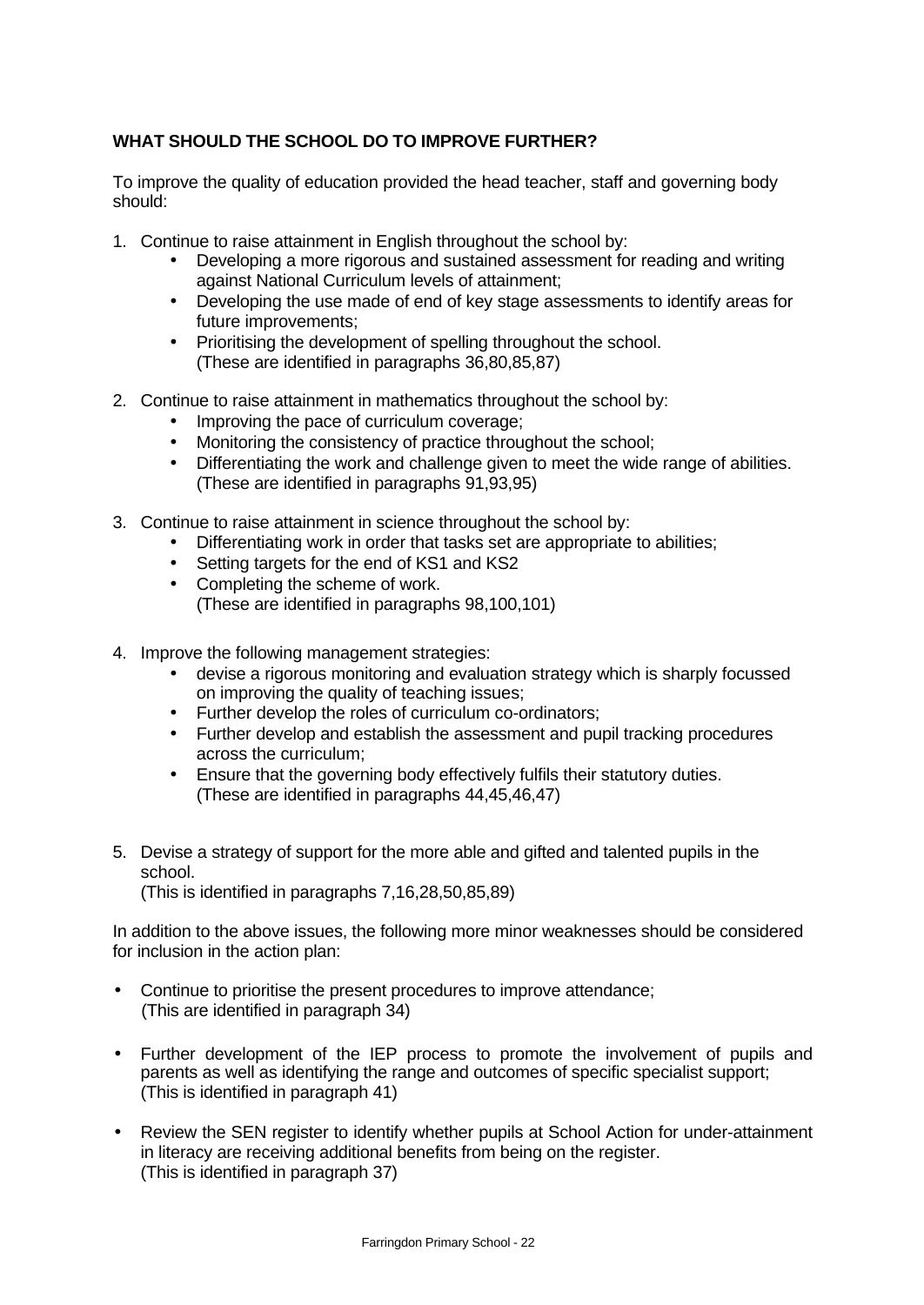**WHAT SHOULD THE SCHOOL DO TO IMPROVE FURTHER?**

To improve the quality of education provided the head teacher, staff and governing body should:

1. Continue to raise attainment in English throughout the school by:
    - Developing a more rigorous and sustained assessment for reading and writing against National Curriculum levels of attainment;
    - Developing the use made of end of key stage assessments to identify areas for future improvements;
    - Prioritising the development of spelling throughout the school.
    (These are identified in paragraphs 36,80,85,87)

2. Continue to raise attainment in mathematics throughout the school by:
    - Improving the pace of curriculum coverage;
    - Monitoring the consistency of practice throughout the school;
    - Differentiating the work and challenge given to meet the wide range of abilities.
    (These are identified in paragraphs 91,93,95)

3. Continue to raise attainment in science throughout the school by:
    - Differentiating work in order that tasks set are appropriate to abilities;
    - Setting targets for the end of KS1 and KS2
    - Completing the scheme of work.
    (These are identified in paragraphs 98,100,101)

4. Improve the following management strategies:
    - devise a rigorous monitoring and evaluation strategy which is sharply focussed on improving the quality of teaching issues;
    - Further develop the roles of curriculum co-ordinators;
    - Further develop and establish the assessment and pupil tracking procedures across the curriculum;
    - Ensure that the governing body effectively fulfils their statutory duties.
    (These are identified in paragraphs 44,45,46,47)

5. Devise a strategy of support for the more able and gifted and talented pupils in the school.
    (This is identified in paragraphs 7,16,28,50,85,89)

In addition to the above issues, the following more minor weaknesses should be considered for inclusion in the action plan:

- Continue to prioritise the present procedures to improve attendance;
  (This are identified in paragraph 34)

- Further development of the IEP process to promote the involvement of pupils and parents as well as identifying the range and outcomes of specific specialist support;
  (This is identified in paragraph 41)

- Review the SEN register to identify whether pupils at School Action for under-attainment in literacy are receiving additional benefits from being on the register.
  (This is identified in paragraph 37)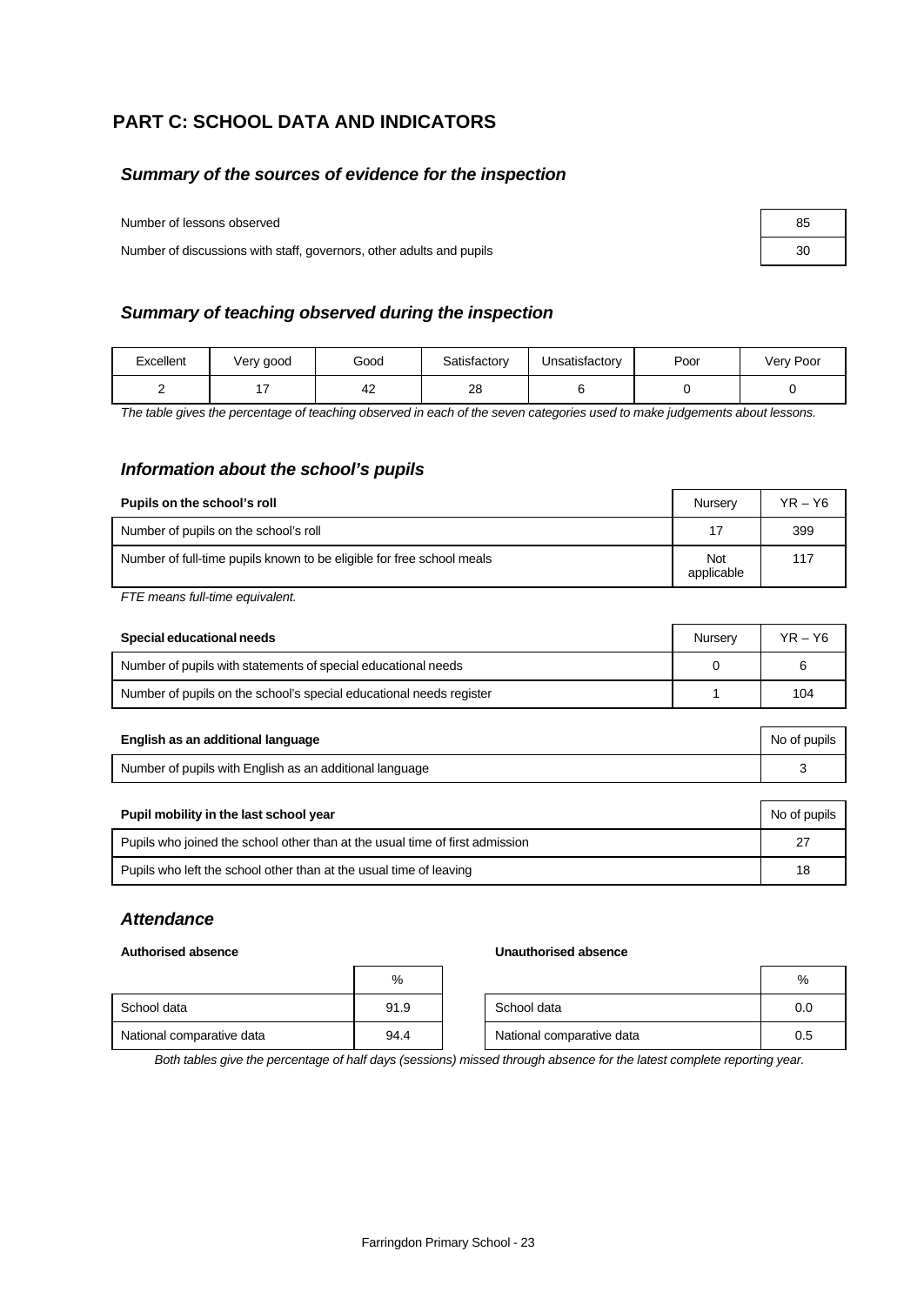## PART C: SCHOOL DATA AND INDICATORS

### *Summary of the sources of evidence for the inspection*

| | |
|---|---|
| Number of lessons observed | 85 |
| Number of discussions with staff, governors, other adults and pupils | 30 |

### *Summary of teaching observed during the inspection*

| Excellent | Very good | Good | Satisfactory | Unsatisfactory | Poor | Very Poor |
|---|---|---|---|---|---|---|
| 2 | 17 | 42 | 28 | 6 | 0 | 0 |

*The table gives the percentage of teaching observed in each of the seven categories used to make judgements about lessons.*

### *Information about the school's pupils*

| **Pupils on the school's roll** | Nursery | YR – Y6 |
|---|---|---|
| Number of pupils on the school's roll | 17 | 399 |
| Number of full-time pupils known to be eligible for free school meals | Not applicable | 117 |

*FTE means full-time equivalent.*

| **Special educational needs** | Nursery | YR – Y6 |
|---|---|---|
| Number of pupils with statements of special educational needs | 0 | 6 |
| Number of pupils on the school's special educational needs register | 1 | 104 |

| **English as an additional language** | No of pupils |
|---|---|
| Number of pupils with English as an additional language | 3 |

| **Pupil mobility in the last school year** | No of pupils |
|---|---|
| Pupils who joined the school other than at the usual time of first admission | 27 |
| Pupils who left the school other than at the usual time of leaving | 18 |

### *Attendance*

**Authorised absence**

| | % |
|---|---|
| School data | 91.9 |
| National comparative data | 94.4 |

**Unauthorised absence**

| | % |
|---|---|
| School data | 0.0 |
| National comparative data | 0.5 |

*Both tables give the percentage of half days (sessions) missed through absence for the latest complete reporting year.*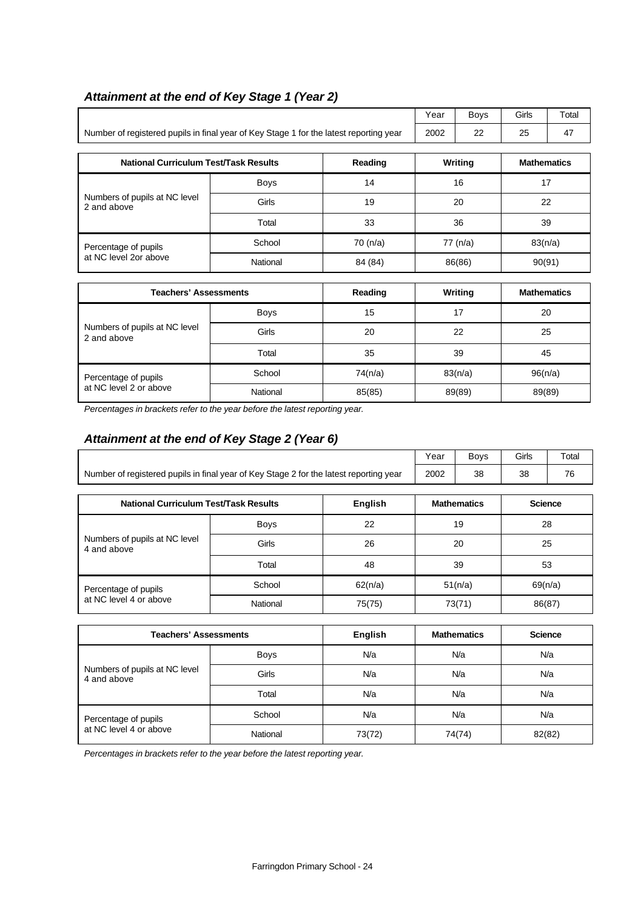### *Attainment at the end of Key Stage 1 (Year 2)*

| | Year | Boys | Girls | Total |
|---|---|---|---|---|
| Number of registered pupils in final year of Key Stage 1 for the latest reporting year | 2002 | 22 | 25 | 47 |

| National Curriculum Test/Task Results | | Reading | Writing | Mathematics |
|---|---|---|---|---|
| Numbers of pupils at NC level 2 and above | Boys | 14 | 16 | 17 |
| | Girls | 19 | 20 | 22 |
| | Total | 33 | 36 | 39 |
| Percentage of pupils at NC level 2or above | School | 70 (n/a) | 77 (n/a) | 83(n/a) |
| | National | 84 (84) | 86(86) | 90(91) |

| Teachers' Assessments | | Reading | Writing | Mathematics |
|---|---|---|---|---|
| Numbers of pupils at NC level 2 and above | Boys | 15 | 17 | 20 |
| | Girls | 20 | 22 | 25 |
| | Total | 35 | 39 | 45 |
| Percentage of pupils at NC level 2 or above | School | 74(n/a) | 83(n/a) | 96(n/a) |
| | National | 85(85) | 89(89) | 89(89) |

*Percentages in brackets refer to the year before the latest reporting year.*

### *Attainment at the end of Key Stage 2 (Year 6)*

| | Year | Boys | Girls | Total |
|---|---|---|---|---|
| Number of registered pupils in final year of Key Stage 2 for the latest reporting year | 2002 | 38 | 38 | 76 |

| National Curriculum Test/Task Results | | English | Mathematics | Science |
|---|---|---|---|---|
| Numbers of pupils at NC level 4 and above | Boys | 22 | 19 | 28 |
| | Girls | 26 | 20 | 25 |
| | Total | 48 | 39 | 53 |
| Percentage of pupils at NC level 4 or above | School | 62(n/a) | 51(n/a) | 69(n/a) |
| | National | 75(75) | 73(71) | 86(87) |

| Teachers' Assessments | | English | Mathematics | Science |
|---|---|---|---|---|
| Numbers of pupils at NC level 4 and above | Boys | N/a | N/a | N/a |
| | Girls | N/a | N/a | N/a |
| | Total | N/a | N/a | N/a |
| Percentage of pupils at NC level 4 or above | School | N/a | N/a | N/a |
| | National | 73(72) | 74(74) | 82(82) |

*Percentages in brackets refer to the year before the latest reporting year.*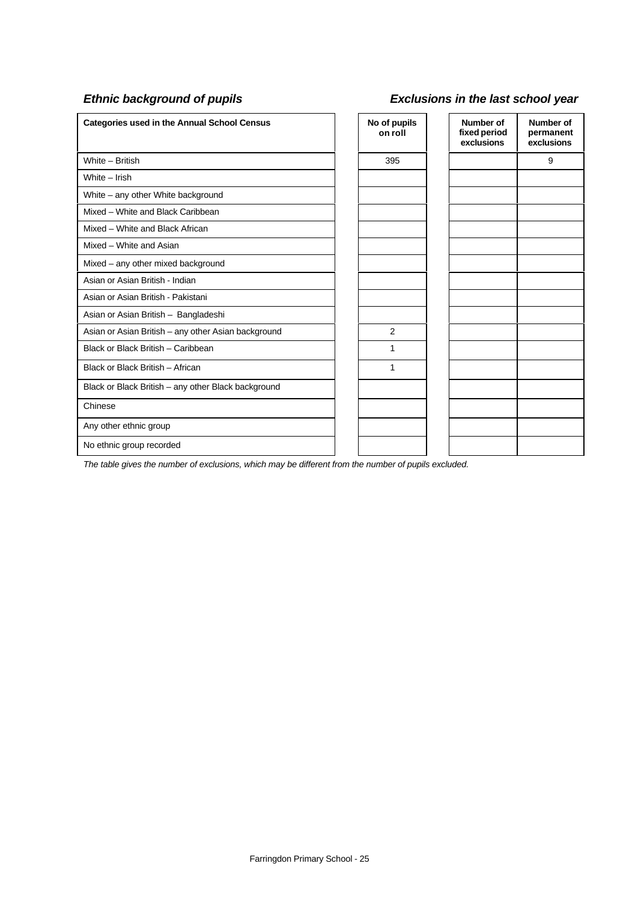### *Ethnic background of pupils*

### *Exclusions in the last school year*

| Categories used in the Annual School Census | No of pupils on roll | Number of fixed period exclusions | Number of permanent exclusions |
|---|---|---|---|
| White – British | 395 | | 9 |
| White – Irish | | | |
| White – any other White background | | | |
| Mixed – White and Black Caribbean | | | |
| Mixed – White and Black African | | | |
| Mixed – White and Asian | | | |
| Mixed – any other mixed background | | | |
| Asian or Asian British - Indian | | | |
| Asian or Asian British - Pakistani | | | |
| Asian or Asian British – Bangladeshi | | | |
| Asian or Asian British – any other Asian background | 2 | | |
| Black or Black British – Caribbean | 1 | | |
| Black or Black British – African | 1 | | |
| Black or Black British – any other Black background | | | |
| Chinese | | | |
| Any other ethnic group | | | |
| No ethnic group recorded | | | |

*The table gives the number of exclusions, which may be different from the number of pupils excluded.*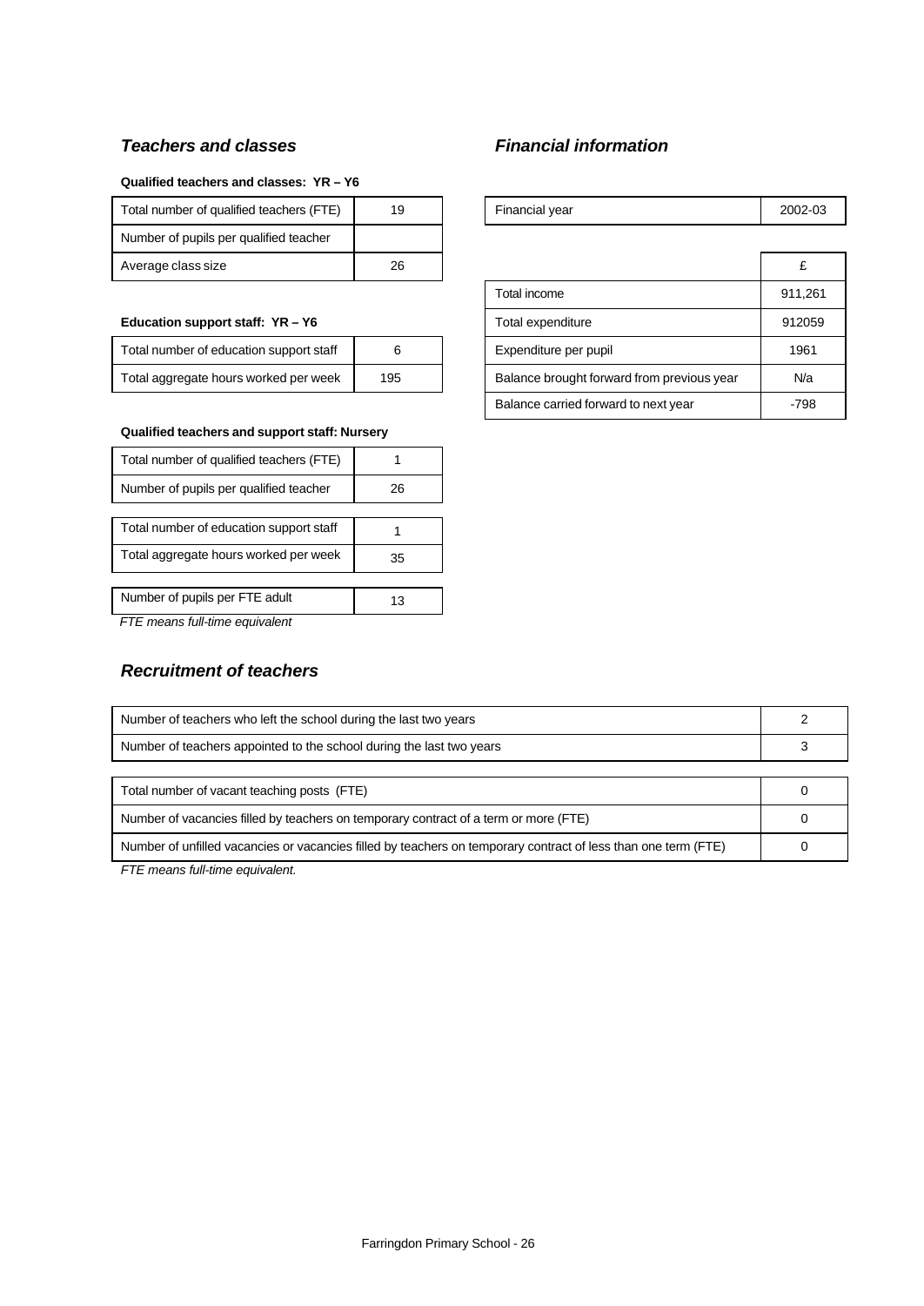### *Teachers and classes*

**Qualified teachers and classes: YR – Y6**

| | |
|---|---|
| Total number of qualified teachers (FTE) | 19 |
| Number of pupils per qualified teacher | |
| Average class size | 26 |

**Education support staff: YR – Y6**

| | |
|---|---|
| Total number of education support staff | 6 |
| Total aggregate hours worked per week | 195 |

**Qualified teachers and support staff: Nursery**

| | |
|---|---|
| Total number of qualified teachers (FTE) | 1 |
| Number of pupils per qualified teacher | 26 |

| | |
|---|---|
| Total number of education support staff | 1 |
| Total aggregate hours worked per week | 35 |

| | |
|---|---|
| Number of pupils per FTE adult | 13 |

*FTE means full-time equivalent*

### *Financial information*

| | |
|---|---|
| Financial year | 2002-03 |

| | £ |
|---|---|
| Total income | 911,261 |
| Total expenditure | 912059 |
| Expenditure per pupil | 1961 |
| Balance brought forward from previous year | N/a |
| Balance carried forward to next year | -798 |

### *Recruitment of teachers*

| | |
|---|---|
| Number of teachers who left the school during the last two years | 2 |
| Number of teachers appointed to the school during the last two years | 3 |

| | |
|---|---|
| Total number of vacant teaching posts (FTE) | 0 |
| Number of vacancies filled by teachers on temporary contract of a term or more (FTE) | 0 |
| Number of unfilled vacancies or vacancies filled by teachers on temporary contract of less than one term (FTE) | 0 |

*FTE means full-time equivalent.*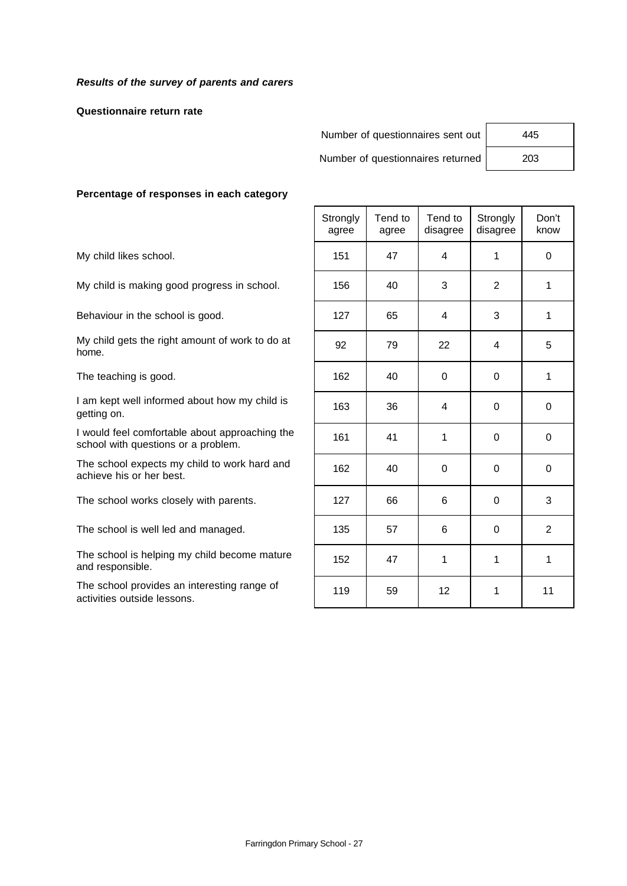***Results of the survey of parents and carers***

**Questionnaire return rate**

| | |
|---|---|
| Number of questionnaires sent out | 445 |
| Number of questionnaires returned | 203 |

**Percentage of responses in each category**

| | Strongly agree | Tend to agree | Tend to disagree | Strongly disagree | Don't know |
|---|---|---|---|---|---|
| My child likes school. | 151 | 47 | 4 | 1 | 0 |
| My child is making good progress in school. | 156 | 40 | 3 | 2 | 1 |
| Behaviour in the school is good. | 127 | 65 | 4 | 3 | 1 |
| My child gets the right amount of work to do at home. | 92 | 79 | 22 | 4 | 5 |
| The teaching is good. | 162 | 40 | 0 | 0 | 1 |
| I am kept well informed about how my child is getting on. | 163 | 36 | 4 | 0 | 0 |
| I would feel comfortable about approaching the school with questions or a problem. | 161 | 41 | 1 | 0 | 0 |
| The school expects my child to work hard and achieve his or her best. | 162 | 40 | 0 | 0 | 0 |
| The school works closely with parents. | 127 | 66 | 6 | 0 | 3 |
| The school is well led and managed. | 135 | 57 | 6 | 0 | 2 |
| The school is helping my child become mature and responsible. | 152 | 47 | 1 | 1 | 1 |
| The school provides an interesting range of activities outside lessons. | 119 | 59 | 12 | 1 | 11 |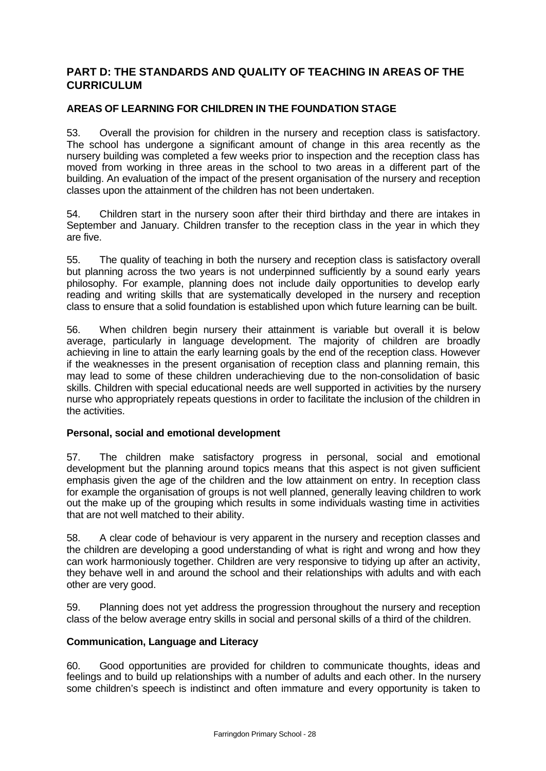## PART D: THE STANDARDS AND QUALITY OF TEACHING IN AREAS OF THE CURRICULUM

### AREAS OF LEARNING FOR CHILDREN IN THE FOUNDATION STAGE

53. Overall the provision for children in the nursery and reception class is satisfactory. The school has undergone a significant amount of change in this area recently as the nursery building was completed a few weeks prior to inspection and the reception class has moved from working in three areas in the school to two areas in a different part of the building. An evaluation of the impact of the present organisation of the nursery and reception classes upon the attainment of the children has not been undertaken.

54. Children start in the nursery soon after their third birthday and there are intakes in September and January. Children transfer to the reception class in the year in which they are five.

55. The quality of teaching in both the nursery and reception class is satisfactory overall but planning across the two years is not underpinned sufficiently by a sound early years philosophy. For example, planning does not include daily opportunities to develop early reading and writing skills that are systematically developed in the nursery and reception class to ensure that a solid foundation is established upon which future learning can be built.

56. When children begin nursery their attainment is variable but overall it is below average, particularly in language development. The majority of children are broadly achieving in line to attain the early learning goals by the end of the reception class. However if the weaknesses in the present organisation of reception class and planning remain, this may lead to some of these children underachieving due to the non-consolidation of basic skills. Children with special educational needs are well supported in activities by the nursery nurse who appropriately repeats questions in order to facilitate the inclusion of the children in the activities.

#### Personal, social and emotional development

57. The children make satisfactory progress in personal, social and emotional development but the planning around topics means that this aspect is not given sufficient emphasis given the age of the children and the low attainment on entry. In reception class for example the organisation of groups is not well planned, generally leaving children to work out the make up of the grouping which results in some individuals wasting time in activities that are not well matched to their ability.

58. A clear code of behaviour is very apparent in the nursery and reception classes and the children are developing a good understanding of what is right and wrong and how they can work harmoniously together. Children are very responsive to tidying up after an activity, they behave well in and around the school and their relationships with adults and with each other are very good.

59. Planning does not yet address the progression throughout the nursery and reception class of the below average entry skills in social and personal skills of a third of the children.

#### Communication, Language and Literacy

60. Good opportunities are provided for children to communicate thoughts, ideas and feelings and to build up relationships with a number of adults and each other. In the nursery some children's speech is indistinct and often immature and every opportunity is taken to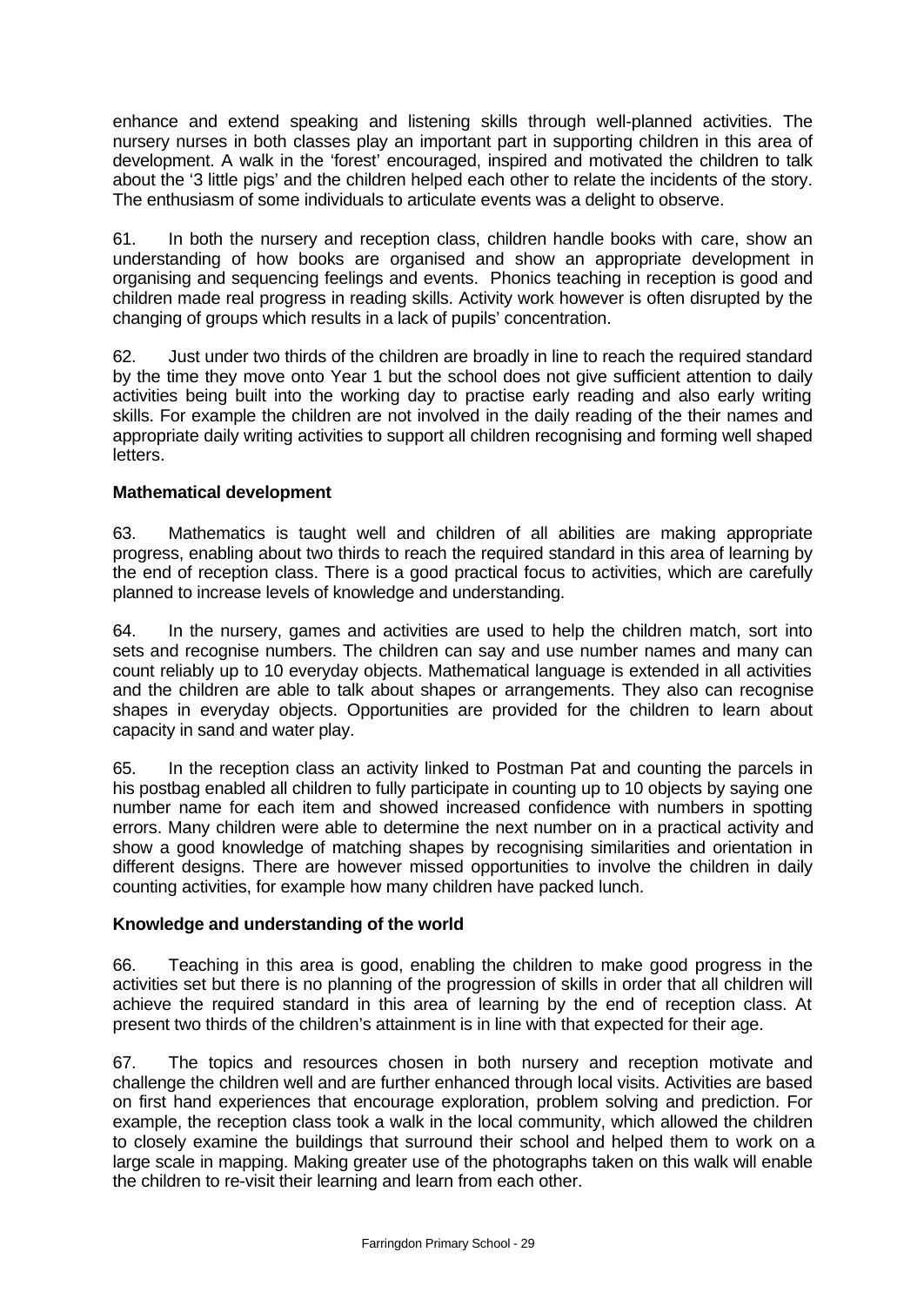enhance and extend speaking and listening skills through well-planned activities. The nursery nurses in both classes play an important part in supporting children in this area of development. A walk in the 'forest' encouraged, inspired and motivated the children to talk about the '3 little pigs' and the children helped each other to relate the incidents of the story. The enthusiasm of some individuals to articulate events was a delight to observe.

61. In both the nursery and reception class, children handle books with care, show an understanding of how books are organised and show an appropriate development in organising and sequencing feelings and events. Phonics teaching in reception is good and children made real progress in reading skills. Activity work however is often disrupted by the changing of groups which results in a lack of pupils' concentration.

62. Just under two thirds of the children are broadly in line to reach the required standard by the time they move onto Year 1 but the school does not give sufficient attention to daily activities being built into the working day to practise early reading and also early writing skills. For example the children are not involved in the daily reading of the their names and appropriate daily writing activities to support all children recognising and forming well shaped letters.

**Mathematical development**

63. Mathematics is taught well and children of all abilities are making appropriate progress, enabling about two thirds to reach the required standard in this area of learning by the end of reception class. There is a good practical focus to activities, which are carefully planned to increase levels of knowledge and understanding.

64. In the nursery, games and activities are used to help the children match, sort into sets and recognise numbers. The children can say and use number names and many can count reliably up to 10 everyday objects. Mathematical language is extended in all activities and the children are able to talk about shapes or arrangements. They also can recognise shapes in everyday objects. Opportunities are provided for the children to learn about capacity in sand and water play.

65. In the reception class an activity linked to Postman Pat and counting the parcels in his postbag enabled all children to fully participate in counting up to 10 objects by saying one number name for each item and showed increased confidence with numbers in spotting errors. Many children were able to determine the next number on in a practical activity and show a good knowledge of matching shapes by recognising similarities and orientation in different designs. There are however missed opportunities to involve the children in daily counting activities, for example how many children have packed lunch.

**Knowledge and understanding of the world**

66. Teaching in this area is good, enabling the children to make good progress in the activities set but there is no planning of the progression of skills in order that all children will achieve the required standard in this area of learning by the end of reception class. At present two thirds of the children's attainment is in line with that expected for their age.

67. The topics and resources chosen in both nursery and reception motivate and challenge the children well and are further enhanced through local visits. Activities are based on first hand experiences that encourage exploration, problem solving and prediction. For example, the reception class took a walk in the local community, which allowed the children to closely examine the buildings that surround their school and helped them to work on a large scale in mapping. Making greater use of the photographs taken on this walk will enable the children to re-visit their learning and learn from each other.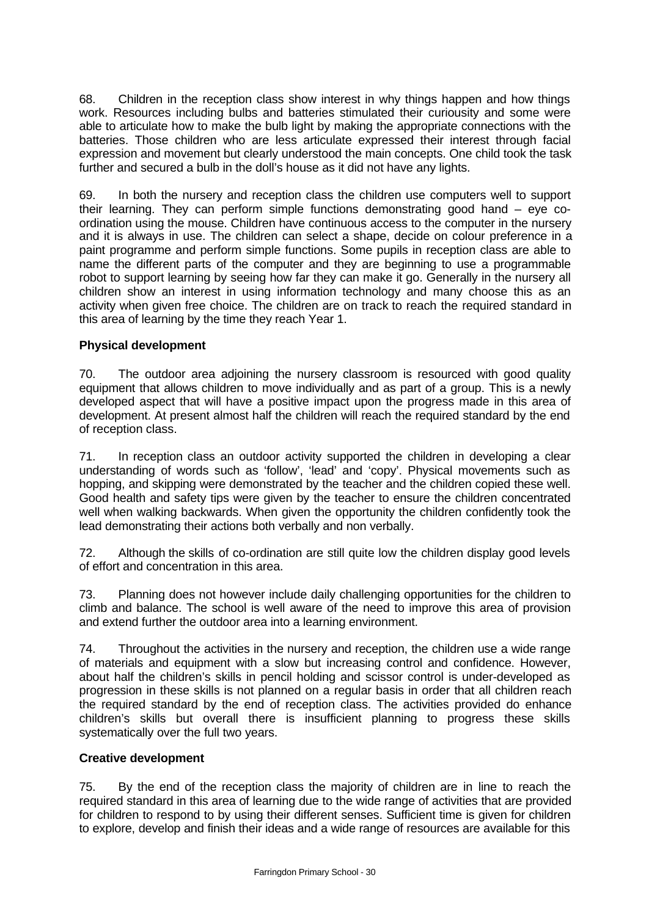68. Children in the reception class show interest in why things happen and how things work. Resources including bulbs and batteries stimulated their curiousity and some were able to articulate how to make the bulb light by making the appropriate connections with the batteries. Those children who are less articulate expressed their interest through facial expression and movement but clearly understood the main concepts. One child took the task further and secured a bulb in the doll's house as it did not have any lights.

69. In both the nursery and reception class the children use computers well to support their learning. They can perform simple functions demonstrating good hand – eye co-ordination using the mouse. Children have continuous access to the computer in the nursery and it is always in use. The children can select a shape, decide on colour preference in a paint programme and perform simple functions. Some pupils in reception class are able to name the different parts of the computer and they are beginning to use a programmable robot to support learning by seeing how far they can make it go. Generally in the nursery all children show an interest in using information technology and many choose this as an activity when given free choice. The children are on track to reach the required standard in this area of learning by the time they reach Year 1.

**Physical development**

70. The outdoor area adjoining the nursery classroom is resourced with good quality equipment that allows children to move individually and as part of a group. This is a newly developed aspect that will have a positive impact upon the progress made in this area of development. At present almost half the children will reach the required standard by the end of reception class.

71. In reception class an outdoor activity supported the children in developing a clear understanding of words such as 'follow', 'lead' and 'copy'. Physical movements such as hopping, and skipping were demonstrated by the teacher and the children copied these well. Good health and safety tips were given by the teacher to ensure the children concentrated well when walking backwards. When given the opportunity the children confidently took the lead demonstrating their actions both verbally and non verbally.

72. Although the skills of co-ordination are still quite low the children display good levels of effort and concentration in this area.

73. Planning does not however include daily challenging opportunities for the children to climb and balance. The school is well aware of the need to improve this area of provision and extend further the outdoor area into a learning environment.

74. Throughout the activities in the nursery and reception, the children use a wide range of materials and equipment with a slow but increasing control and confidence. However, about half the children's skills in pencil holding and scissor control is under-developed as progression in these skills is not planned on a regular basis in order that all children reach the required standard by the end of reception class. The activities provided do enhance children's skills but overall there is insufficient planning to progress these skills systematically over the full two years.

**Creative development**

75. By the end of the reception class the majority of children are in line to reach the required standard in this area of learning due to the wide range of activities that are provided for children to respond to by using their different senses. Sufficient time is given for children to explore, develop and finish their ideas and a wide range of resources are available for this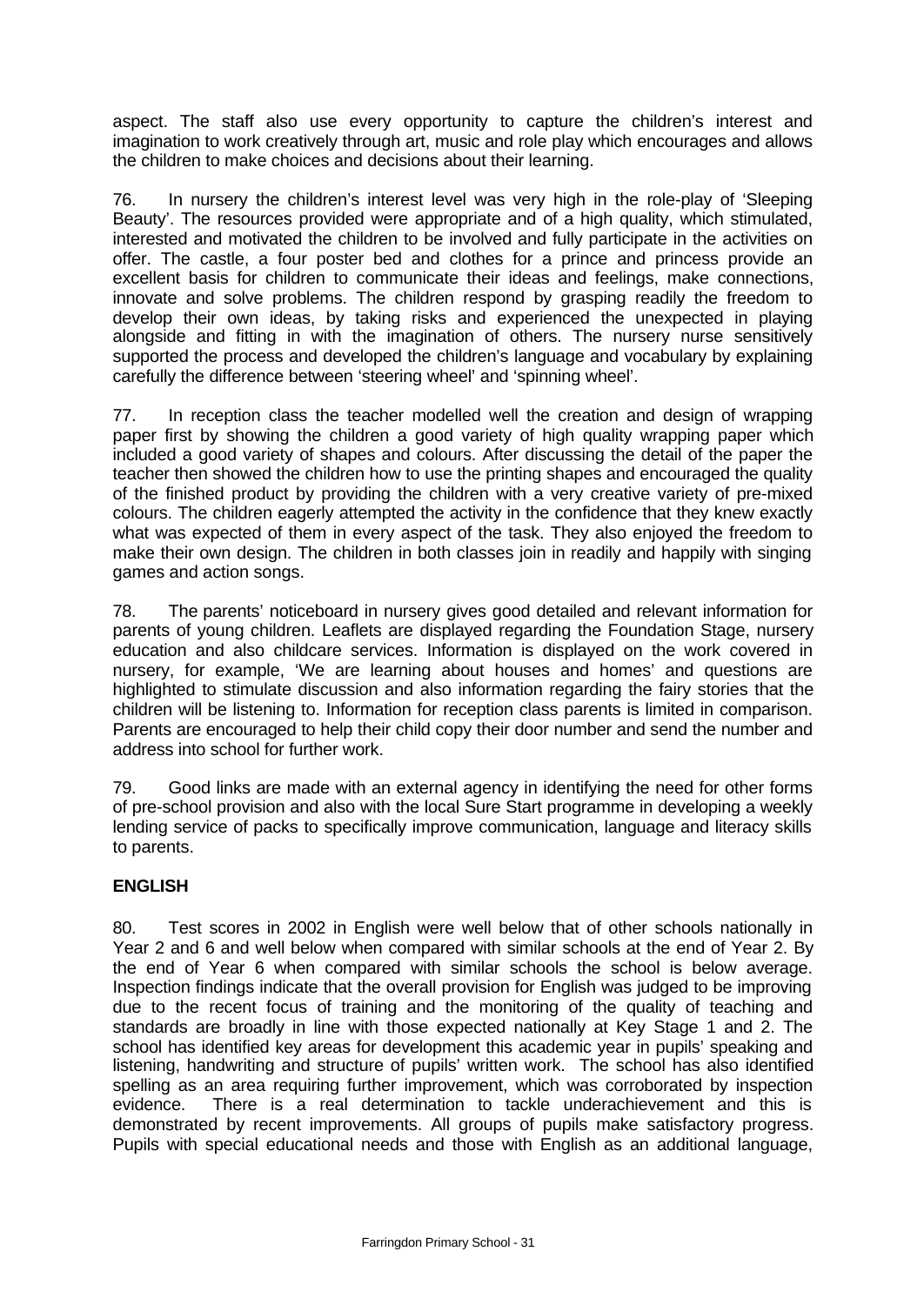aspect. The staff also use every opportunity to capture the children's interest and imagination to work creatively through art, music and role play which encourages and allows the children to make choices and decisions about their learning.

76. In nursery the children's interest level was very high in the role-play of 'Sleeping Beauty'. The resources provided were appropriate and of a high quality, which stimulated, interested and motivated the children to be involved and fully participate in the activities on offer. The castle, a four poster bed and clothes for a prince and princess provide an excellent basis for children to communicate their ideas and feelings, make connections, innovate and solve problems. The children respond by grasping readily the freedom to develop their own ideas, by taking risks and experienced the unexpected in playing alongside and fitting in with the imagination of others. The nursery nurse sensitively supported the process and developed the children's language and vocabulary by explaining carefully the difference between 'steering wheel' and 'spinning wheel'.

77. In reception class the teacher modelled well the creation and design of wrapping paper first by showing the children a good variety of high quality wrapping paper which included a good variety of shapes and colours. After discussing the detail of the paper the teacher then showed the children how to use the printing shapes and encouraged the quality of the finished product by providing the children with a very creative variety of pre-mixed colours. The children eagerly attempted the activity in the confidence that they knew exactly what was expected of them in every aspect of the task. They also enjoyed the freedom to make their own design. The children in both classes join in readily and happily with singing games and action songs.

78. The parents' noticeboard in nursery gives good detailed and relevant information for parents of young children. Leaflets are displayed regarding the Foundation Stage, nursery education and also childcare services. Information is displayed on the work covered in nursery, for example, 'We are learning about houses and homes' and questions are highlighted to stimulate discussion and also information regarding the fairy stories that the children will be listening to. Information for reception class parents is limited in comparison. Parents are encouraged to help their child copy their door number and send the number and address into school for further work.

79. Good links are made with an external agency in identifying the need for other forms of pre-school provision and also with the local Sure Start programme in developing a weekly lending service of packs to specifically improve communication, language and literacy skills to parents.

## ENGLISH

80. Test scores in 2002 in English were well below that of other schools nationally in Year 2 and 6 and well below when compared with similar schools at the end of Year 2. By the end of Year 6 when compared with similar schools the school is below average. Inspection findings indicate that the overall provision for English was judged to be improving due to the recent focus of training and the monitoring of the quality of teaching and standards are broadly in line with those expected nationally at Key Stage 1 and 2. The school has identified key areas for development this academic year in pupils' speaking and listening, handwriting and structure of pupils' written work. The school has also identified spelling as an area requiring further improvement, which was corroborated by inspection evidence. There is a real determination to tackle underachievement and this is demonstrated by recent improvements. All groups of pupils make satisfactory progress. Pupils with special educational needs and those with English as an additional language,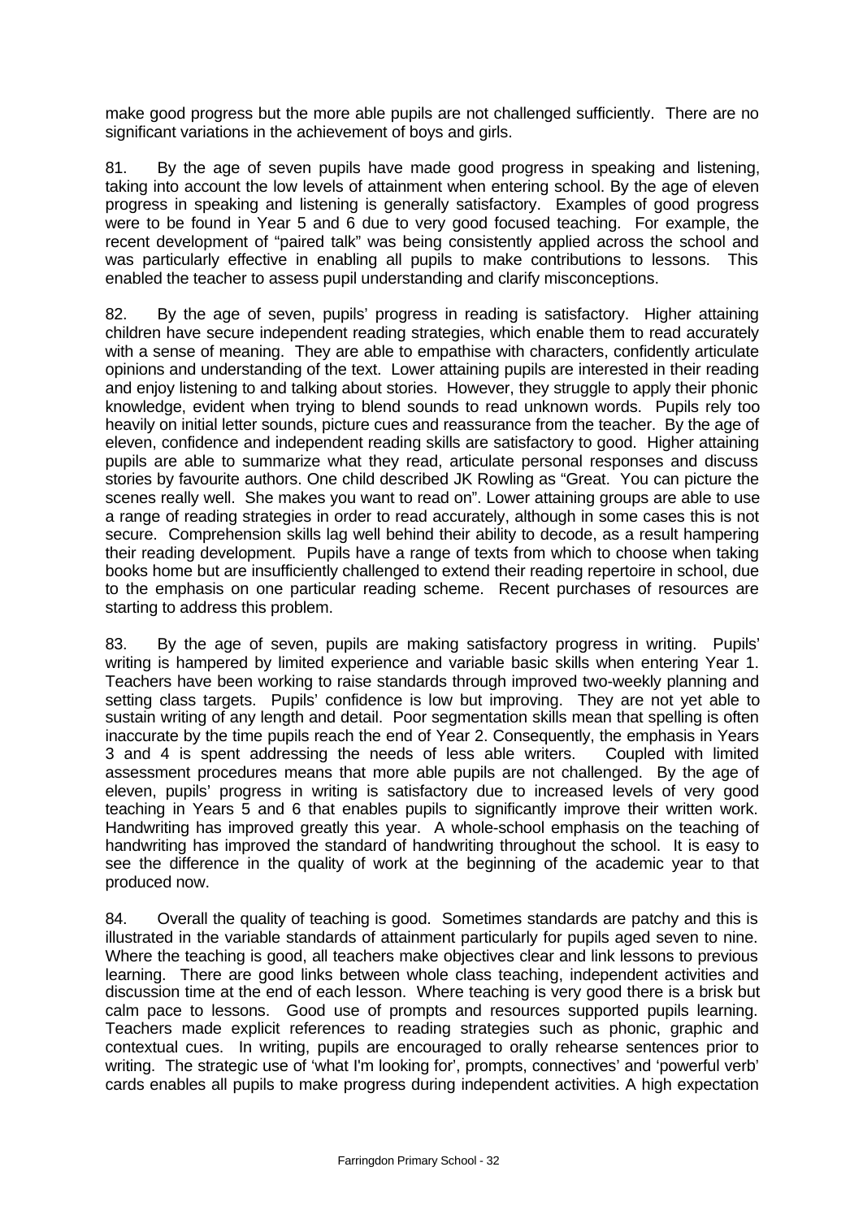make good progress but the more able pupils are not challenged sufficiently. There are no significant variations in the achievement of boys and girls.

81. By the age of seven pupils have made good progress in speaking and listening, taking into account the low levels of attainment when entering school. By the age of eleven progress in speaking and listening is generally satisfactory. Examples of good progress were to be found in Year 5 and 6 due to very good focused teaching. For example, the recent development of "paired talk" was being consistently applied across the school and was particularly effective in enabling all pupils to make contributions to lessons. This enabled the teacher to assess pupil understanding and clarify misconceptions.

82. By the age of seven, pupils' progress in reading is satisfactory. Higher attaining children have secure independent reading strategies, which enable them to read accurately with a sense of meaning. They are able to empathise with characters, confidently articulate opinions and understanding of the text. Lower attaining pupils are interested in their reading and enjoy listening to and talking about stories. However, they struggle to apply their phonic knowledge, evident when trying to blend sounds to read unknown words. Pupils rely too heavily on initial letter sounds, picture cues and reassurance from the teacher. By the age of eleven, confidence and independent reading skills are satisfactory to good. Higher attaining pupils are able to summarize what they read, articulate personal responses and discuss stories by favourite authors. One child described JK Rowling as "Great. You can picture the scenes really well. She makes you want to read on". Lower attaining groups are able to use a range of reading strategies in order to read accurately, although in some cases this is not secure. Comprehension skills lag well behind their ability to decode, as a result hampering their reading development. Pupils have a range of texts from which to choose when taking books home but are insufficiently challenged to extend their reading repertoire in school, due to the emphasis on one particular reading scheme. Recent purchases of resources are starting to address this problem.

83. By the age of seven, pupils are making satisfactory progress in writing. Pupils' writing is hampered by limited experience and variable basic skills when entering Year 1. Teachers have been working to raise standards through improved two-weekly planning and setting class targets. Pupils' confidence is low but improving. They are not yet able to sustain writing of any length and detail. Poor segmentation skills mean that spelling is often inaccurate by the time pupils reach the end of Year 2. Consequently, the emphasis in Years 3 and 4 is spent addressing the needs of less able writers. Coupled with limited assessment procedures means that more able pupils are not challenged. By the age of eleven, pupils' progress in writing is satisfactory due to increased levels of very good teaching in Years 5 and 6 that enables pupils to significantly improve their written work. Handwriting has improved greatly this year. A whole-school emphasis on the teaching of handwriting has improved the standard of handwriting throughout the school. It is easy to see the difference in the quality of work at the beginning of the academic year to that produced now.

84. Overall the quality of teaching is good. Sometimes standards are patchy and this is illustrated in the variable standards of attainment particularly for pupils aged seven to nine. Where the teaching is good, all teachers make objectives clear and link lessons to previous learning. There are good links between whole class teaching, independent activities and discussion time at the end of each lesson. Where teaching is very good there is a brisk but calm pace to lessons. Good use of prompts and resources supported pupils learning. Teachers made explicit references to reading strategies such as phonic, graphic and contextual cues. In writing, pupils are encouraged to orally rehearse sentences prior to writing. The strategic use of 'what I'm looking for', prompts, connectives' and 'powerful verb' cards enables all pupils to make progress during independent activities. A high expectation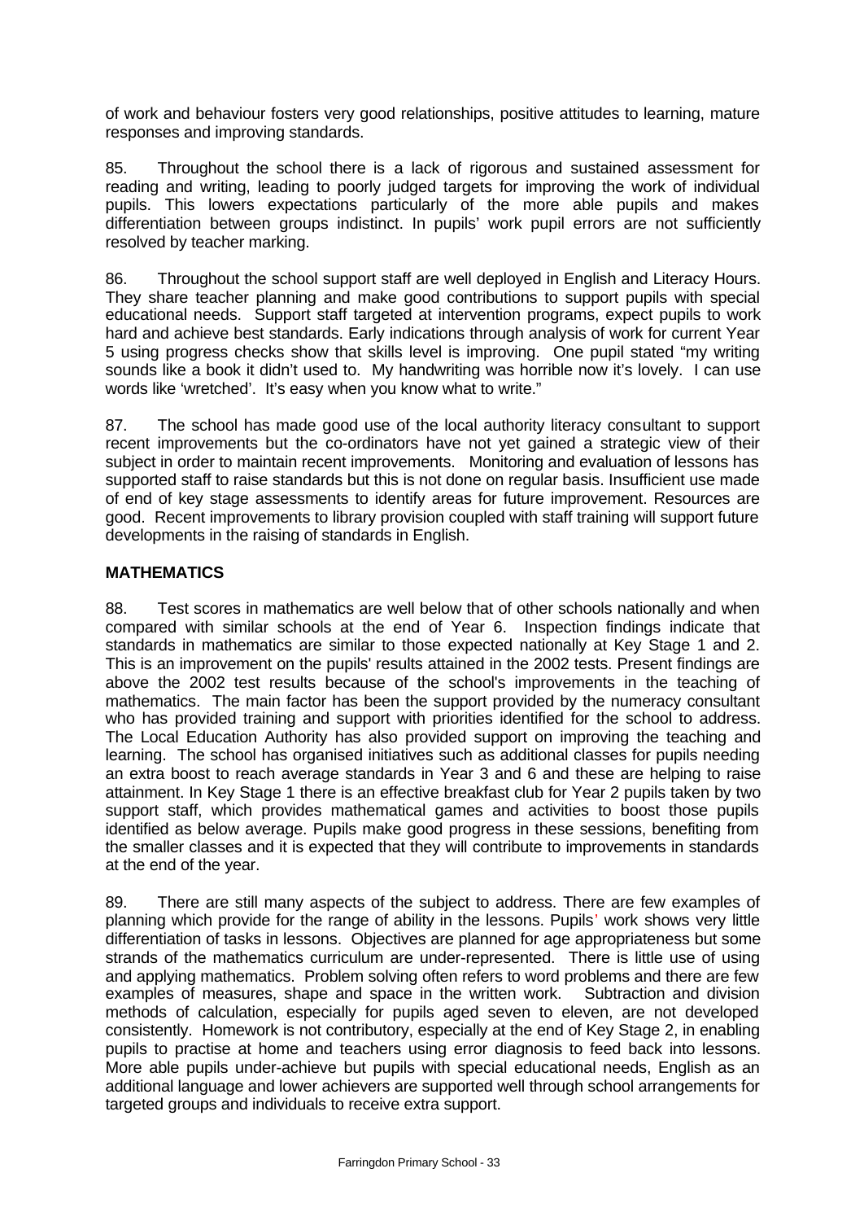of work and behaviour fosters very good relationships, positive attitudes to learning, mature responses and improving standards.

85. Throughout the school there is a lack of rigorous and sustained assessment for reading and writing, leading to poorly judged targets for improving the work of individual pupils. This lowers expectations particularly of the more able pupils and makes differentiation between groups indistinct. In pupils' work pupil errors are not sufficiently resolved by teacher marking.

86. Throughout the school support staff are well deployed in English and Literacy Hours. They share teacher planning and make good contributions to support pupils with special educational needs. Support staff targeted at intervention programs, expect pupils to work hard and achieve best standards. Early indications through analysis of work for current Year 5 using progress checks show that skills level is improving. One pupil stated "my writing sounds like a book it didn't used to. My handwriting was horrible now it's lovely. I can use words like 'wretched'. It's easy when you know what to write."

87. The school has made good use of the local authority literacy consultant to support recent improvements but the co-ordinators have not yet gained a strategic view of their subject in order to maintain recent improvements. Monitoring and evaluation of lessons has supported staff to raise standards but this is not done on regular basis. Insufficient use made of end of key stage assessments to identify areas for future improvement. Resources are good. Recent improvements to library provision coupled with staff training will support future developments in the raising of standards in English.

## MATHEMATICS

88. Test scores in mathematics are well below that of other schools nationally and when compared with similar schools at the end of Year 6. Inspection findings indicate that standards in mathematics are similar to those expected nationally at Key Stage 1 and 2. This is an improvement on the pupils' results attained in the 2002 tests. Present findings are above the 2002 test results because of the school's improvements in the teaching of mathematics. The main factor has been the support provided by the numeracy consultant who has provided training and support with priorities identified for the school to address. The Local Education Authority has also provided support on improving the teaching and learning. The school has organised initiatives such as additional classes for pupils needing an extra boost to reach average standards in Year 3 and 6 and these are helping to raise attainment. In Key Stage 1 there is an effective breakfast club for Year 2 pupils taken by two support staff, which provides mathematical games and activities to boost those pupils identified as below average. Pupils make good progress in these sessions, benefiting from the smaller classes and it is expected that they will contribute to improvements in standards at the end of the year.

89. There are still many aspects of the subject to address. There are few examples of planning which provide for the range of ability in the lessons. Pupils' work shows very little differentiation of tasks in lessons. Objectives are planned for age appropriateness but some strands of the mathematics curriculum are under-represented. There is little use of using and applying mathematics. Problem solving often refers to word problems and there are few examples of measures, shape and space in the written work. Subtraction and division methods of calculation, especially for pupils aged seven to eleven, are not developed consistently. Homework is not contributory, especially at the end of Key Stage 2, in enabling pupils to practise at home and teachers using error diagnosis to feed back into lessons. More able pupils under-achieve but pupils with special educational needs, English as an additional language and lower achievers are supported well through school arrangements for targeted groups and individuals to receive extra support.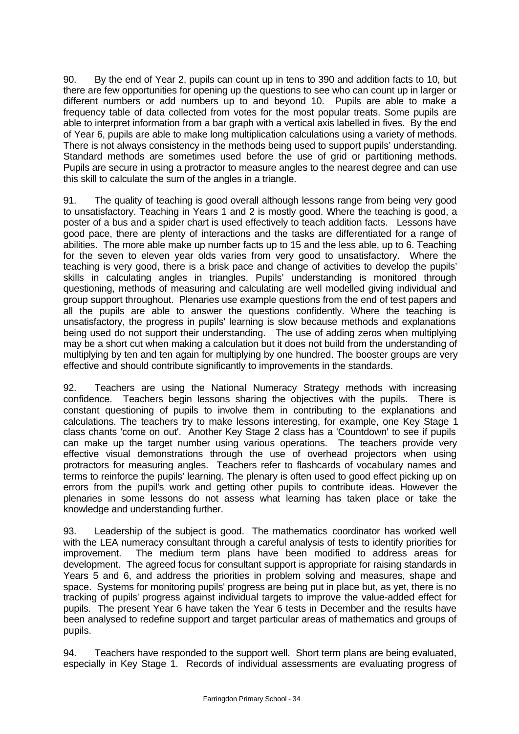90. By the end of Year 2, pupils can count up in tens to 390 and addition facts to 10, but there are few opportunities for opening up the questions to see who can count up in larger or different numbers or add numbers up to and beyond 10. Pupils are able to make a frequency table of data collected from votes for the most popular treats. Some pupils are able to interpret information from a bar graph with a vertical axis labelled in fives. By the end of Year 6, pupils are able to make long multiplication calculations using a variety of methods. There is not always consistency in the methods being used to support pupils' understanding. Standard methods are sometimes used before the use of grid or partitioning methods. Pupils are secure in using a protractor to measure angles to the nearest degree and can use this skill to calculate the sum of the angles in a triangle.

91. The quality of teaching is good overall although lessons range from being very good to unsatisfactory. Teaching in Years 1 and 2 is mostly good. Where the teaching is good, a poster of a bus and a spider chart is used effectively to teach addition facts. Lessons have good pace, there are plenty of interactions and the tasks are differentiated for a range of abilities. The more able make up number facts up to 15 and the less able, up to 6. Teaching for the seven to eleven year olds varies from very good to unsatisfactory. Where the teaching is very good, there is a brisk pace and change of activities to develop the pupils' skills in calculating angles in triangles. Pupils' understanding is monitored through questioning, methods of measuring and calculating are well modelled giving individual and group support throughout. Plenaries use example questions from the end of test papers and all the pupils are able to answer the questions confidently. Where the teaching is unsatisfactory, the progress in pupils' learning is slow because methods and explanations being used do not support their understanding. The use of adding zeros when multiplying may be a short cut when making a calculation but it does not build from the understanding of multiplying by ten and ten again for multiplying by one hundred. The booster groups are very effective and should contribute significantly to improvements in the standards.

92. Teachers are using the National Numeracy Strategy methods with increasing confidence. Teachers begin lessons sharing the objectives with the pupils. There is constant questioning of pupils to involve them in contributing to the explanations and calculations. The teachers try to make lessons interesting, for example, one Key Stage 1 class chants 'come on out'. Another Key Stage 2 class has a 'Countdown' to see if pupils can make up the target number using various operations. The teachers provide very effective visual demonstrations through the use of overhead projectors when using protractors for measuring angles. Teachers refer to flashcards of vocabulary names and terms to reinforce the pupils' learning. The plenary is often used to good effect picking up on errors from the pupil's work and getting other pupils to contribute ideas. However the plenaries in some lessons do not assess what learning has taken place or take the knowledge and understanding further.

93. Leadership of the subject is good. The mathematics coordinator has worked well with the LEA numeracy consultant through a careful analysis of tests to identify priorities for improvement. The medium term plans have been modified to address areas for development. The agreed focus for consultant support is appropriate for raising standards in Years 5 and 6, and address the priorities in problem solving and measures, shape and space. Systems for monitoring pupils' progress are being put in place but, as yet, there is no tracking of pupils' progress against individual targets to improve the value-added effect for pupils. The present Year 6 have taken the Year 6 tests in December and the results have been analysed to redefine support and target particular areas of mathematics and groups of pupils.

94. Teachers have responded to the support well. Short term plans are being evaluated, especially in Key Stage 1. Records of individual assessments are evaluating progress of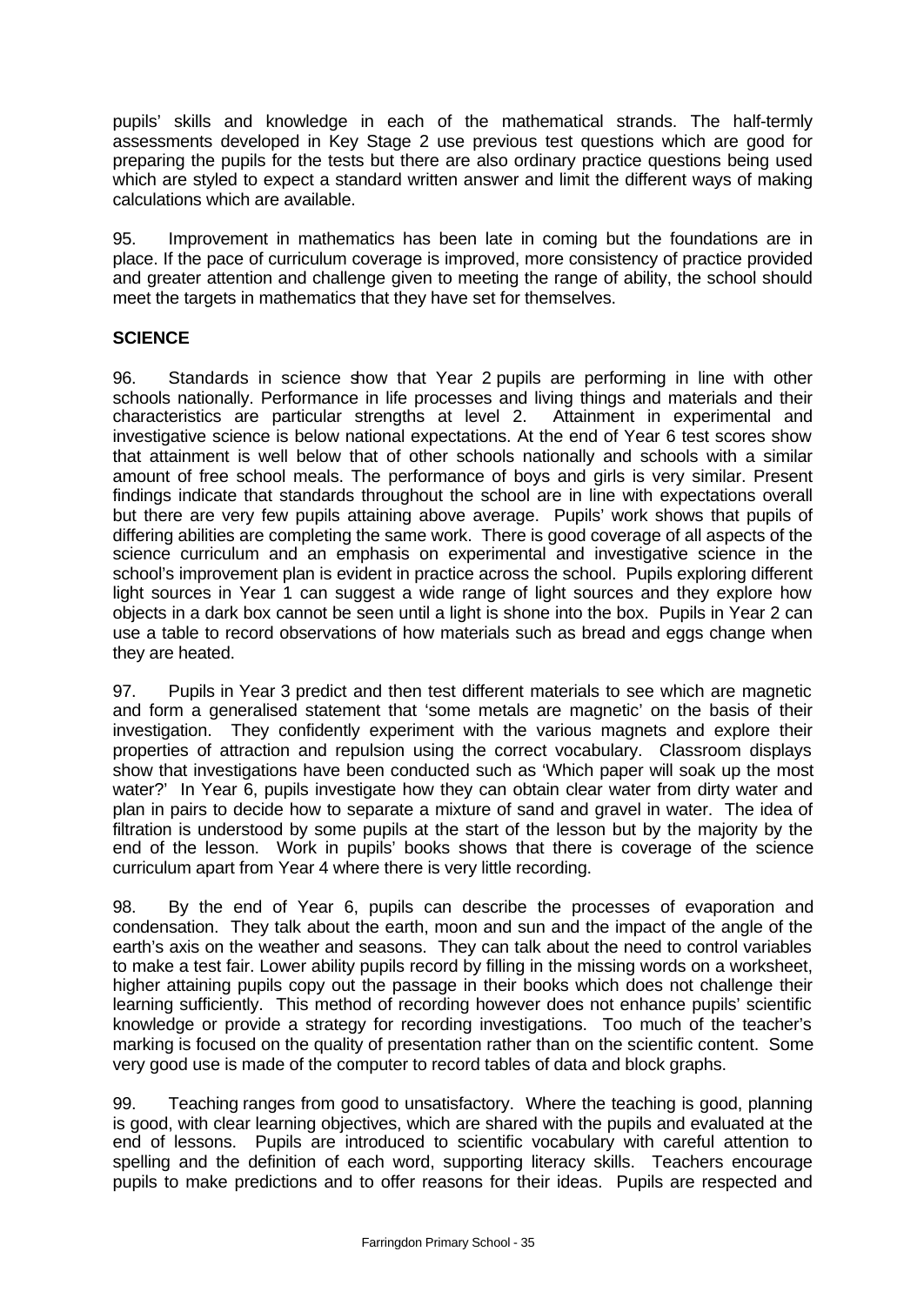pupils' skills and knowledge in each of the mathematical strands. The half-termly assessments developed in Key Stage 2 use previous test questions which are good for preparing the pupils for the tests but there are also ordinary practice questions being used which are styled to expect a standard written answer and limit the different ways of making calculations which are available.

95. Improvement in mathematics has been late in coming but the foundations are in place. If the pace of curriculum coverage is improved, more consistency of practice provided and greater attention and challenge given to meeting the range of ability, the school should meet the targets in mathematics that they have set for themselves.

## SCIENCE

96. Standards in science show that Year 2 pupils are performing in line with other schools nationally. Performance in life processes and living things and materials and their characteristics are particular strengths at level 2. Attainment in experimental and investigative science is below national expectations. At the end of Year 6 test scores show that attainment is well below that of other schools nationally and schools with a similar amount of free school meals. The performance of boys and girls is very similar. Present findings indicate that standards throughout the school are in line with expectations overall but there are very few pupils attaining above average. Pupils' work shows that pupils of differing abilities are completing the same work. There is good coverage of all aspects of the science curriculum and an emphasis on experimental and investigative science in the school's improvement plan is evident in practice across the school. Pupils exploring different light sources in Year 1 can suggest a wide range of light sources and they explore how objects in a dark box cannot be seen until a light is shone into the box. Pupils in Year 2 can use a table to record observations of how materials such as bread and eggs change when they are heated.

97. Pupils in Year 3 predict and then test different materials to see which are magnetic and form a generalised statement that 'some metals are magnetic' on the basis of their investigation. They confidently experiment with the various magnets and explore their properties of attraction and repulsion using the correct vocabulary. Classroom displays show that investigations have been conducted such as 'Which paper will soak up the most water?' In Year 6, pupils investigate how they can obtain clear water from dirty water and plan in pairs to decide how to separate a mixture of sand and gravel in water. The idea of filtration is understood by some pupils at the start of the lesson but by the majority by the end of the lesson. Work in pupils' books shows that there is coverage of the science curriculum apart from Year 4 where there is very little recording.

98. By the end of Year 6, pupils can describe the processes of evaporation and condensation. They talk about the earth, moon and sun and the impact of the angle of the earth's axis on the weather and seasons. They can talk about the need to control variables to make a test fair. Lower ability pupils record by filling in the missing words on a worksheet, higher attaining pupils copy out the passage in their books which does not challenge their learning sufficiently. This method of recording however does not enhance pupils' scientific knowledge or provide a strategy for recording investigations. Too much of the teacher's marking is focused on the quality of presentation rather than on the scientific content. Some very good use is made of the computer to record tables of data and block graphs.

99. Teaching ranges from good to unsatisfactory. Where the teaching is good, planning is good, with clear learning objectives, which are shared with the pupils and evaluated at the end of lessons. Pupils are introduced to scientific vocabulary with careful attention to spelling and the definition of each word, supporting literacy skills. Teachers encourage pupils to make predictions and to offer reasons for their ideas. Pupils are respected and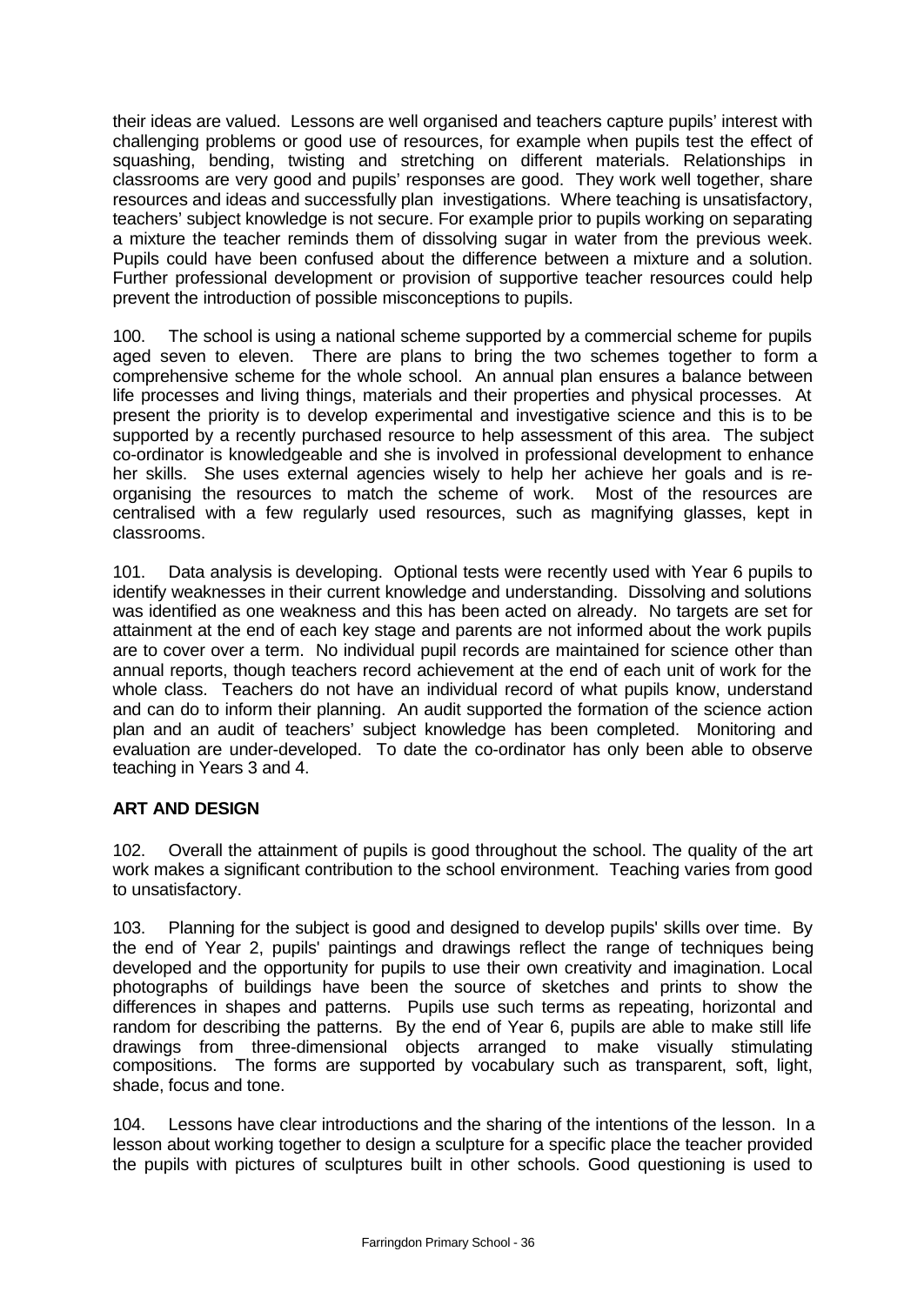their ideas are valued. Lessons are well organised and teachers capture pupils' interest with challenging problems or good use of resources, for example when pupils test the effect of squashing, bending, twisting and stretching on different materials. Relationships in classrooms are very good and pupils' responses are good. They work well together, share resources and ideas and successfully plan investigations. Where teaching is unsatisfactory, teachers' subject knowledge is not secure. For example prior to pupils working on separating a mixture the teacher reminds them of dissolving sugar in water from the previous week. Pupils could have been confused about the difference between a mixture and a solution. Further professional development or provision of supportive teacher resources could help prevent the introduction of possible misconceptions to pupils.

100. The school is using a national scheme supported by a commercial scheme for pupils aged seven to eleven. There are plans to bring the two schemes together to form a comprehensive scheme for the whole school. An annual plan ensures a balance between life processes and living things, materials and their properties and physical processes. At present the priority is to develop experimental and investigative science and this is to be supported by a recently purchased resource to help assessment of this area. The subject co-ordinator is knowledgeable and she is involved in professional development to enhance her skills. She uses external agencies wisely to help her achieve her goals and is re-organising the resources to match the scheme of work. Most of the resources are centralised with a few regularly used resources, such as magnifying glasses, kept in classrooms.

101. Data analysis is developing. Optional tests were recently used with Year 6 pupils to identify weaknesses in their current knowledge and understanding. Dissolving and solutions was identified as one weakness and this has been acted on already. No targets are set for attainment at the end of each key stage and parents are not informed about the work pupils are to cover over a term. No individual pupil records are maintained for science other than annual reports, though teachers record achievement at the end of each unit of work for the whole class. Teachers do not have an individual record of what pupils know, understand and can do to inform their planning. An audit supported the formation of the science action plan and an audit of teachers' subject knowledge has been completed. Monitoring and evaluation are under-developed. To date the co-ordinator has only been able to observe teaching in Years 3 and 4.

## ART AND DESIGN

102. Overall the attainment of pupils is good throughout the school. The quality of the art work makes a significant contribution to the school environment. Teaching varies from good to unsatisfactory.

103. Planning for the subject is good and designed to develop pupils' skills over time. By the end of Year 2, pupils' paintings and drawings reflect the range of techniques being developed and the opportunity for pupils to use their own creativity and imagination. Local photographs of buildings have been the source of sketches and prints to show the differences in shapes and patterns. Pupils use such terms as repeating, horizontal and random for describing the patterns. By the end of Year 6, pupils are able to make still life drawings from three-dimensional objects arranged to make visually stimulating compositions. The forms are supported by vocabulary such as transparent, soft, light, shade, focus and tone.

104. Lessons have clear introductions and the sharing of the intentions of the lesson. In a lesson about working together to design a sculpture for a specific place the teacher provided the pupils with pictures of sculptures built in other schools. Good questioning is used to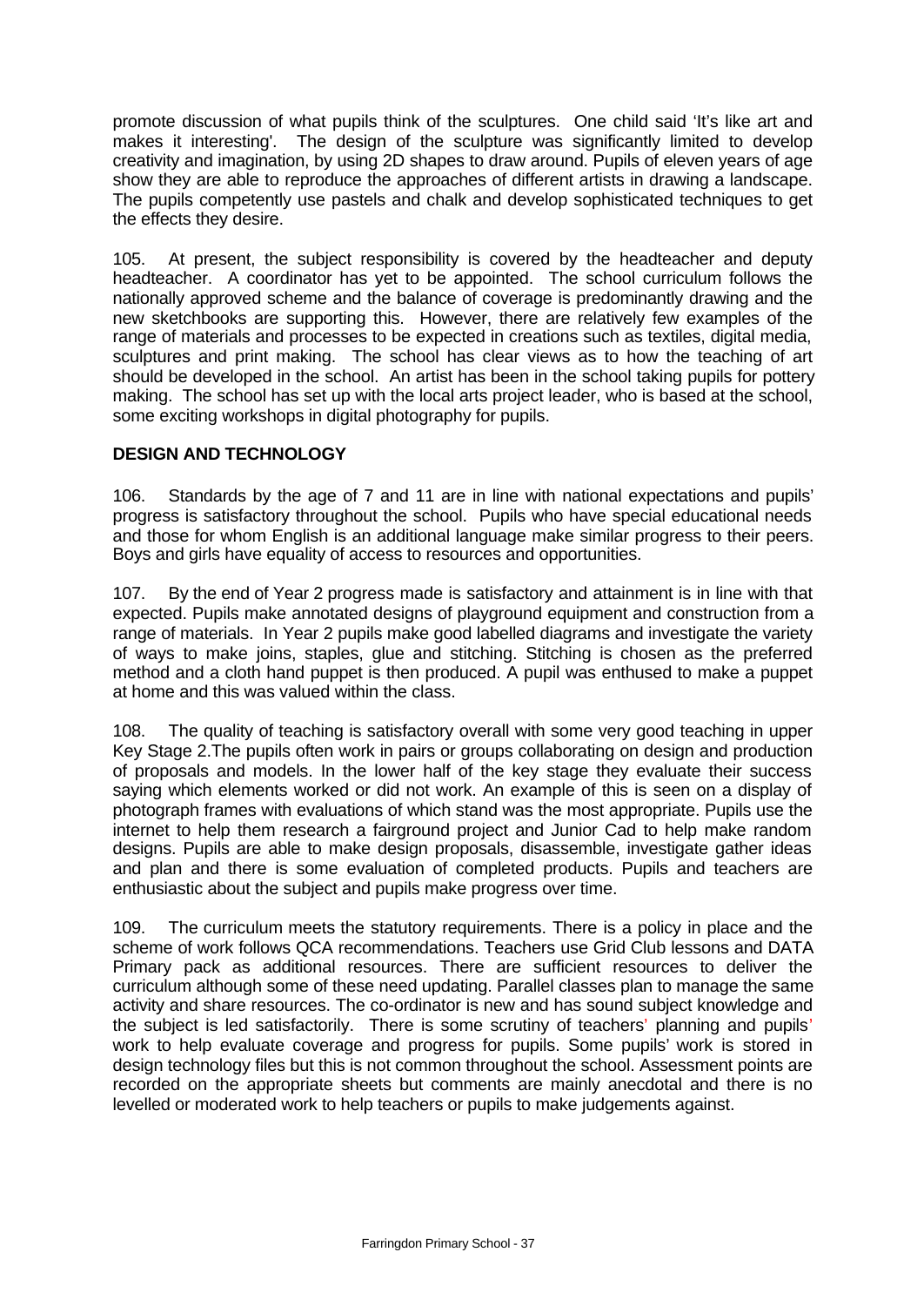promote discussion of what pupils think of the sculptures. One child said 'It's like art and makes it interesting'. The design of the sculpture was significantly limited to develop creativity and imagination, by using 2D shapes to draw around. Pupils of eleven years of age show they are able to reproduce the approaches of different artists in drawing a landscape. The pupils competently use pastels and chalk and develop sophisticated techniques to get the effects they desire.

105. At present, the subject responsibility is covered by the headteacher and deputy headteacher. A coordinator has yet to be appointed. The school curriculum follows the nationally approved scheme and the balance of coverage is predominantly drawing and the new sketchbooks are supporting this. However, there are relatively few examples of the range of materials and processes to be expected in creations such as textiles, digital media, sculptures and print making. The school has clear views as to how the teaching of art should be developed in the school. An artist has been in the school taking pupils for pottery making. The school has set up with the local arts project leader, who is based at the school, some exciting workshops in digital photography for pupils.

## DESIGN AND TECHNOLOGY

106. Standards by the age of 7 and 11 are in line with national expectations and pupils' progress is satisfactory throughout the school. Pupils who have special educational needs and those for whom English is an additional language make similar progress to their peers. Boys and girls have equality of access to resources and opportunities.

107. By the end of Year 2 progress made is satisfactory and attainment is in line with that expected. Pupils make annotated designs of playground equipment and construction from a range of materials. In Year 2 pupils make good labelled diagrams and investigate the variety of ways to make joins, staples, glue and stitching. Stitching is chosen as the preferred method and a cloth hand puppet is then produced. A pupil was enthused to make a puppet at home and this was valued within the class.

108. The quality of teaching is satisfactory overall with some very good teaching in upper Key Stage 2.The pupils often work in pairs or groups collaborating on design and production of proposals and models. In the lower half of the key stage they evaluate their success saying which elements worked or did not work. An example of this is seen on a display of photograph frames with evaluations of which stand was the most appropriate. Pupils use the internet to help them research a fairground project and Junior Cad to help make random designs. Pupils are able to make design proposals, disassemble, investigate gather ideas and plan and there is some evaluation of completed products. Pupils and teachers are enthusiastic about the subject and pupils make progress over time.

109. The curriculum meets the statutory requirements. There is a policy in place and the scheme of work follows QCA recommendations. Teachers use Grid Club lessons and DATA Primary pack as additional resources. There are sufficient resources to deliver the curriculum although some of these need updating. Parallel classes plan to manage the same activity and share resources. The co-ordinator is new and has sound subject knowledge and the subject is led satisfactorily. There is some scrutiny of teachers' planning and pupils' work to help evaluate coverage and progress for pupils. Some pupils' work is stored in design technology files but this is not common throughout the school. Assessment points are recorded on the appropriate sheets but comments are mainly anecdotal and there is no levelled or moderated work to help teachers or pupils to make judgements against.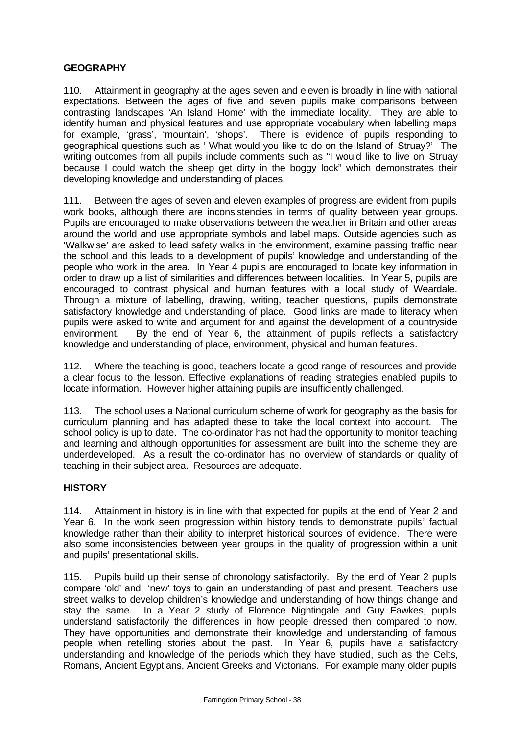### GEOGRAPHY

110. Attainment in geography at the ages seven and eleven is broadly in line with national expectations. Between the ages of five and seven pupils make comparisons between contrasting landscapes 'An Island Home' with the immediate locality. They are able to identify human and physical features and use appropriate vocabulary when labelling maps for example, 'grass', 'mountain', 'shops'. There is evidence of pupils responding to geographical questions such as ' What would you like to do on the Island of Struay?' The writing outcomes from all pupils include comments such as "I would like to live on Struay because I could watch the sheep get dirty in the boggy lock" which demonstrates their developing knowledge and understanding of places.

111. Between the ages of seven and eleven examples of progress are evident from pupils work books, although there are inconsistencies in terms of quality between year groups. Pupils are encouraged to make observations between the weather in Britain and other areas around the world and use appropriate symbols and label maps. Outside agencies such as 'Walkwise' are asked to lead safety walks in the environment, examine passing traffic near the school and this leads to a development of pupils' knowledge and understanding of the people who work in the area. In Year 4 pupils are encouraged to locate key information in order to draw up a list of similarities and differences between localities. In Year 5, pupils are encouraged to contrast physical and human features with a local study of Weardale. Through a mixture of labelling, drawing, writing, teacher questions, pupils demonstrate satisfactory knowledge and understanding of place. Good links are made to literacy when pupils were asked to write and argument for and against the development of a countryside environment. By the end of Year 6, the attainment of pupils reflects a satisfactory knowledge and understanding of place, environment, physical and human features.

112. Where the teaching is good, teachers locate a good range of resources and provide a clear focus to the lesson. Effective explanations of reading strategies enabled pupils to locate information. However higher attaining pupils are insufficiently challenged.

113. The school uses a National curriculum scheme of work for geography as the basis for curriculum planning and has adapted these to take the local context into account. The school policy is up to date. The co-ordinator has not had the opportunity to monitor teaching and learning and although opportunities for assessment are built into the scheme they are underdeveloped. As a result the co-ordinator has no overview of standards or quality of teaching in their subject area. Resources are adequate.

### HISTORY

114. Attainment in history is in line with that expected for pupils at the end of Year 2 and Year 6. In the work seen progression within history tends to demonstrate pupils' factual knowledge rather than their ability to interpret historical sources of evidence. There were also some inconsistencies between year groups in the quality of progression within a unit and pupils' presentational skills.

115. Pupils build up their sense of chronology satisfactorily. By the end of Year 2 pupils compare 'old' and 'new' toys to gain an understanding of past and present. Teachers use street walks to develop children's knowledge and understanding of how things change and stay the same. In a Year 2 study of Florence Nightingale and Guy Fawkes, pupils understand satisfactorily the differences in how people dressed then compared to now. They have opportunities and demonstrate their knowledge and understanding of famous people when retelling stories about the past. In Year 6, pupils have a satisfactory understanding and knowledge of the periods which they have studied, such as the Celts, Romans, Ancient Egyptians, Ancient Greeks and Victorians. For example many older pupils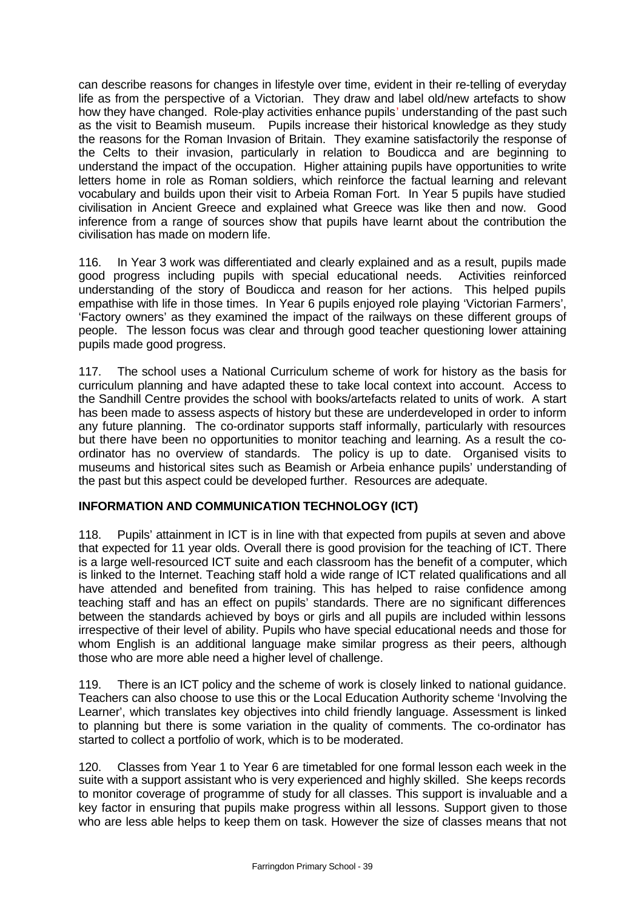can describe reasons for changes in lifestyle over time, evident in their re-telling of everyday life as from the perspective of a Victorian. They draw and label old/new artefacts to show how they have changed. Role-play activities enhance pupils' understanding of the past such as the visit to Beamish museum. Pupils increase their historical knowledge as they study the reasons for the Roman Invasion of Britain. They examine satisfactorily the response of the Celts to their invasion, particularly in relation to Boudicca and are beginning to understand the impact of the occupation. Higher attaining pupils have opportunities to write letters home in role as Roman soldiers, which reinforce the factual learning and relevant vocabulary and builds upon their visit to Arbeia Roman Fort. In Year 5 pupils have studied civilisation in Ancient Greece and explained what Greece was like then and now. Good inference from a range of sources show that pupils have learnt about the contribution the civilisation has made on modern life.

116. In Year 3 work was differentiated and clearly explained and as a result, pupils made good progress including pupils with special educational needs. Activities reinforced understanding of the story of Boudicca and reason for her actions. This helped pupils empathise with life in those times. In Year 6 pupils enjoyed role playing 'Victorian Farmers', 'Factory owners' as they examined the impact of the railways on these different groups of people. The lesson focus was clear and through good teacher questioning lower attaining pupils made good progress.

117. The school uses a National Curriculum scheme of work for history as the basis for curriculum planning and have adapted these to take local context into account. Access to the Sandhill Centre provides the school with books/artefacts related to units of work. A start has been made to assess aspects of history but these are underdeveloped in order to inform any future planning. The co-ordinator supports staff informally, particularly with resources but there have been no opportunities to monitor teaching and learning. As a result the co-ordinator has no overview of standards. The policy is up to date. Organised visits to museums and historical sites such as Beamish or Arbeia enhance pupils' understanding of the past but this aspect could be developed further. Resources are adequate.

## INFORMATION AND COMMUNICATION TECHNOLOGY (ICT)

118. Pupils' attainment in ICT is in line with that expected from pupils at seven and above that expected for 11 year olds. Overall there is good provision for the teaching of ICT. There is a large well-resourced ICT suite and each classroom has the benefit of a computer, which is linked to the Internet. Teaching staff hold a wide range of ICT related qualifications and all have attended and benefited from training. This has helped to raise confidence among teaching staff and has an effect on pupils' standards. There are no significant differences between the standards achieved by boys or girls and all pupils are included within lessons irrespective of their level of ability. Pupils who have special educational needs and those for whom English is an additional language make similar progress as their peers, although those who are more able need a higher level of challenge.

119. There is an ICT policy and the scheme of work is closely linked to national guidance. Teachers can also choose to use this or the Local Education Authority scheme 'Involving the Learner', which translates key objectives into child friendly language. Assessment is linked to planning but there is some variation in the quality of comments. The co-ordinator has started to collect a portfolio of work, which is to be moderated.

120. Classes from Year 1 to Year 6 are timetabled for one formal lesson each week in the suite with a support assistant who is very experienced and highly skilled. She keeps records to monitor coverage of programme of study for all classes. This support is invaluable and a key factor in ensuring that pupils make progress within all lessons. Support given to those who are less able helps to keep them on task. However the size of classes means that not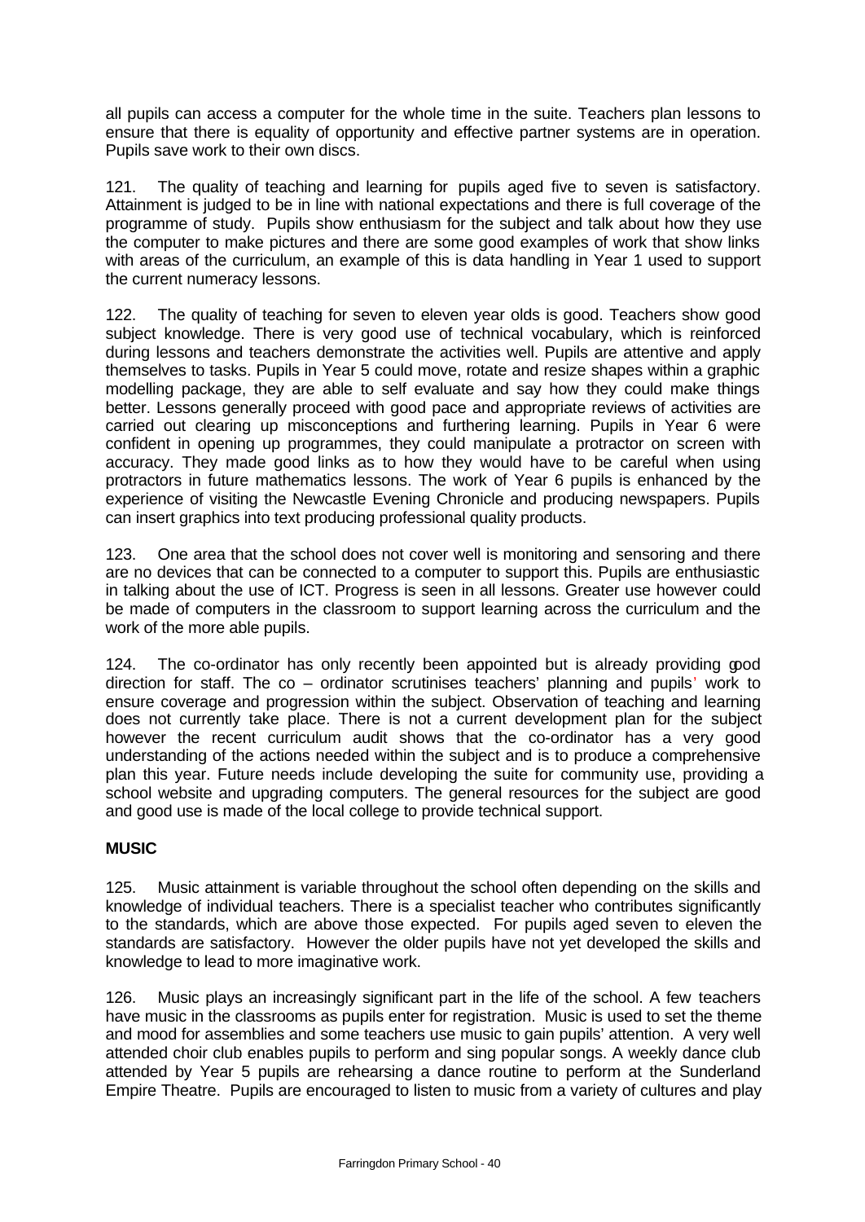all pupils can access a computer for the whole time in the suite. Teachers plan lessons to ensure that there is equality of opportunity and effective partner systems are in operation. Pupils save work to their own discs.

121. The quality of teaching and learning for pupils aged five to seven is satisfactory. Attainment is judged to be in line with national expectations and there is full coverage of the programme of study. Pupils show enthusiasm for the subject and talk about how they use the computer to make pictures and there are some good examples of work that show links with areas of the curriculum, an example of this is data handling in Year 1 used to support the current numeracy lessons.

122. The quality of teaching for seven to eleven year olds is good. Teachers show good subject knowledge. There is very good use of technical vocabulary, which is reinforced during lessons and teachers demonstrate the activities well. Pupils are attentive and apply themselves to tasks. Pupils in Year 5 could move, rotate and resize shapes within a graphic modelling package, they are able to self evaluate and say how they could make things better. Lessons generally proceed with good pace and appropriate reviews of activities are carried out clearing up misconceptions and furthering learning. Pupils in Year 6 were confident in opening up programmes, they could manipulate a protractor on screen with accuracy. They made good links as to how they would have to be careful when using protractors in future mathematics lessons. The work of Year 6 pupils is enhanced by the experience of visiting the Newcastle Evening Chronicle and producing newspapers. Pupils can insert graphics into text producing professional quality products.

123. One area that the school does not cover well is monitoring and sensoring and there are no devices that can be connected to a computer to support this. Pupils are enthusiastic in talking about the use of ICT. Progress is seen in all lessons. Greater use however could be made of computers in the classroom to support learning across the curriculum and the work of the more able pupils.

124. The co-ordinator has only recently been appointed but is already providing good direction for staff. The co – ordinator scrutinises teachers' planning and pupils' work to ensure coverage and progression within the subject. Observation of teaching and learning does not currently take place. There is not a current development plan for the subject however the recent curriculum audit shows that the co-ordinator has a very good understanding of the actions needed within the subject and is to produce a comprehensive plan this year. Future needs include developing the suite for community use, providing a school website and upgrading computers. The general resources for the subject are good and good use is made of the local college to provide technical support.

**MUSIC**

125. Music attainment is variable throughout the school often depending on the skills and knowledge of individual teachers. There is a specialist teacher who contributes significantly to the standards, which are above those expected. For pupils aged seven to eleven the standards are satisfactory. However the older pupils have not yet developed the skills and knowledge to lead to more imaginative work.

126. Music plays an increasingly significant part in the life of the school. A few teachers have music in the classrooms as pupils enter for registration. Music is used to set the theme and mood for assemblies and some teachers use music to gain pupils' attention. A very well attended choir club enables pupils to perform and sing popular songs. A weekly dance club attended by Year 5 pupils are rehearsing a dance routine to perform at the Sunderland Empire Theatre. Pupils are encouraged to listen to music from a variety of cultures and play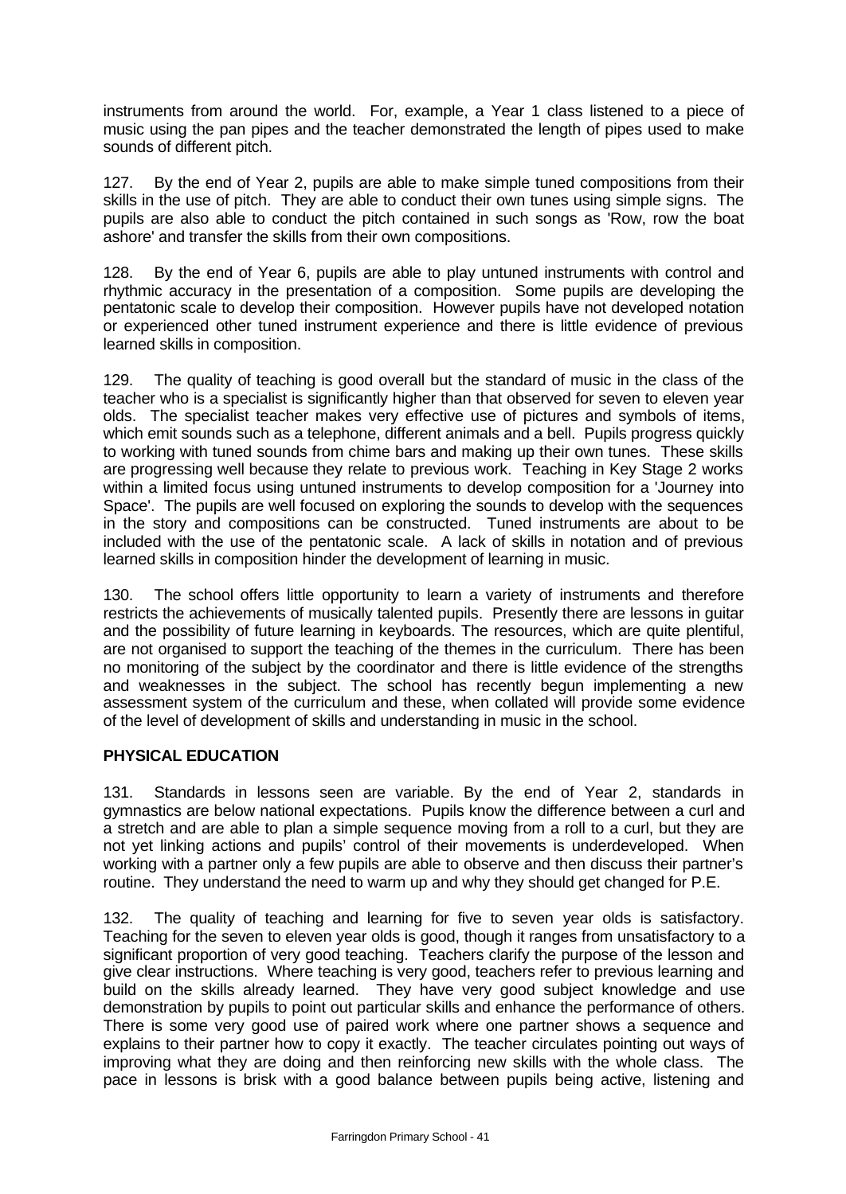instruments from around the world. For, example, a Year 1 class listened to a piece of music using the pan pipes and the teacher demonstrated the length of pipes used to make sounds of different pitch.

127. By the end of Year 2, pupils are able to make simple tuned compositions from their skills in the use of pitch. They are able to conduct their own tunes using simple signs. The pupils are also able to conduct the pitch contained in such songs as 'Row, row the boat ashore' and transfer the skills from their own compositions.

128. By the end of Year 6, pupils are able to play untuned instruments with control and rhythmic accuracy in the presentation of a composition. Some pupils are developing the pentatonic scale to develop their composition. However pupils have not developed notation or experienced other tuned instrument experience and there is little evidence of previous learned skills in composition.

129. The quality of teaching is good overall but the standard of music in the class of the teacher who is a specialist is significantly higher than that observed for seven to eleven year olds. The specialist teacher makes very effective use of pictures and symbols of items, which emit sounds such as a telephone, different animals and a bell. Pupils progress quickly to working with tuned sounds from chime bars and making up their own tunes. These skills are progressing well because they relate to previous work. Teaching in Key Stage 2 works within a limited focus using untuned instruments to develop composition for a 'Journey into Space'. The pupils are well focused on exploring the sounds to develop with the sequences in the story and compositions can be constructed. Tuned instruments are about to be included with the use of the pentatonic scale. A lack of skills in notation and of previous learned skills in composition hinder the development of learning in music.

130. The school offers little opportunity to learn a variety of instruments and therefore restricts the achievements of musically talented pupils. Presently there are lessons in guitar and the possibility of future learning in keyboards. The resources, which are quite plentiful, are not organised to support the teaching of the themes in the curriculum. There has been no monitoring of the subject by the coordinator and there is little evidence of the strengths and weaknesses in the subject. The school has recently begun implementing a new assessment system of the curriculum and these, when collated will provide some evidence of the level of development of skills and understanding in music in the school.

**PHYSICAL EDUCATION**

131. Standards in lessons seen are variable. By the end of Year 2, standards in gymnastics are below national expectations. Pupils know the difference between a curl and a stretch and are able to plan a simple sequence moving from a roll to a curl, but they are not yet linking actions and pupils' control of their movements is underdeveloped. When working with a partner only a few pupils are able to observe and then discuss their partner's routine. They understand the need to warm up and why they should get changed for P.E.

132. The quality of teaching and learning for five to seven year olds is satisfactory. Teaching for the seven to eleven year olds is good, though it ranges from unsatisfactory to a significant proportion of very good teaching. Teachers clarify the purpose of the lesson and give clear instructions. Where teaching is very good, teachers refer to previous learning and build on the skills already learned. They have very good subject knowledge and use demonstration by pupils to point out particular skills and enhance the performance of others. There is some very good use of paired work where one partner shows a sequence and explains to their partner how to copy it exactly. The teacher circulates pointing out ways of improving what they are doing and then reinforcing new skills with the whole class. The pace in lessons is brisk with a good balance between pupils being active, listening and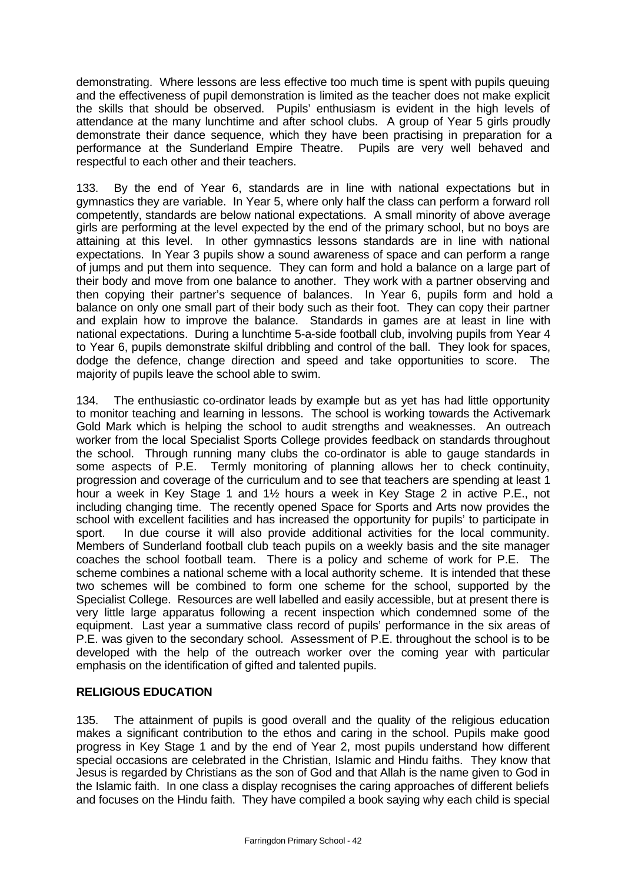demonstrating. Where lessons are less effective too much time is spent with pupils queuing and the effectiveness of pupil demonstration is limited as the teacher does not make explicit the skills that should be observed. Pupils' enthusiasm is evident in the high levels of attendance at the many lunchtime and after school clubs. A group of Year 5 girls proudly demonstrate their dance sequence, which they have been practising in preparation for a performance at the Sunderland Empire Theatre. Pupils are very well behaved and respectful to each other and their teachers.

133. By the end of Year 6, standards are in line with national expectations but in gymnastics they are variable. In Year 5, where only half the class can perform a forward roll competently, standards are below national expectations. A small minority of above average girls are performing at the level expected by the end of the primary school, but no boys are attaining at this level. In other gymnastics lessons standards are in line with national expectations. In Year 3 pupils show a sound awareness of space and can perform a range of jumps and put them into sequence. They can form and hold a balance on a large part of their body and move from one balance to another. They work with a partner observing and then copying their partner's sequence of balances. In Year 6, pupils form and hold a balance on only one small part of their body such as their foot. They can copy their partner and explain how to improve the balance. Standards in games are at least in line with national expectations. During a lunchtime 5-a-side football club, involving pupils from Year 4 to Year 6, pupils demonstrate skilful dribbling and control of the ball. They look for spaces, dodge the defence, change direction and speed and take opportunities to score. The majority of pupils leave the school able to swim.

134. The enthusiastic co-ordinator leads by example but as yet has had little opportunity to monitor teaching and learning in lessons. The school is working towards the Activemark Gold Mark which is helping the school to audit strengths and weaknesses. An outreach worker from the local Specialist Sports College provides feedback on standards throughout the school. Through running many clubs the co-ordinator is able to gauge standards in some aspects of P.E. Termly monitoring of planning allows her to check continuity, progression and coverage of the curriculum and to see that teachers are spending at least 1 hour a week in Key Stage 1 and 1½ hours a week in Key Stage 2 in active P.E., not including changing time. The recently opened Space for Sports and Arts now provides the school with excellent facilities and has increased the opportunity for pupils' to participate in sport. In due course it will also provide additional activities for the local community. Members of Sunderland football club teach pupils on a weekly basis and the site manager coaches the school football team. There is a policy and scheme of work for P.E. The scheme combines a national scheme with a local authority scheme. It is intended that these two schemes will be combined to form one scheme for the school, supported by the Specialist College. Resources are well labelled and easily accessible, but at present there is very little large apparatus following a recent inspection which condemned some of the equipment. Last year a summative class record of pupils' performance in the six areas of P.E. was given to the secondary school. Assessment of P.E. throughout the school is to be developed with the help of the outreach worker over the coming year with particular emphasis on the identification of gifted and talented pupils.

## RELIGIOUS EDUCATION

135. The attainment of pupils is good overall and the quality of the religious education makes a significant contribution to the ethos and caring in the school. Pupils make good progress in Key Stage 1 and by the end of Year 2, most pupils understand how different special occasions are celebrated in the Christian, Islamic and Hindu faiths. They know that Jesus is regarded by Christians as the son of God and that Allah is the name given to God in the Islamic faith. In one class a display recognises the caring approaches of different beliefs and focuses on the Hindu faith. They have compiled a book saying why each child is special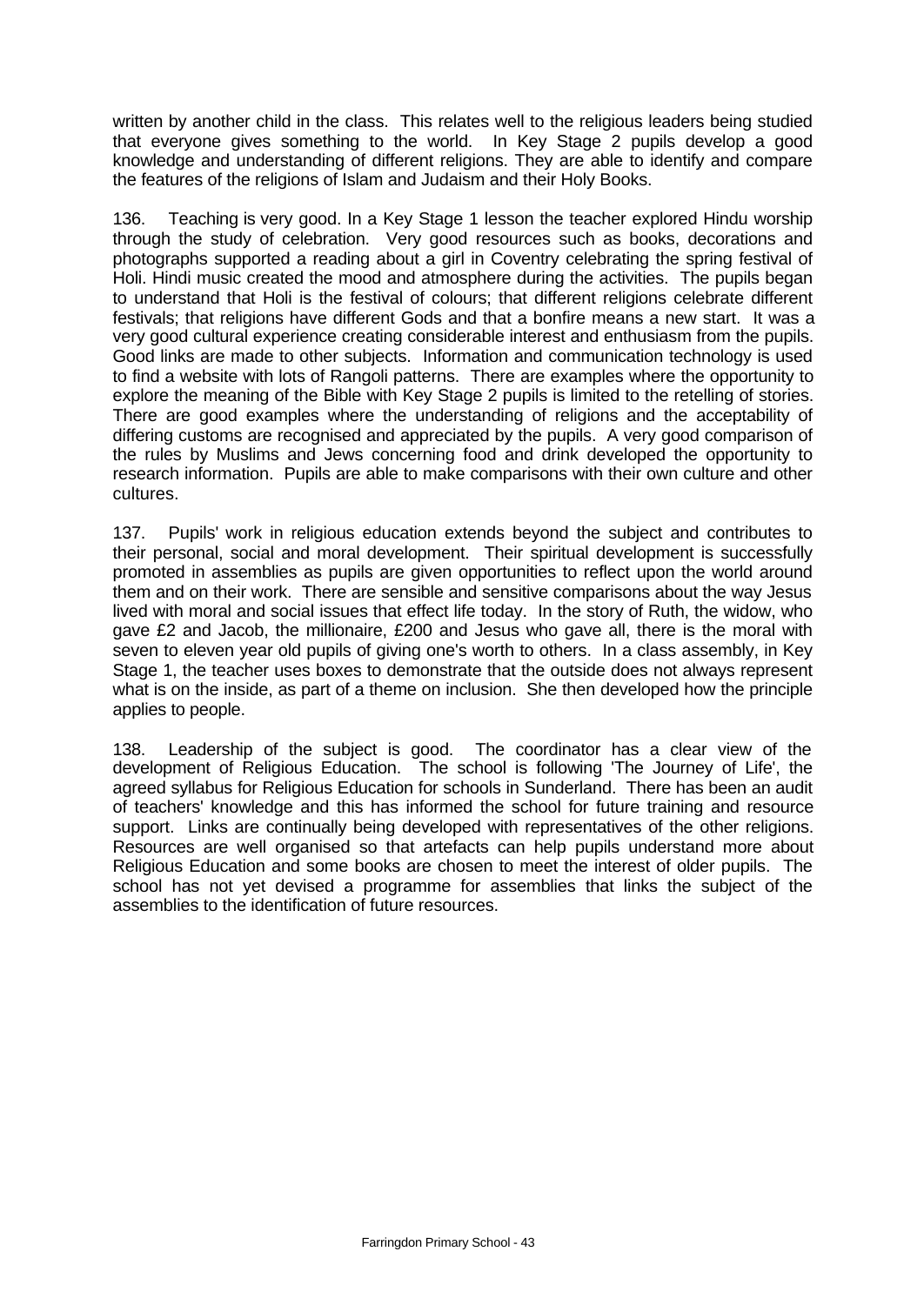written by another child in the class. This relates well to the religious leaders being studied that everyone gives something to the world. In Key Stage 2 pupils develop a good knowledge and understanding of different religions. They are able to identify and compare the features of the religions of Islam and Judaism and their Holy Books.

136. Teaching is very good. In a Key Stage 1 lesson the teacher explored Hindu worship through the study of celebration. Very good resources such as books, decorations and photographs supported a reading about a girl in Coventry celebrating the spring festival of Holi. Hindi music created the mood and atmosphere during the activities. The pupils began to understand that Holi is the festival of colours; that different religions celebrate different festivals; that religions have different Gods and that a bonfire means a new start. It was a very good cultural experience creating considerable interest and enthusiasm from the pupils. Good links are made to other subjects. Information and communication technology is used to find a website with lots of Rangoli patterns. There are examples where the opportunity to explore the meaning of the Bible with Key Stage 2 pupils is limited to the retelling of stories. There are good examples where the understanding of religions and the acceptability of differing customs are recognised and appreciated by the pupils. A very good comparison of the rules by Muslims and Jews concerning food and drink developed the opportunity to research information. Pupils are able to make comparisons with their own culture and other cultures.

137. Pupils' work in religious education extends beyond the subject and contributes to their personal, social and moral development. Their spiritual development is successfully promoted in assemblies as pupils are given opportunities to reflect upon the world around them and on their work. There are sensible and sensitive comparisons about the way Jesus lived with moral and social issues that effect life today. In the story of Ruth, the widow, who gave £2 and Jacob, the millionaire, £200 and Jesus who gave all, there is the moral with seven to eleven year old pupils of giving one's worth to others. In a class assembly, in Key Stage 1, the teacher uses boxes to demonstrate that the outside does not always represent what is on the inside, as part of a theme on inclusion. She then developed how the principle applies to people.

138. Leadership of the subject is good. The coordinator has a clear view of the development of Religious Education. The school is following 'The Journey of Life', the agreed syllabus for Religious Education for schools in Sunderland. There has been an audit of teachers' knowledge and this has informed the school for future training and resource support. Links are continually being developed with representatives of the other religions. Resources are well organised so that artefacts can help pupils understand more about Religious Education and some books are chosen to meet the interest of older pupils. The school has not yet devised a programme for assemblies that links the subject of the assemblies to the identification of future resources.